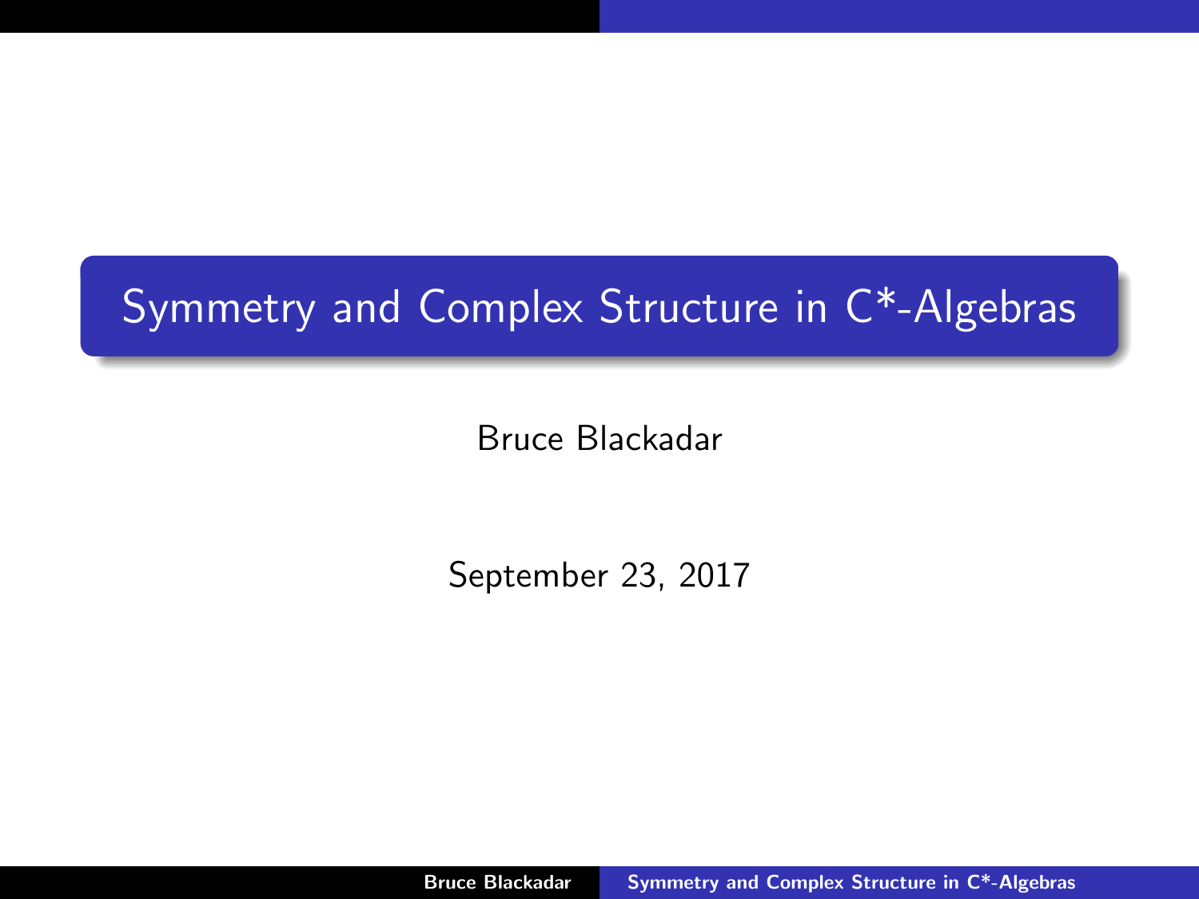# Symmetry and Complex Structure in C*-Algebras

Bruce Blackadar

September 23, 2017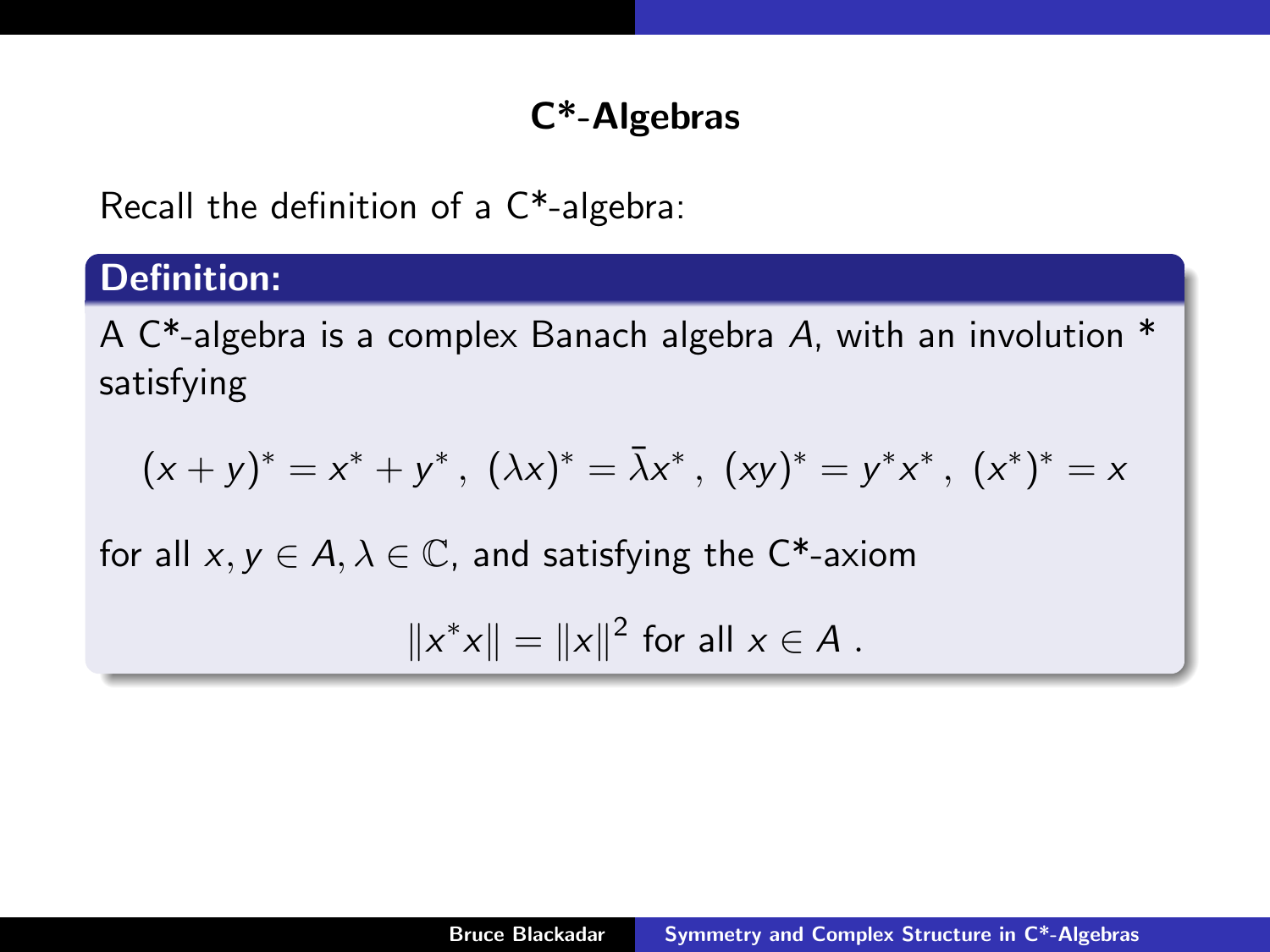## C*-Algebras

Recall the definition of a C*-algebra:

**Definition:**

A C*-algebra is a complex Banach algebra $A$, with an involution * satisfying

$$(x+y)^* = x^* + y^* \, , \; (\lambda x)^* = \bar{\lambda} x^* \, , \; (xy)^* = y^* x^* \, , \; (x^*)^* = x$$

for all $x, y \in A, \lambda \in \mathbb{C}$, and satisfying the C*-axiom

$$\|x^* x\| = \|x\|^2 \text{ for all } x \in A \, .$$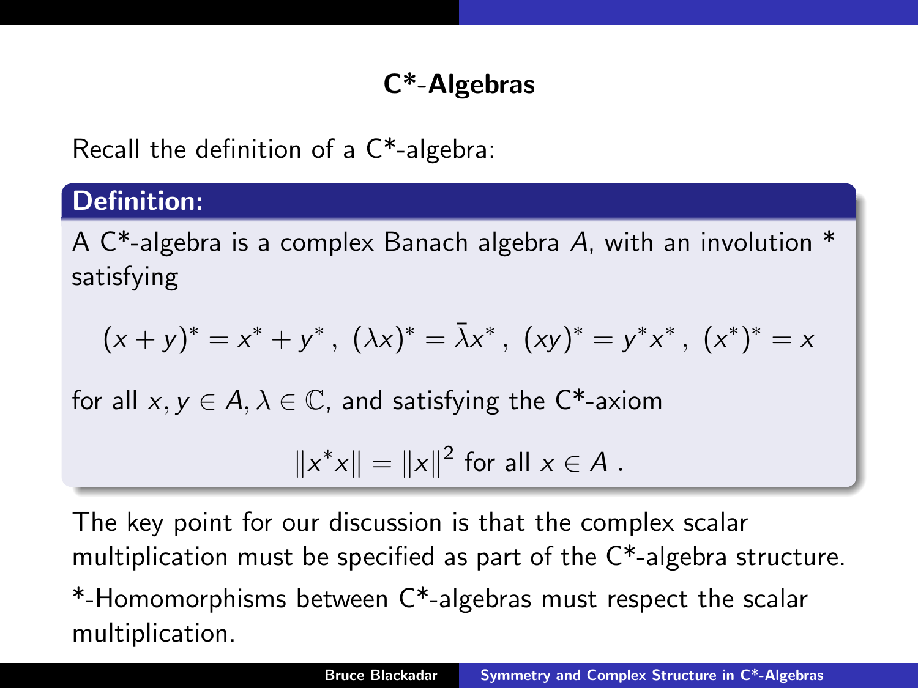# C*-Algebras

Recall the definition of a C*-algebra:

**Definition:**

A C*-algebra is a complex Banach algebra $A$, with an involution * satisfying

$$(x+y)^* = x^* + y^*\,,\ (\lambda x)^* = \bar{\lambda} x^*\,,\ (xy)^* = y^* x^*\,,\ (x^*)^* = x$$

for all $x, y \in A, \lambda \in \mathbb{C}$, and satisfying the C*-axiom

$$\|x^* x\| = \|x\|^2 \text{ for all } x \in A\ .$$

The key point for our discussion is that the complex scalar multiplication must be specified as part of the C*-algebra structure.

*-Homomorphisms between C*-algebras must respect the scalar multiplication.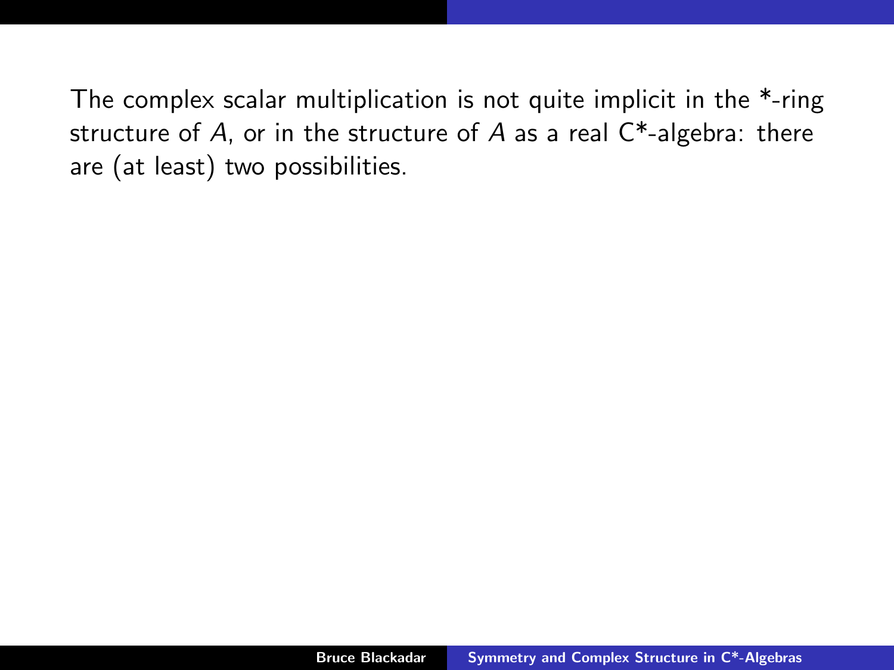The complex scalar multiplication is not quite implicit in the *-ring structure of $A$, or in the structure of $A$ as a real C*-algebra: there are (at least) two possibilities.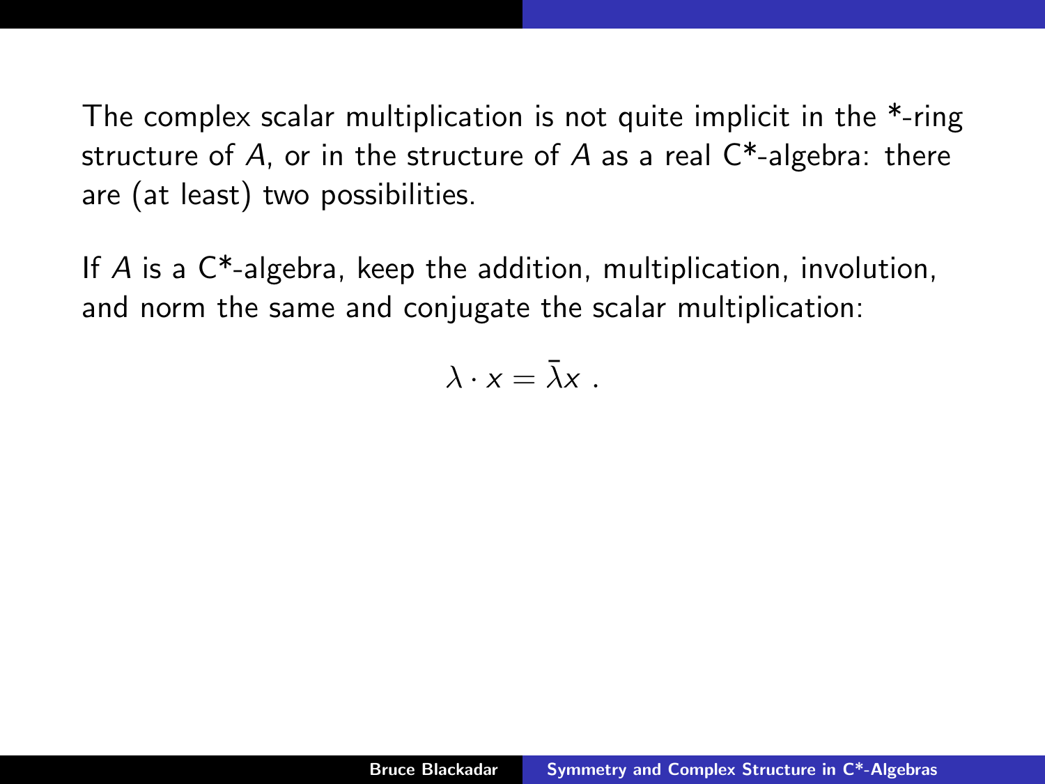The complex scalar multiplication is not quite implicit in the *-ring structure of $A$, or in the structure of $A$ as a real C*-algebra: there are (at least) two possibilities.

If $A$ is a C*-algebra, keep the addition, multiplication, involution, and norm the same and conjugate the scalar multiplication:

$$\lambda \cdot x = \bar{\lambda} x \ .$$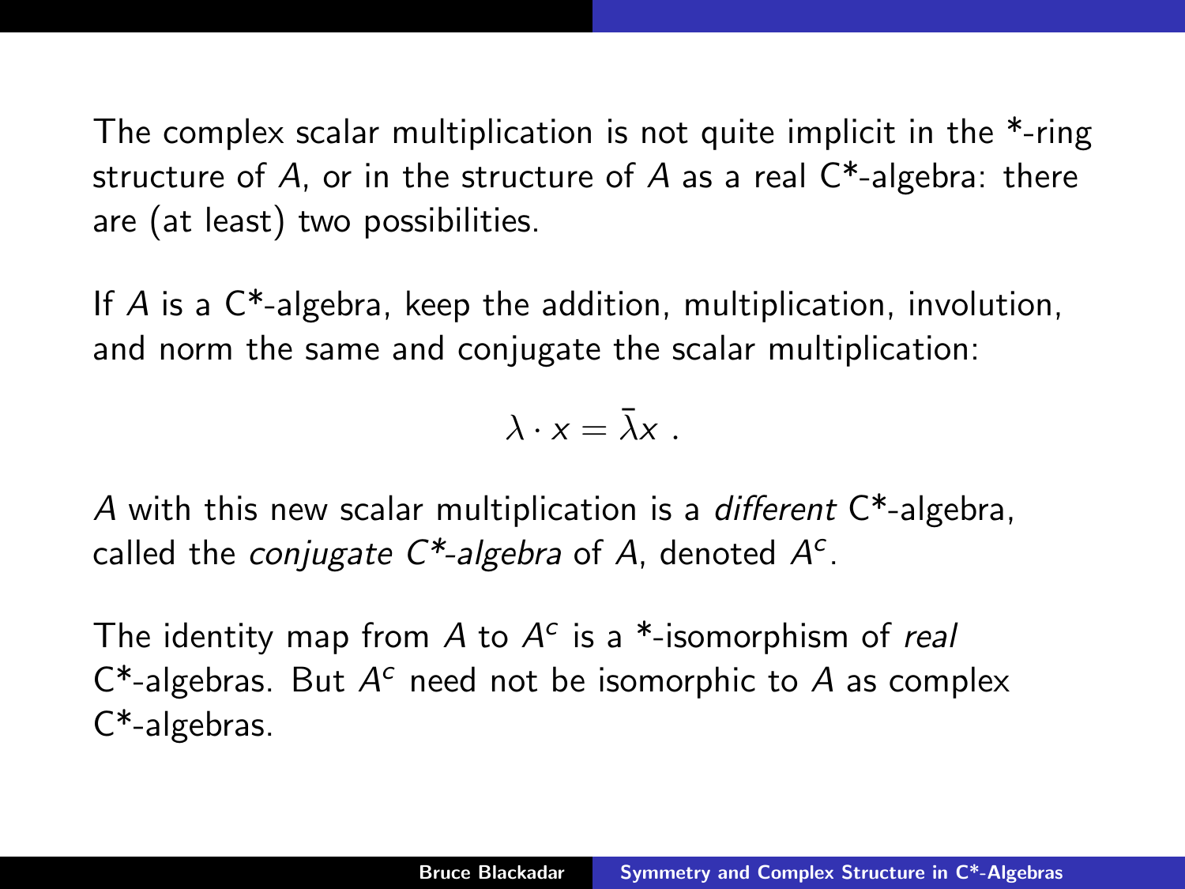The complex scalar multiplication is not quite implicit in the *-ring structure of $A$, or in the structure of $A$ as a real C*-algebra: there are (at least) two possibilities.

If $A$ is a C*-algebra, keep the addition, multiplication, involution, and norm the same and conjugate the scalar multiplication:

$$\lambda \cdot x = \bar{\lambda} x \ .$$

$A$ with this new scalar multiplication is a *different* C*-algebra, called the *conjugate C*-algebra* of $A$, denoted $A^c$.

The identity map from $A$ to $A^c$ is a *-isomorphism of *real* C*-algebras. But $A^c$ need not be isomorphic to $A$ as complex C*-algebras.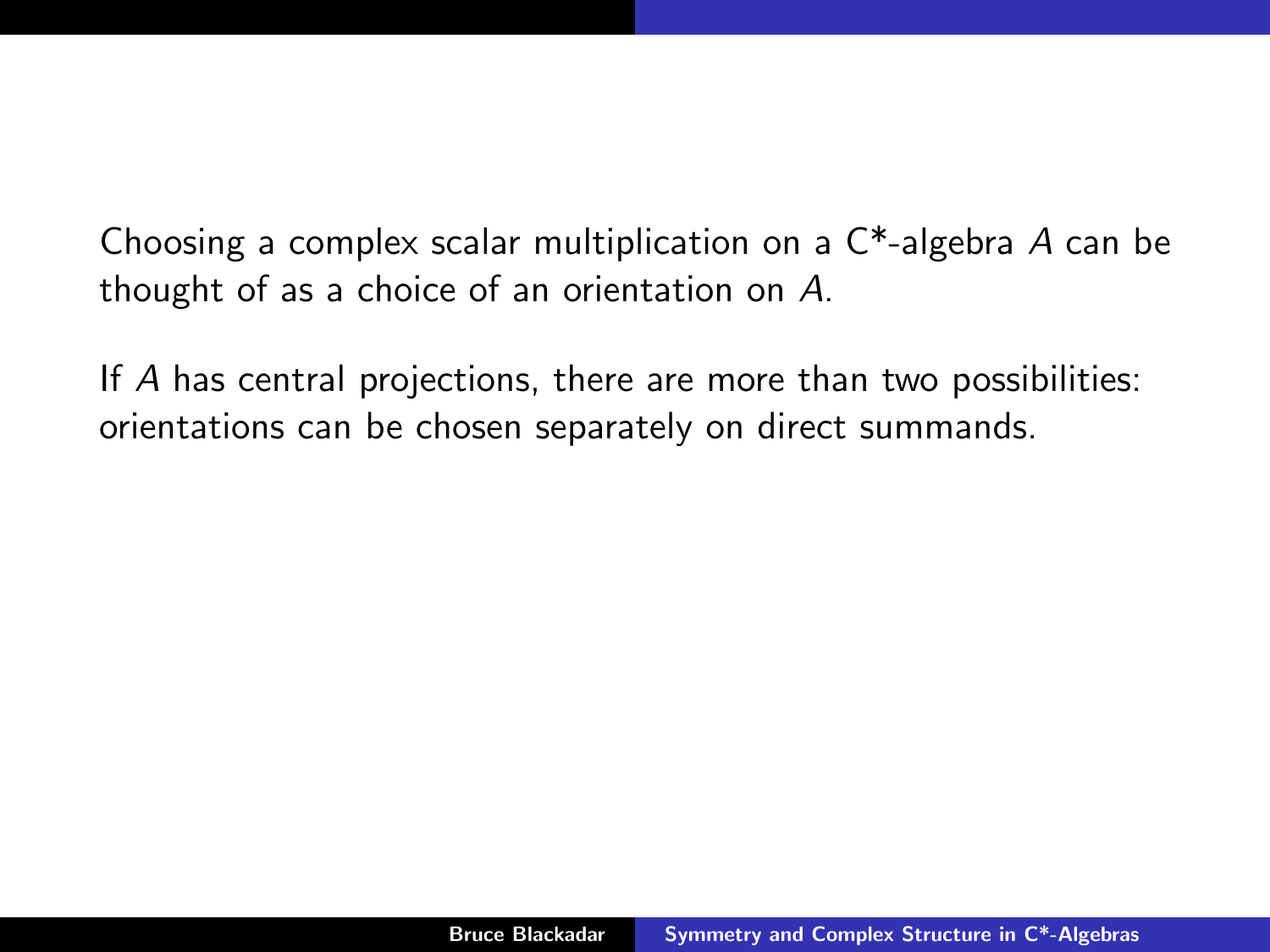Choosing a complex scalar multiplication on a C*-algebra $A$ can be thought of as a choice of an orientation on $A$.

If $A$ has central projections, there are more than two possibilities: orientations can be chosen separately on direct summands.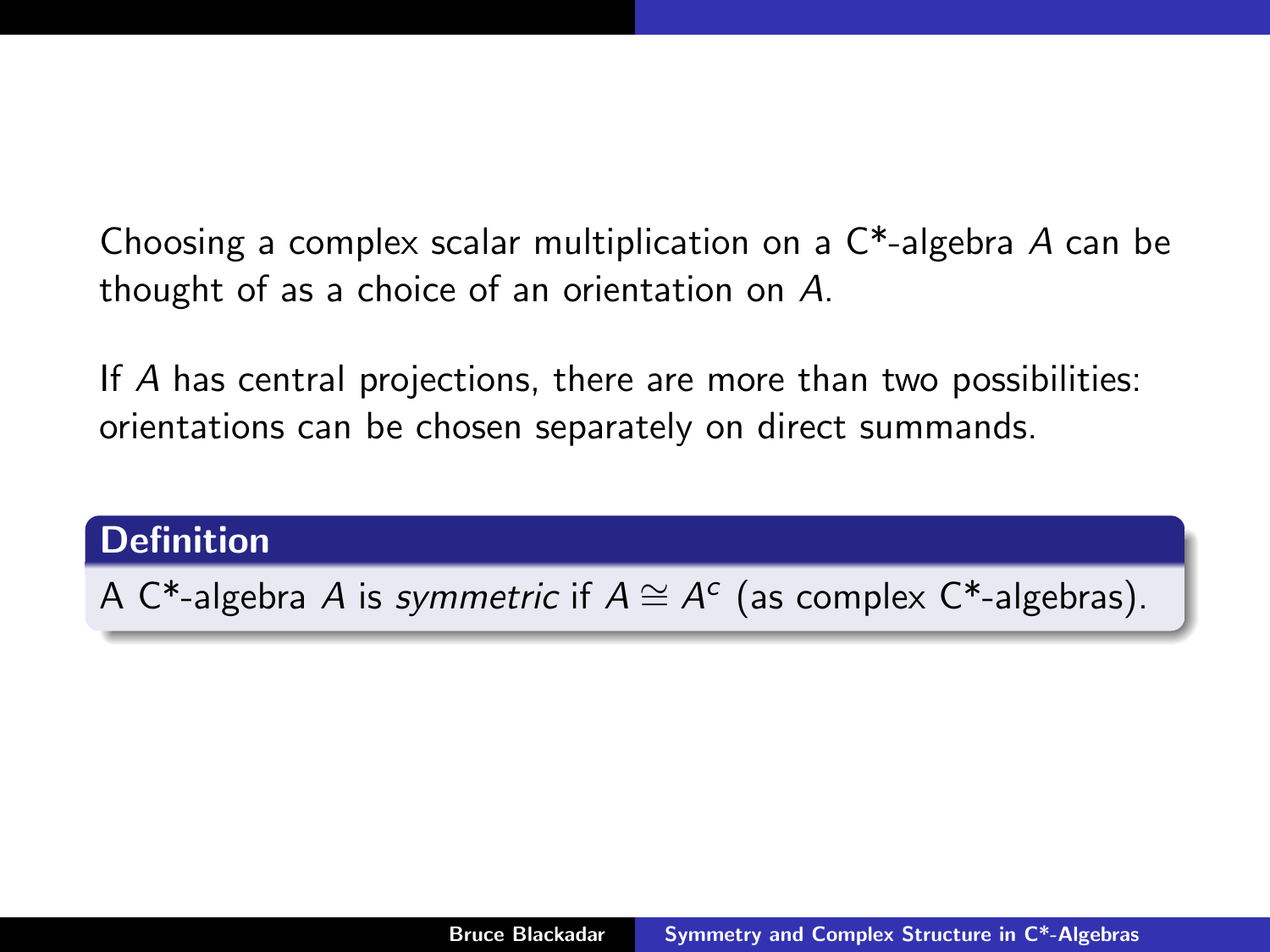Choosing a complex scalar multiplication on a C*-algebra $A$ can be thought of as a choice of an orientation on $A$.

If $A$ has central projections, there are more than two possibilities: orientations can be chosen separately on direct summands.

**Definition**

A C*-algebra $A$ is *symmetric* if $A \cong A^c$ (as complex C*-algebras).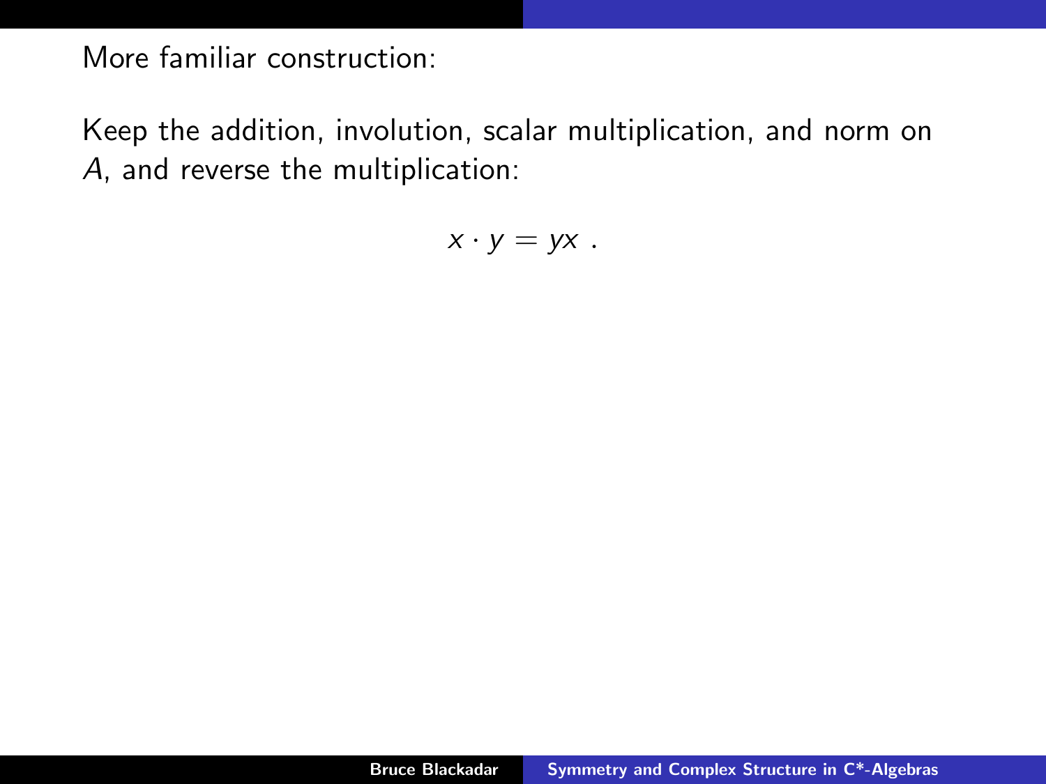More familiar construction:

Keep the addition, involution, scalar multiplication, and norm on $A$, and reverse the multiplication:

$$x \cdot y = yx \ .$$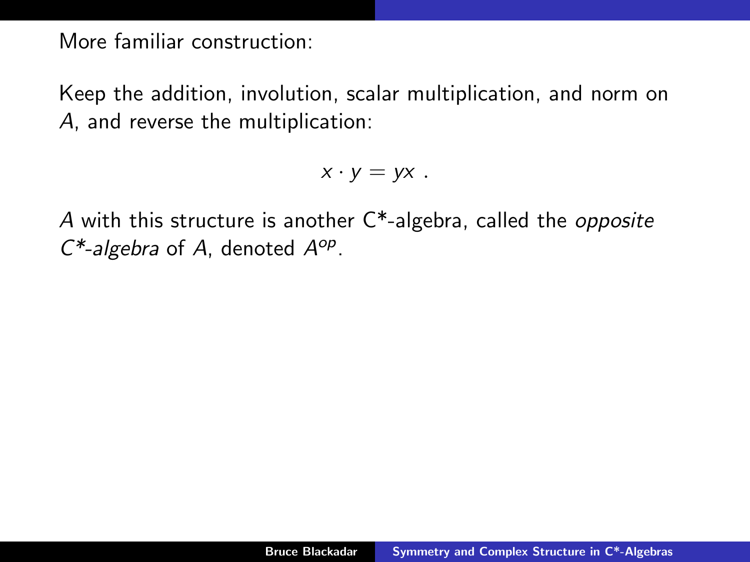More familiar construction:

Keep the addition, involution, scalar multiplication, and norm on $A$, and reverse the multiplication:

$$x \cdot y = yx \ .$$

$A$ with this structure is another C*-algebra, called the *opposite C*-algebra* of $A$, denoted $A^{op}$.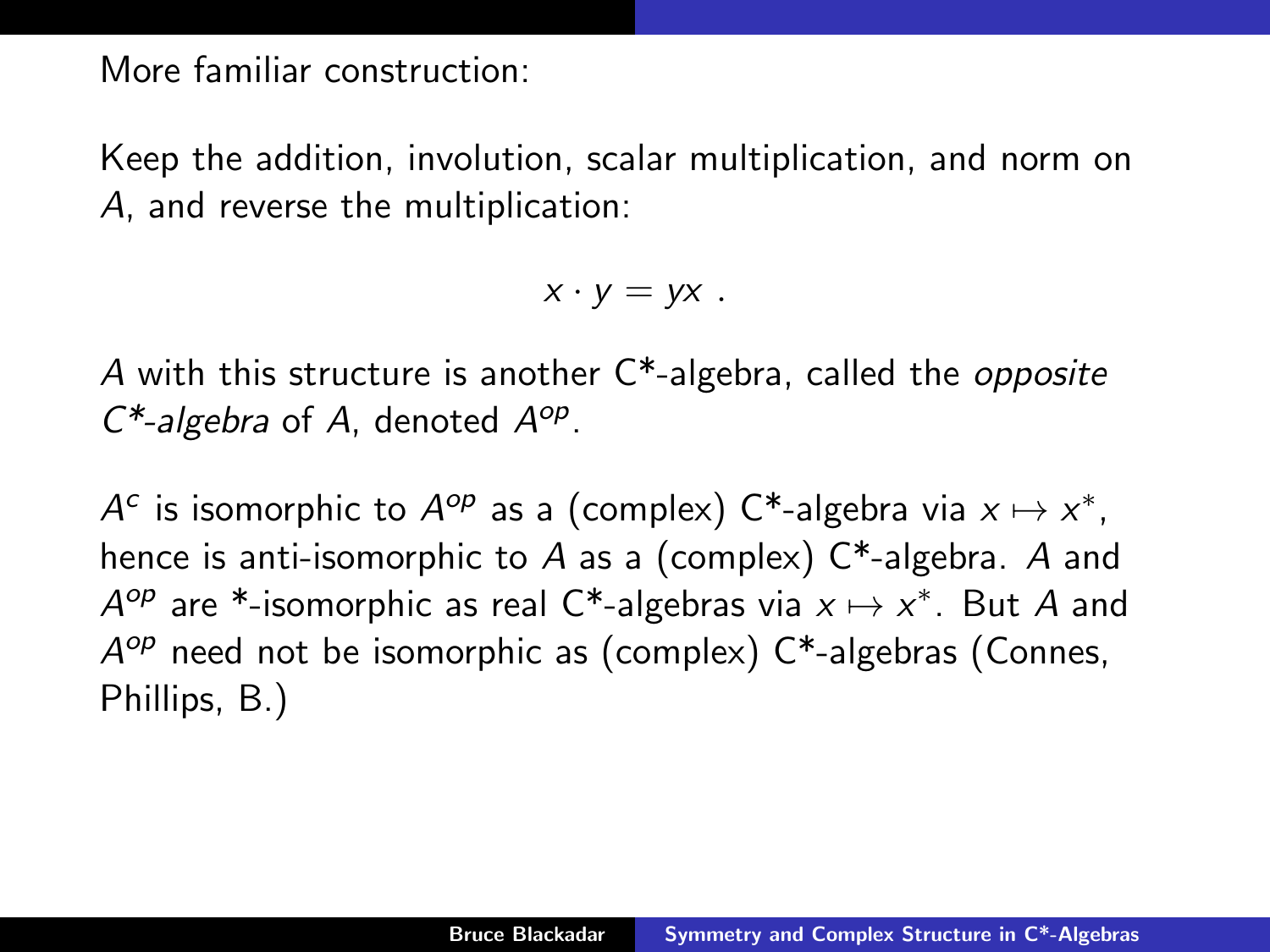More familiar construction:

Keep the addition, involution, scalar multiplication, and norm on $A$, and reverse the multiplication:

$$x \cdot y = yx \ .$$

$A$ with this structure is another C*-algebra, called the *opposite C*-algebra* of $A$, denoted $A^{op}$.

$A^c$ is isomorphic to $A^{op}$ as a (complex) C*-algebra via $x \mapsto x^*$, hence is anti-isomorphic to $A$ as a (complex) C*-algebra. $A$ and $A^{op}$ are *-isomorphic as real C*-algebras via $x \mapsto x^*$. But $A$ and $A^{op}$ need not be isomorphic as (complex) C*-algebras (Connes, Phillips, B.)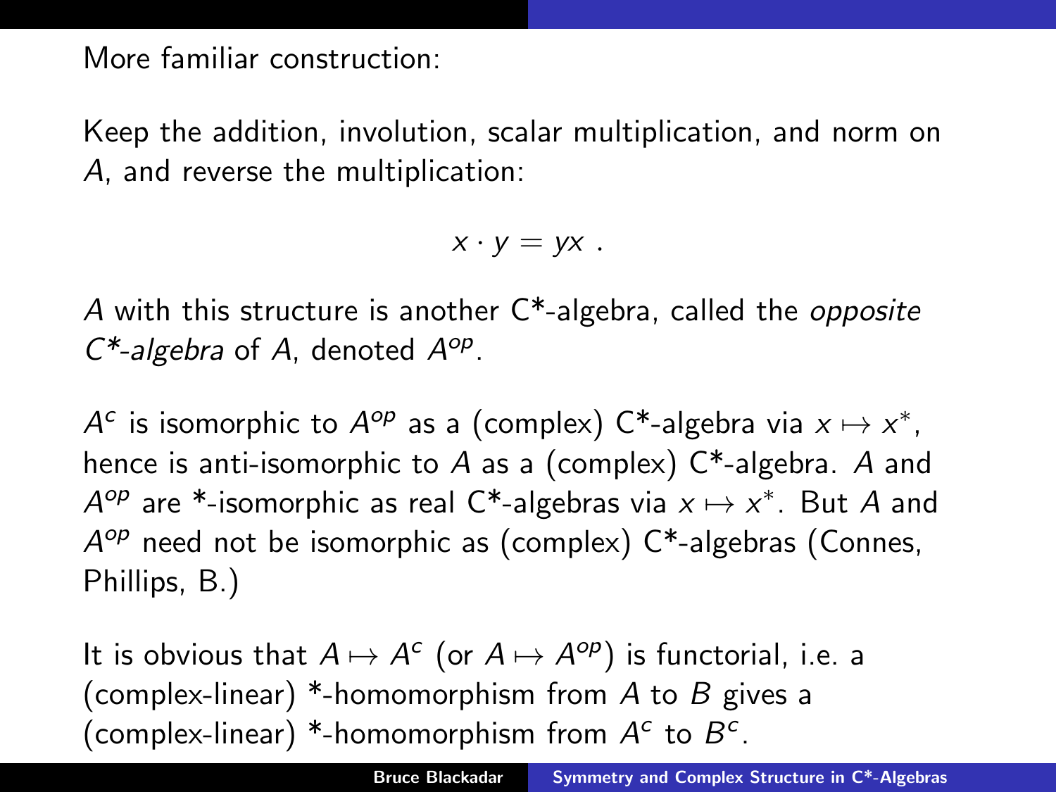More familiar construction:

Keep the addition, involution, scalar multiplication, and norm on $A$, and reverse the multiplication:

$$x \cdot y = yx \ .$$

$A$ with this structure is another C*-algebra, called the *opposite C*-algebra* of $A$, denoted $A^{op}$.

$A^c$ is isomorphic to $A^{op}$ as a (complex) C*-algebra via $x \mapsto x^*$, hence is anti-isomorphic to $A$ as a (complex) C*-algebra. $A$ and $A^{op}$ are *-isomorphic as real C*-algebras via $x \mapsto x^*$. But $A$ and $A^{op}$ need not be isomorphic as (complex) C*-algebras (Connes, Phillips, B.)

It is obvious that $A \mapsto A^c$ (or $A \mapsto A^{op}$) is functorial, i.e. a (complex-linear) *-homomorphism from $A$ to $B$ gives a (complex-linear) *-homomorphism from $A^c$ to $B^c$.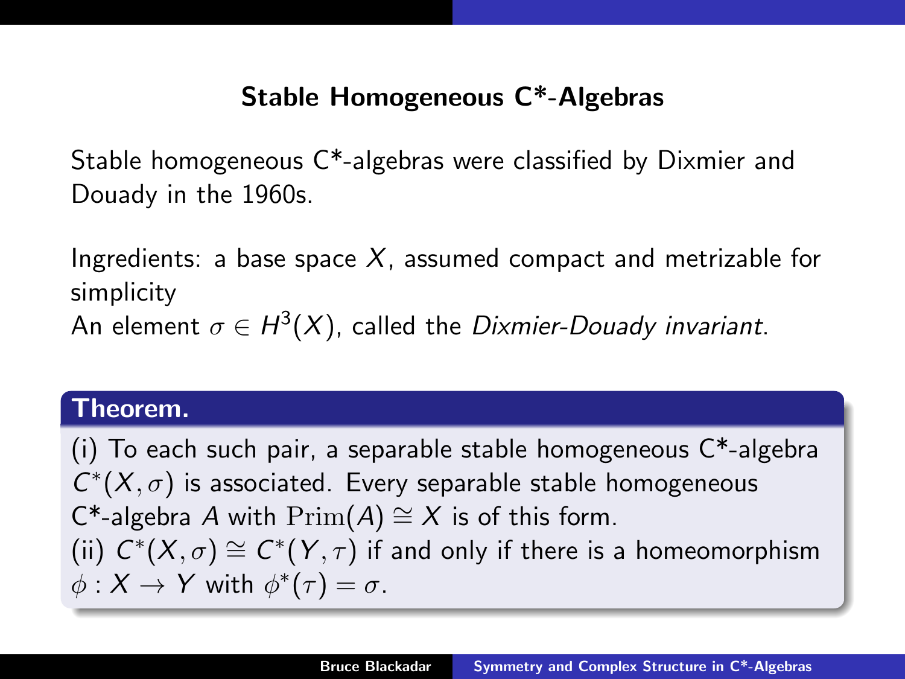## Stable Homogeneous C*-Algebras

Stable homogeneous C*-algebras were classified by Dixmier and Douady in the 1960s.

Ingredients: a base space $X$, assumed compact and metrizable for simplicity
An element $\sigma \in H^3(X)$, called the *Dixmier-Douady invariant*.

**Theorem.**

(i) To each such pair, a separable stable homogeneous C*-algebra $C^*(X,\sigma)$ is associated. Every separable stable homogeneous C*-algebra $A$ with $\mathrm{Prim}(A) \cong X$ is of this form.
(ii) $C^*(X,\sigma) \cong C^*(Y,\tau)$ if and only if there is a homeomorphism $\phi : X \to Y$ with $\phi^*(\tau) = \sigma$.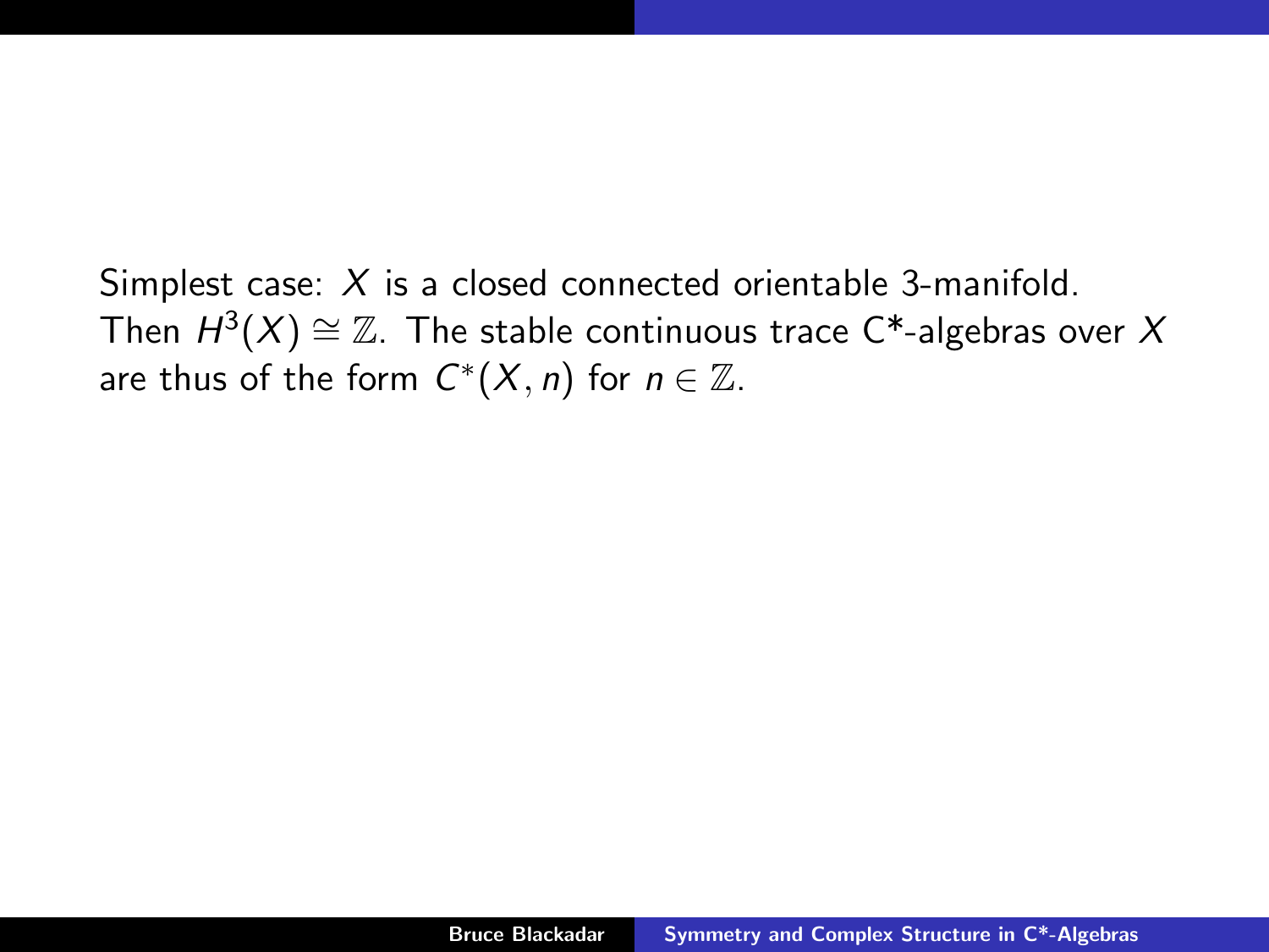Simplest case: $X$ is a closed connected orientable 3-manifold. Then $H^3(X) \cong \mathbb{Z}$. The stable continuous trace C*-algebras over $X$ are thus of the form $C^*(X, n)$ for $n \in \mathbb{Z}$.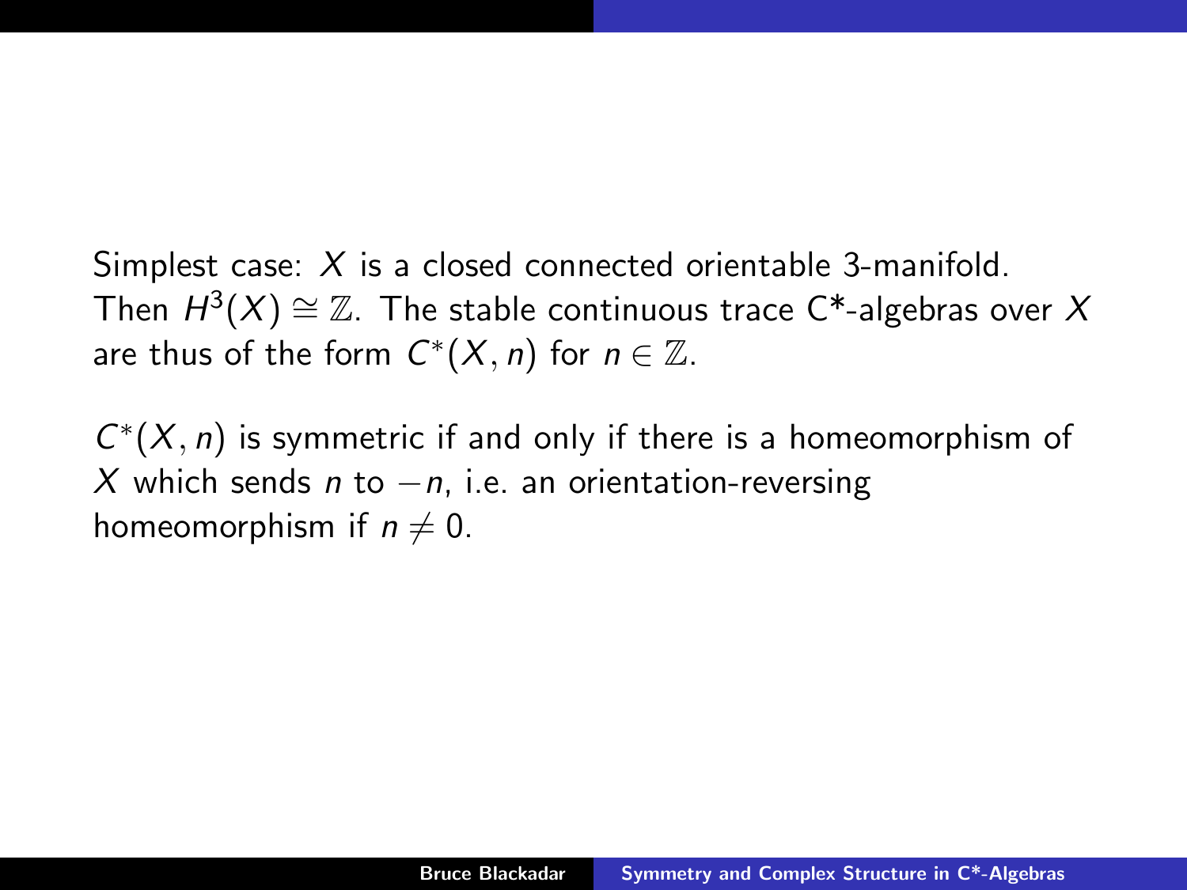Simplest case: $X$ is a closed connected orientable 3-manifold. Then $H^3(X) \cong \mathbb{Z}$. The stable continuous trace C*-algebras over $X$ are thus of the form $C^*(X, n)$ for $n \in \mathbb{Z}$.

$C^*(X, n)$ is symmetric if and only if there is a homeomorphism of $X$ which sends $n$ to $-n$, i.e. an orientation-reversing homeomorphism if $n \neq 0$.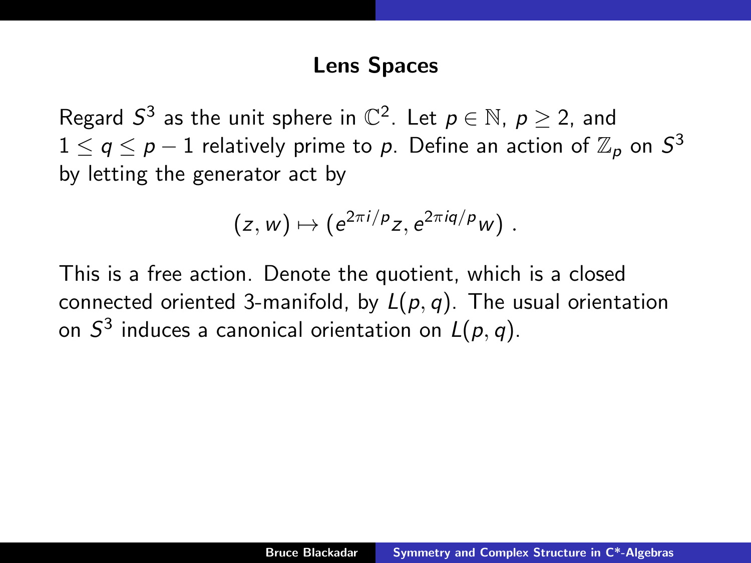## Lens Spaces

Regard $S^3$ as the unit sphere in $\mathbb{C}^2$. Let $p \in \mathbb{N}$, $p \geq 2$, and $1 \leq q \leq p-1$ relatively prime to $p$. Define an action of $\mathbb{Z}_p$ on $S^3$ by letting the generator act by

$$(z, w) \mapsto (e^{2\pi i/p} z, e^{2\pi i q/p} w) \ .$$

This is a free action. Denote the quotient, which is a closed connected oriented 3-manifold, by $L(p, q)$. The usual orientation on $S^3$ induces a canonical orientation on $L(p, q)$.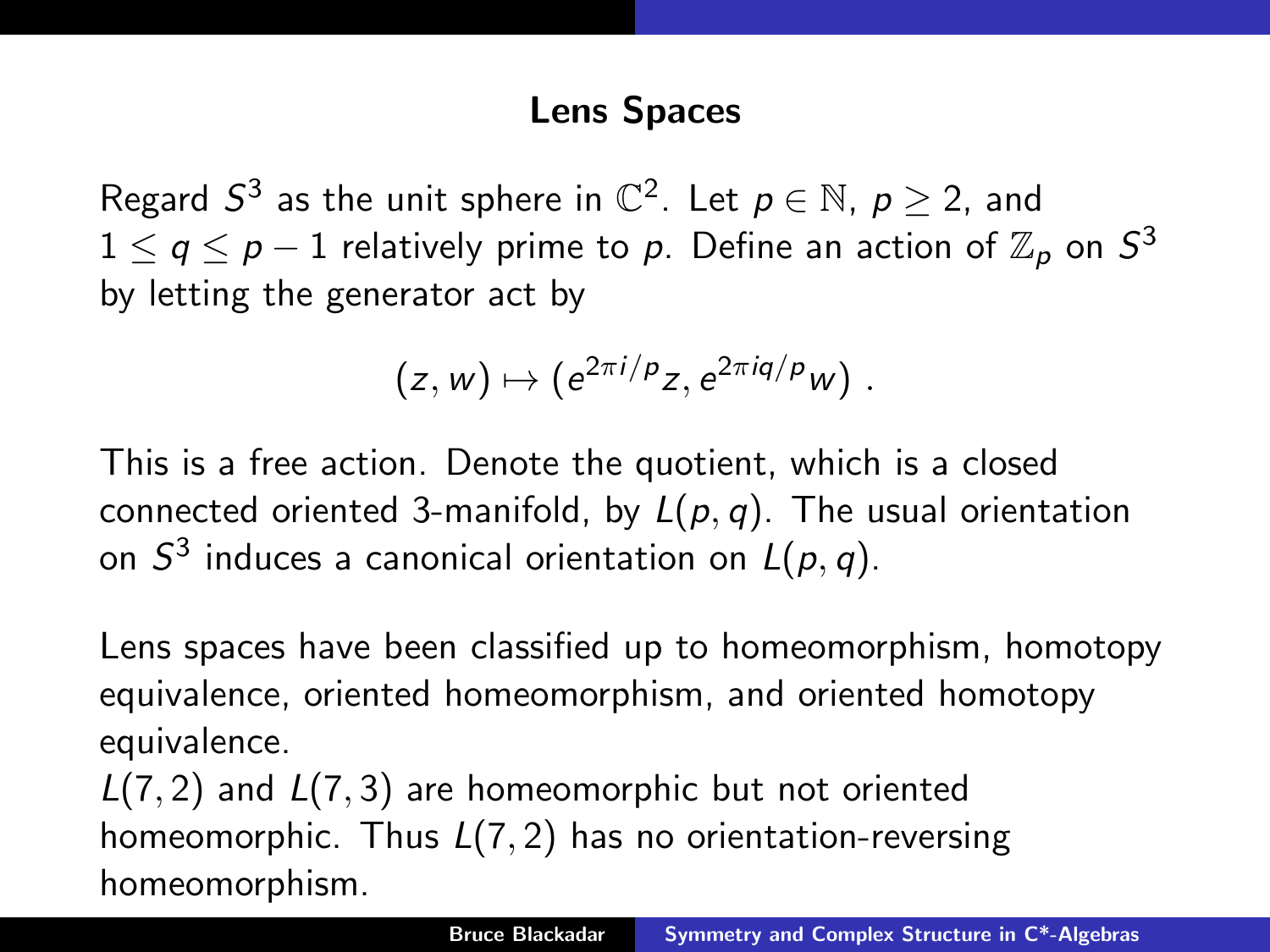## Lens Spaces

Regard $S^3$ as the unit sphere in $\mathbb{C}^2$. Let $p \in \mathbb{N}$, $p \geq 2$, and $1 \leq q \leq p-1$ relatively prime to $p$. Define an action of $\mathbb{Z}_p$ on $S^3$ by letting the generator act by

$$(z, w) \mapsto (e^{2\pi i/p} z, e^{2\pi i q/p} w) .$$

This is a free action. Denote the quotient, which is a closed connected oriented 3-manifold, by $L(p, q)$. The usual orientation on $S^3$ induces a canonical orientation on $L(p, q)$.

Lens spaces have been classified up to homeomorphism, homotopy equivalence, oriented homeomorphism, and oriented homotopy equivalence.

$L(7, 2)$ and $L(7, 3)$ are homeomorphic but not oriented homeomorphic. Thus $L(7, 2)$ has no orientation-reversing homeomorphism.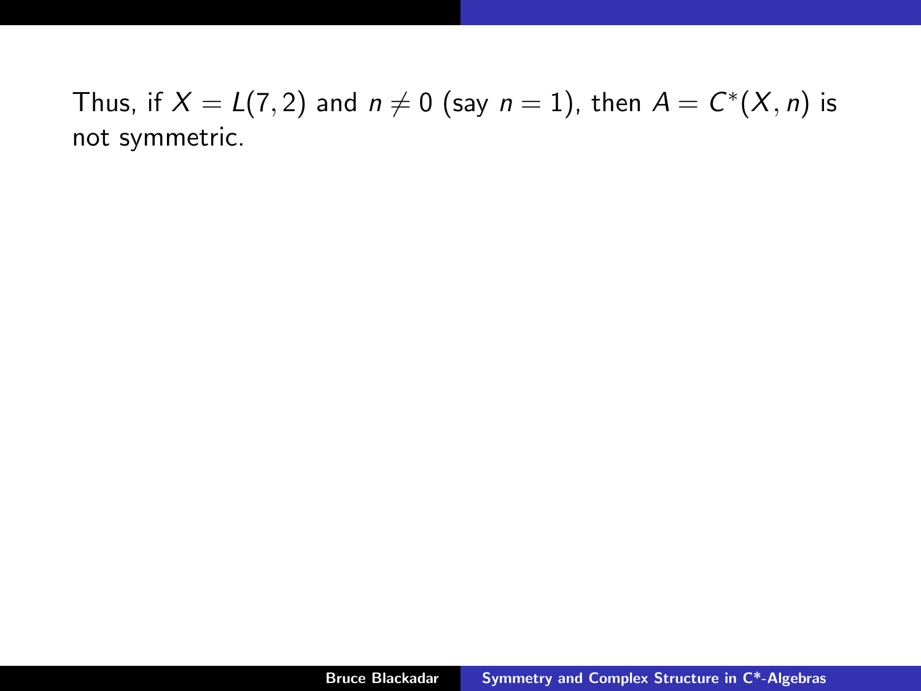Thus, if $X = L(7,2)$ and $n \neq 0$ (say $n = 1$), then $A = C^*(X, n)$ is not symmetric.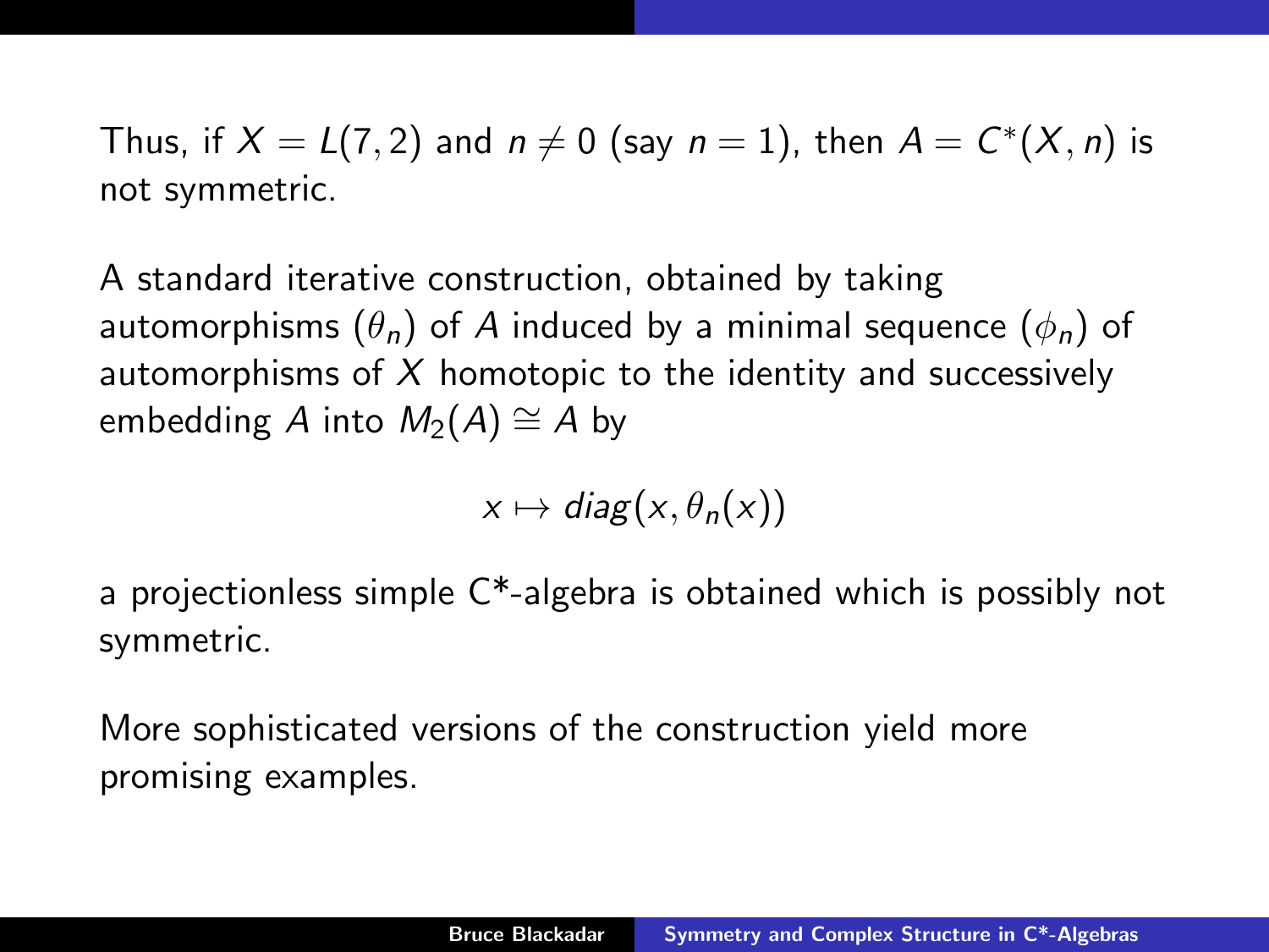Thus, if $X = L(7, 2)$ and $n \neq 0$ (say $n = 1$), then $A = C^*(X, n)$ is not symmetric.

A standard iterative construction, obtained by taking automorphisms $(\theta_n)$ of $A$ induced by a minimal sequence $(\phi_n)$ of automorphisms of $X$ homotopic to the identity and successively embedding $A$ into $M_2(A) \cong A$ by

$$x \mapsto diag(x, \theta_n(x))$$

a projectionless simple C*-algebra is obtained which is possibly not symmetric.

More sophisticated versions of the construction yield more promising examples.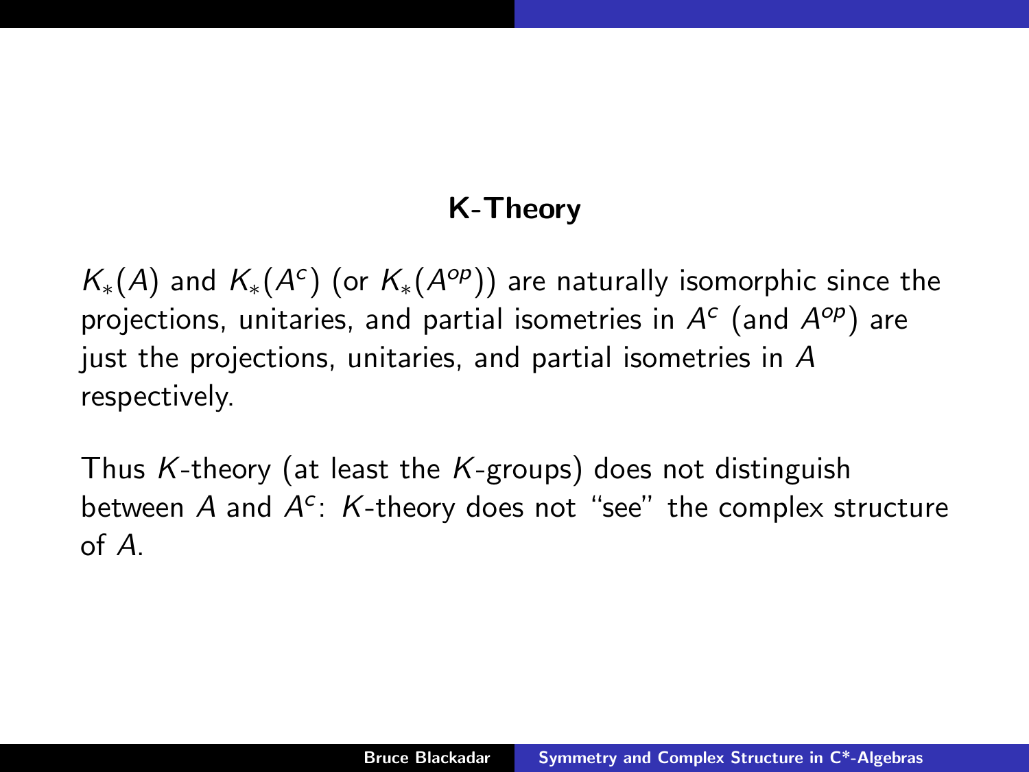## K-Theory

$K_*(A)$ and $K_*(A^c)$ (or $K_*(A^{op})$) are naturally isomorphic since the projections, unitaries, and partial isometries in $A^c$ (and $A^{op}$) are just the projections, unitaries, and partial isometries in $A$ respectively.

Thus $K$-theory (at least the $K$-groups) does not distinguish between $A$ and $A^c$: $K$-theory does not "see" the complex structure of $A$.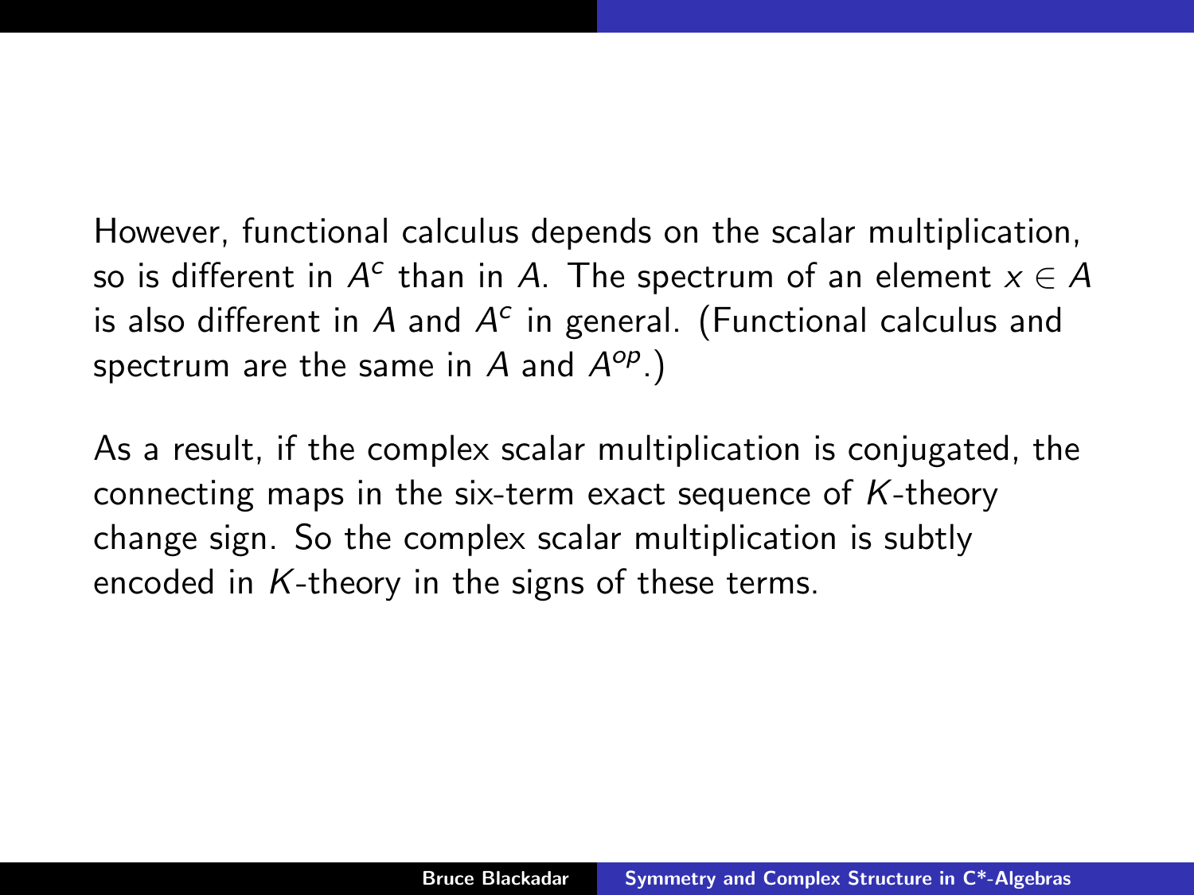However, functional calculus depends on the scalar multiplication, so is different in $A^c$ than in $A$. The spectrum of an element $x \in A$ is also different in $A$ and $A^c$ in general. (Functional calculus and spectrum are the same in $A$ and $A^{op}$.)

As a result, if the complex scalar multiplication is conjugated, the connecting maps in the six-term exact sequence of $K$-theory change sign. So the complex scalar multiplication is subtly encoded in $K$-theory in the signs of these terms.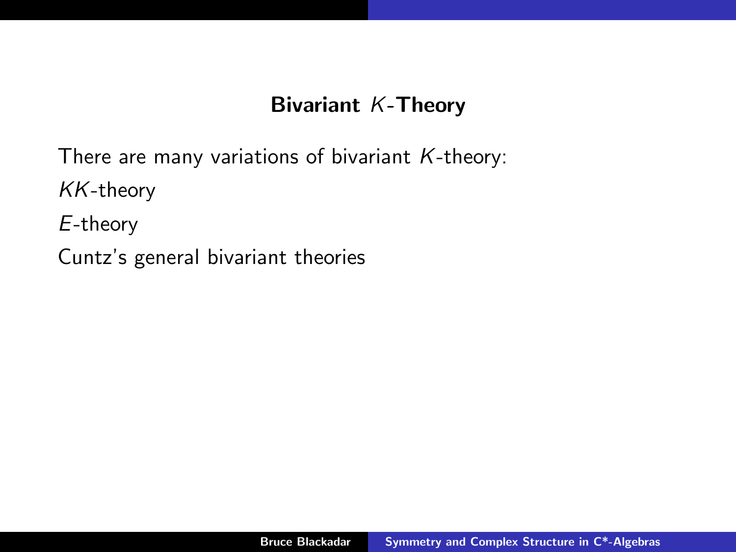## Bivariant $K$-Theory

There are many variations of bivariant $K$-theory:

$KK$-theory

$E$-theory

Cuntz's general bivariant theories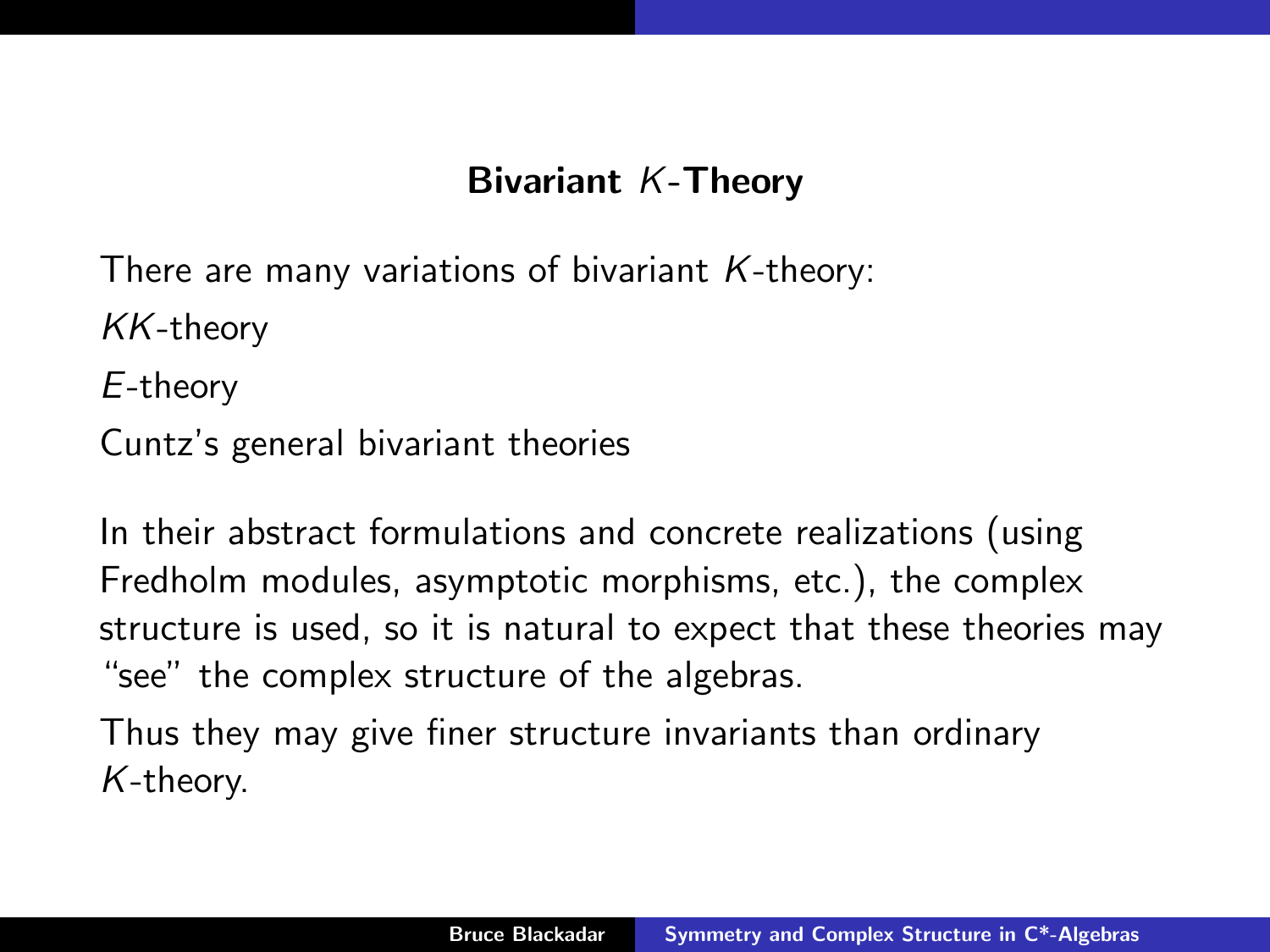## Bivariant $K$-Theory

There are many variations of bivariant $K$-theory:

$KK$-theory

$E$-theory

Cuntz's general bivariant theories

In their abstract formulations and concrete realizations (using Fredholm modules, asymptotic morphisms, etc.), the complex structure is used, so it is natural to expect that these theories may "see" the complex structure of the algebras.

Thus they may give finer structure invariants than ordinary $K$-theory.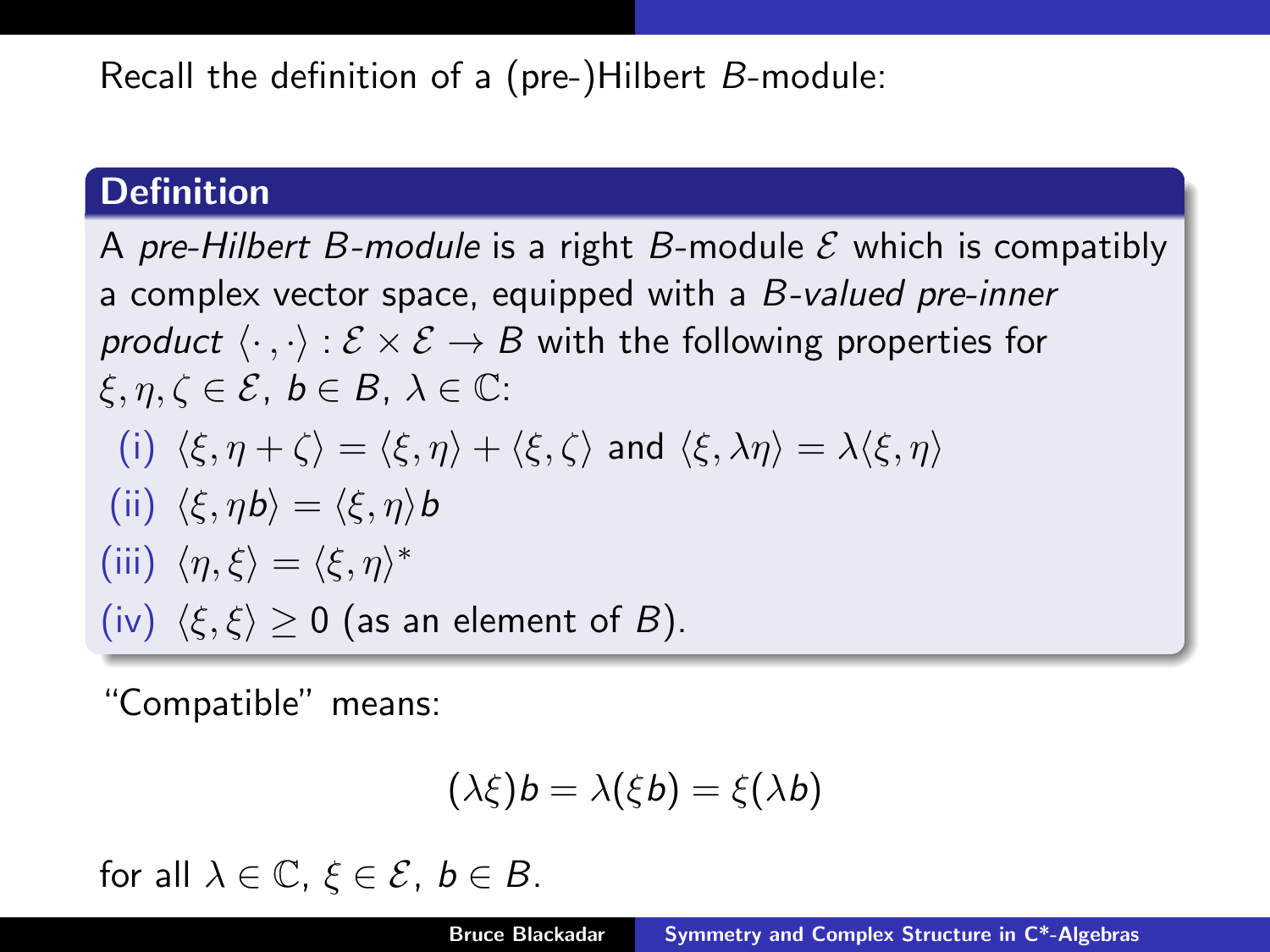Recall the definition of a (pre-)Hilbert $B$-module:

**Definition**

A *pre-Hilbert $B$-module* is a right $B$-module $\mathcal{E}$ which is compatibly a complex vector space, equipped with a *$B$-valued pre-inner product* $\langle \cdot , \cdot \rangle : \mathcal{E} \times \mathcal{E} \to B$ with the following properties for $\xi, \eta, \zeta \in \mathcal{E}$, $b \in B$, $\lambda \in \mathbb{C}$:

(i) $\langle \xi, \eta + \zeta \rangle = \langle \xi, \eta \rangle + \langle \xi, \zeta \rangle$ and $\langle \xi, \lambda \eta \rangle = \lambda \langle \xi, \eta \rangle$

(ii) $\langle \xi, \eta b \rangle = \langle \xi, \eta \rangle b$

(iii) $\langle \eta, \xi \rangle = \langle \xi, \eta \rangle^*$

(iv) $\langle \xi, \xi \rangle \geq 0$ (as an element of $B$).

"Compatible" means:

$$(\lambda \xi) b = \lambda (\xi b) = \xi (\lambda b)$$

for all $\lambda \in \mathbb{C}$, $\xi \in \mathcal{E}$, $b \in B$.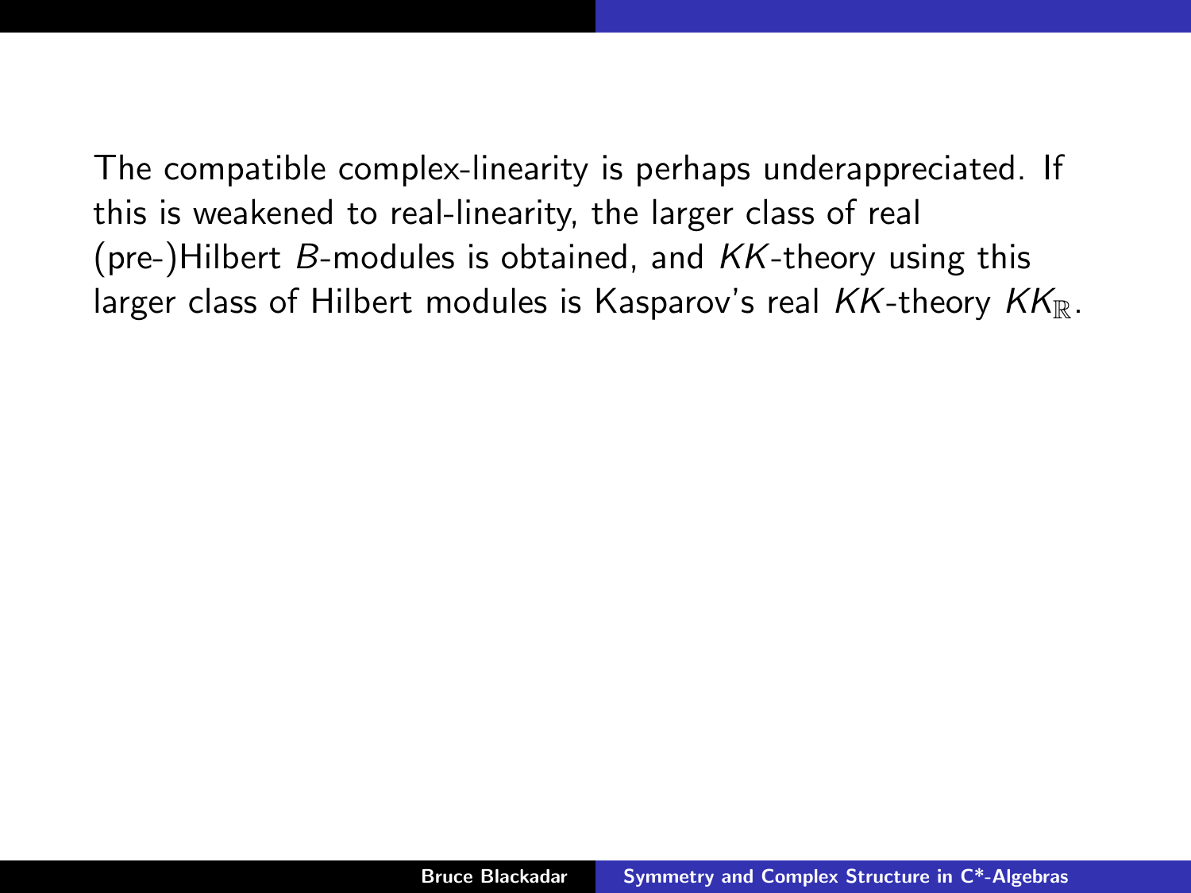The compatible complex-linearity is perhaps underappreciated. If this is weakened to real-linearity, the larger class of real (pre-)Hilbert $B$-modules is obtained, and $KK$-theory using this larger class of Hilbert modules is Kasparov's real $KK$-theory $KK_{\mathbb{R}}$.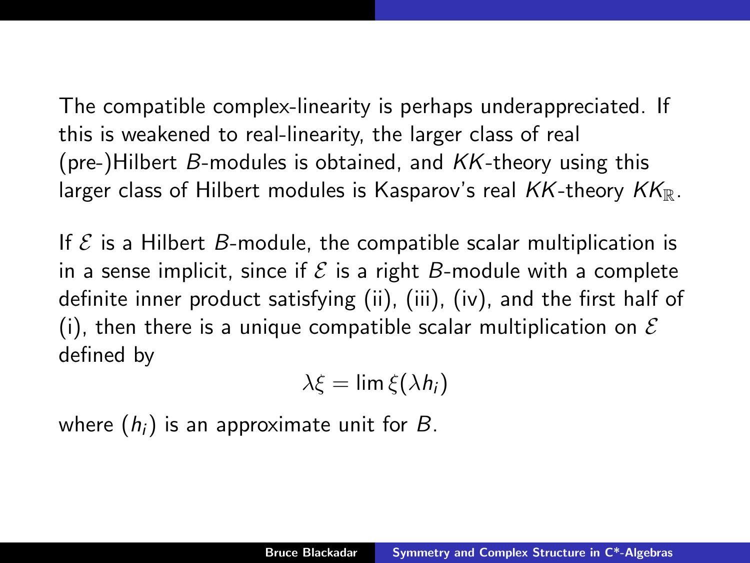The compatible complex-linearity is perhaps underappreciated. If this is weakened to real-linearity, the larger class of real (pre-)Hilbert $B$-modules is obtained, and $KK$-theory using this larger class of Hilbert modules is Kasparov's real $KK$-theory $KK_{\mathbb{R}}$.

If $\mathcal{E}$ is a Hilbert $B$-module, the compatible scalar multiplication is in a sense implicit, since if $\mathcal{E}$ is a right $B$-module with a complete definite inner product satisfying (ii), (iii), (iv), and the first half of (i), then there is a unique compatible scalar multiplication on $\mathcal{E}$ defined by

$$\lambda\xi = \lim \xi(\lambda h_i)$$

where $(h_i)$ is an approximate unit for $B$.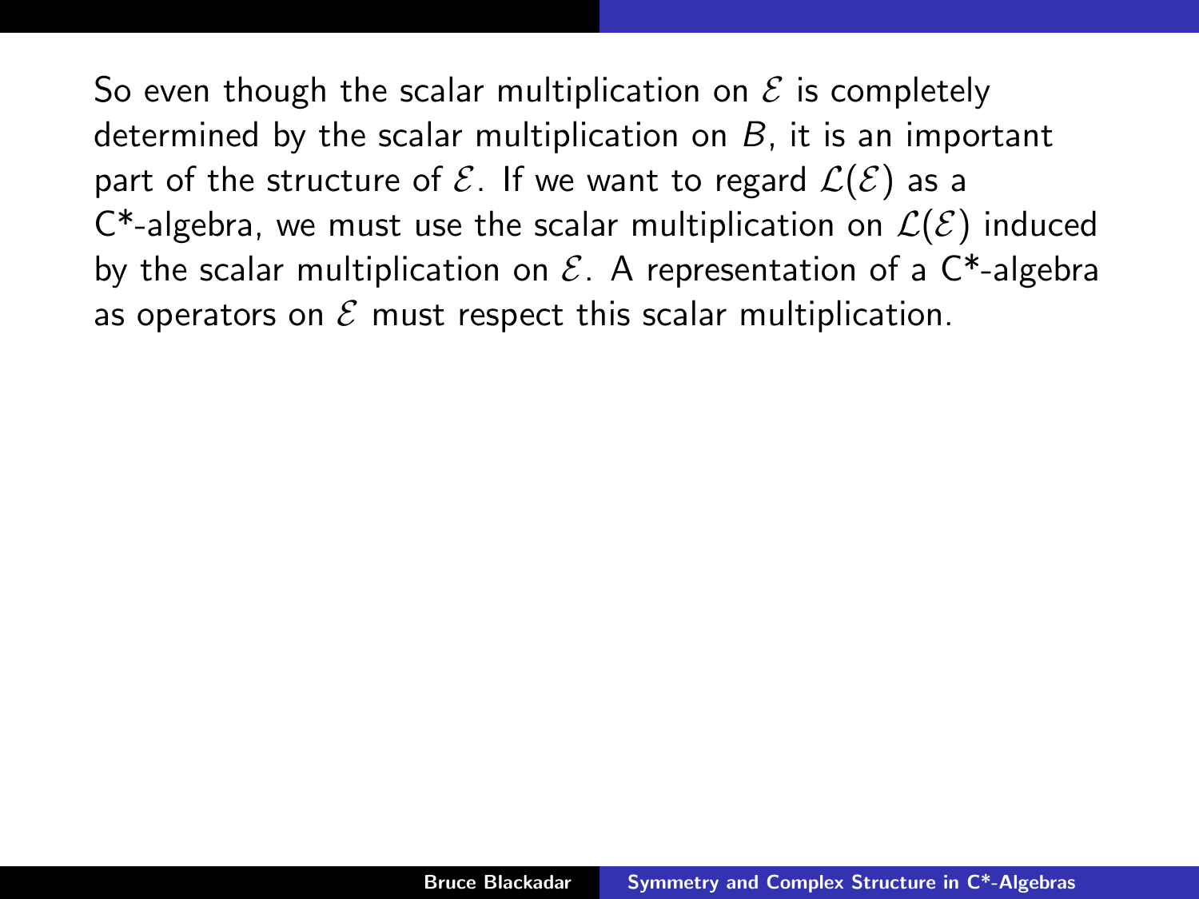So even though the scalar multiplication on $\mathcal{E}$ is completely determined by the scalar multiplication on $B$, it is an important part of the structure of $\mathcal{E}$. If we want to regard $\mathcal{L}(\mathcal{E})$ as a C*-algebra, we must use the scalar multiplication on $\mathcal{L}(\mathcal{E})$ induced by the scalar multiplication on $\mathcal{E}$. A representation of a C*-algebra as operators on $\mathcal{E}$ must respect this scalar multiplication.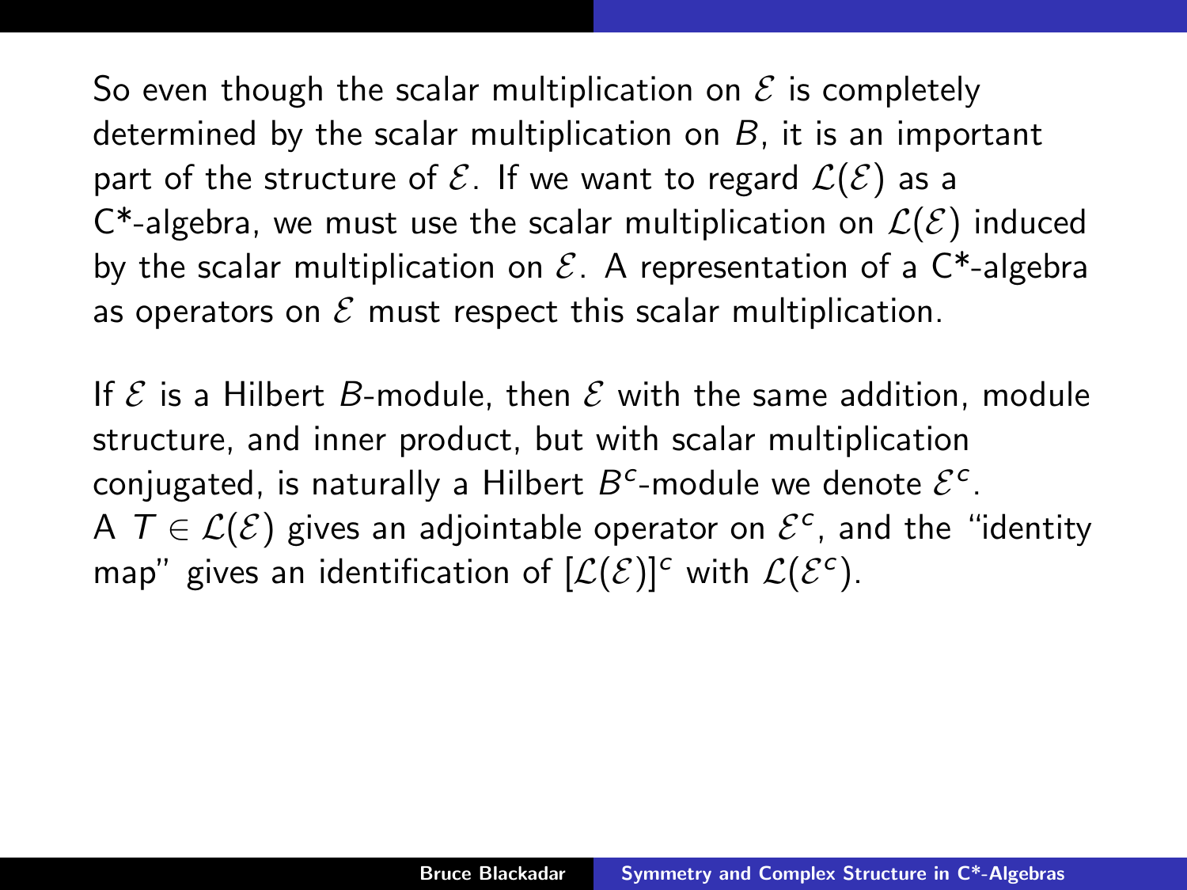So even though the scalar multiplication on $\mathcal{E}$ is completely determined by the scalar multiplication on $B$, it is an important part of the structure of $\mathcal{E}$. If we want to regard $\mathcal{L}(\mathcal{E})$ as a C*-algebra, we must use the scalar multiplication on $\mathcal{L}(\mathcal{E})$ induced by the scalar multiplication on $\mathcal{E}$. A representation of a C*-algebra as operators on $\mathcal{E}$ must respect this scalar multiplication.

If $\mathcal{E}$ is a Hilbert $B$-module, then $\mathcal{E}$ with the same addition, module structure, and inner product, but with scalar multiplication conjugated, is naturally a Hilbert $B^c$-module we denote $\mathcal{E}^c$. A $T \in \mathcal{L}(\mathcal{E})$ gives an adjointable operator on $\mathcal{E}^c$, and the "identity map" gives an identification of $[\mathcal{L}(\mathcal{E})]^c$ with $\mathcal{L}(\mathcal{E}^c)$.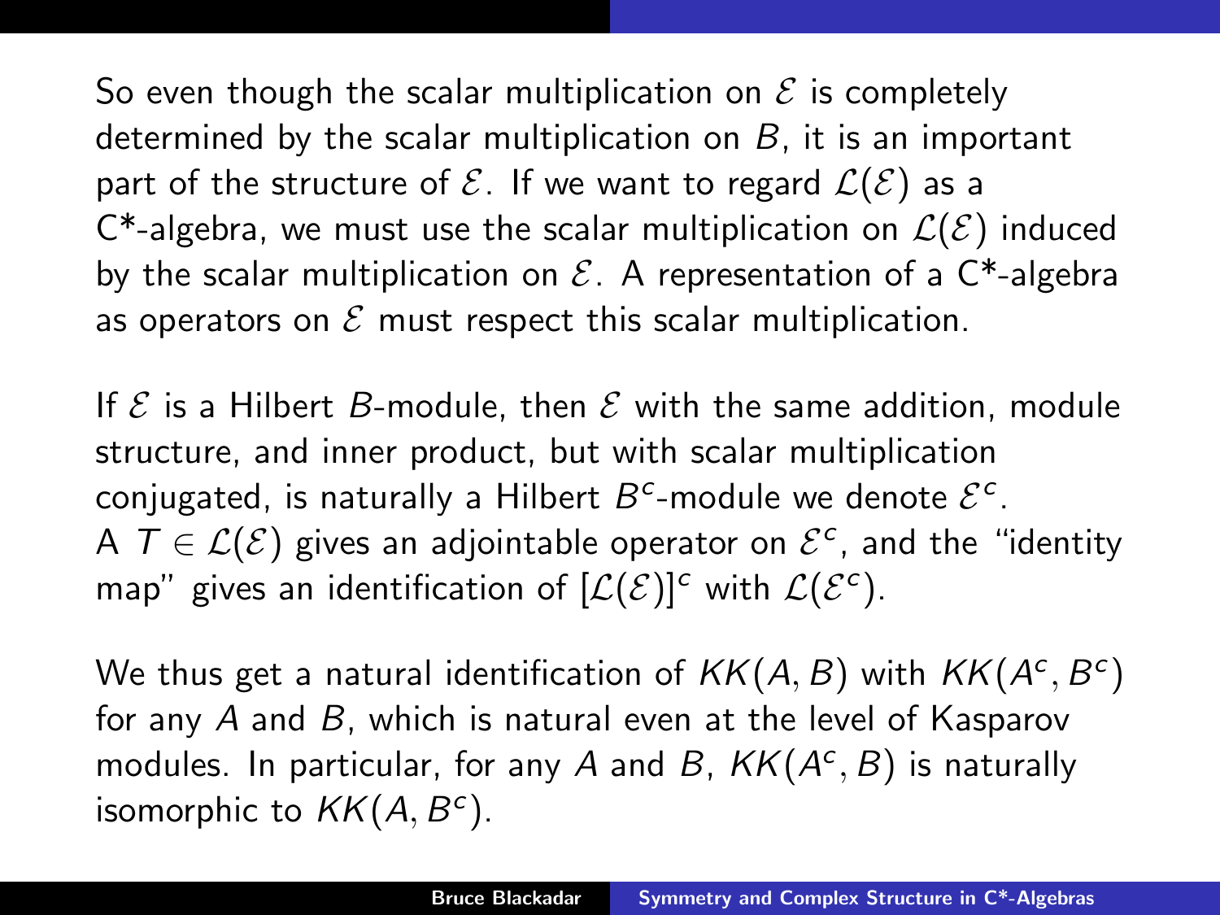So even though the scalar multiplication on $\mathcal{E}$ is completely determined by the scalar multiplication on $B$, it is an important part of the structure of $\mathcal{E}$. If we want to regard $\mathcal{L}(\mathcal{E})$ as a C*-algebra, we must use the scalar multiplication on $\mathcal{L}(\mathcal{E})$ induced by the scalar multiplication on $\mathcal{E}$. A representation of a C*-algebra as operators on $\mathcal{E}$ must respect this scalar multiplication.

If $\mathcal{E}$ is a Hilbert $B$-module, then $\mathcal{E}$ with the same addition, module structure, and inner product, but with scalar multiplication conjugated, is naturally a Hilbert $B^c$-module we denote $\mathcal{E}^c$. A $T \in \mathcal{L}(\mathcal{E})$ gives an adjointable operator on $\mathcal{E}^c$, and the "identity map" gives an identification of $[\mathcal{L}(\mathcal{E})]^c$ with $\mathcal{L}(\mathcal{E}^c)$.

We thus get a natural identification of $KK(A, B)$ with $KK(A^c, B^c)$ for any $A$ and $B$, which is natural even at the level of Kasparov modules. In particular, for any $A$ and $B$, $KK(A^c, B)$ is naturally isomorphic to $KK(A, B^c)$.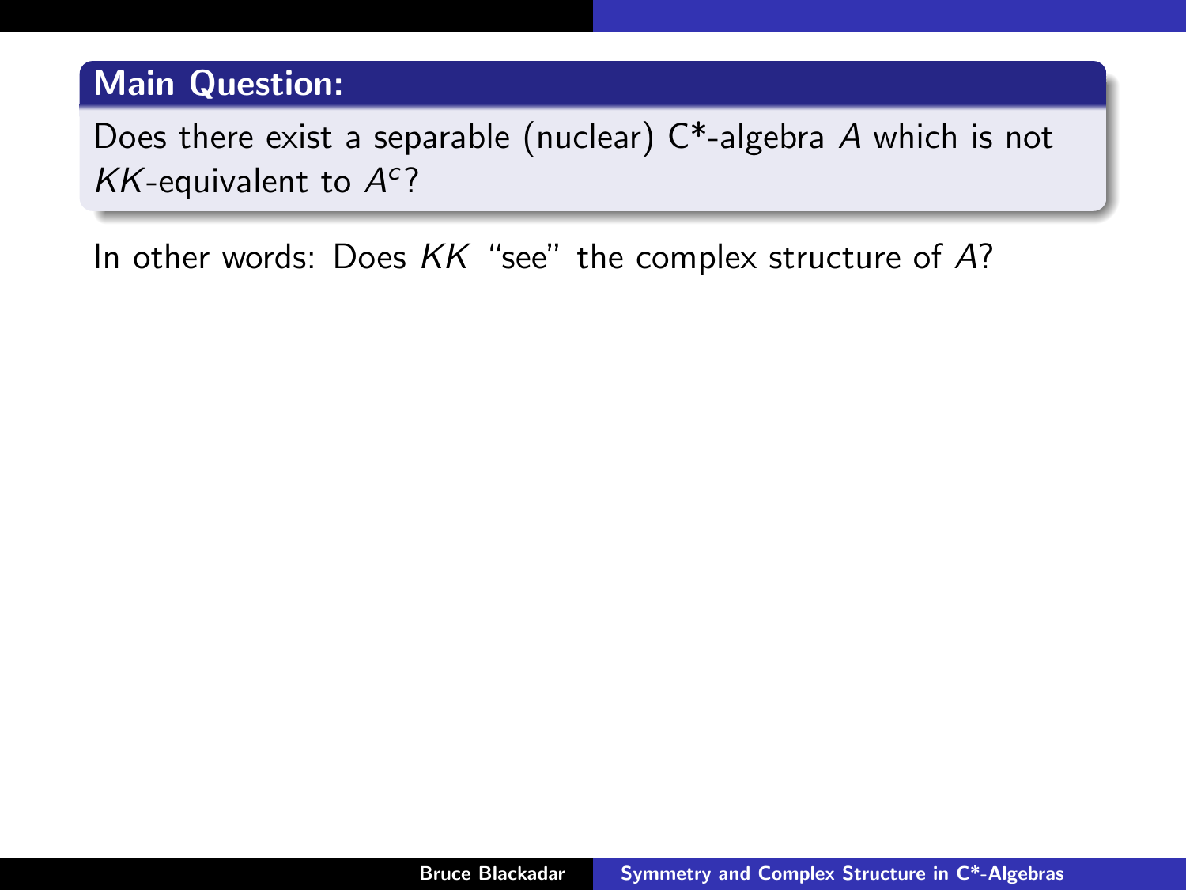**Main Question:**

Does there exist a separable (nuclear) C*-algebra $A$ which is not $KK$-equivalent to $A^c$?

In other words: Does $KK$ "see" the complex structure of $A$?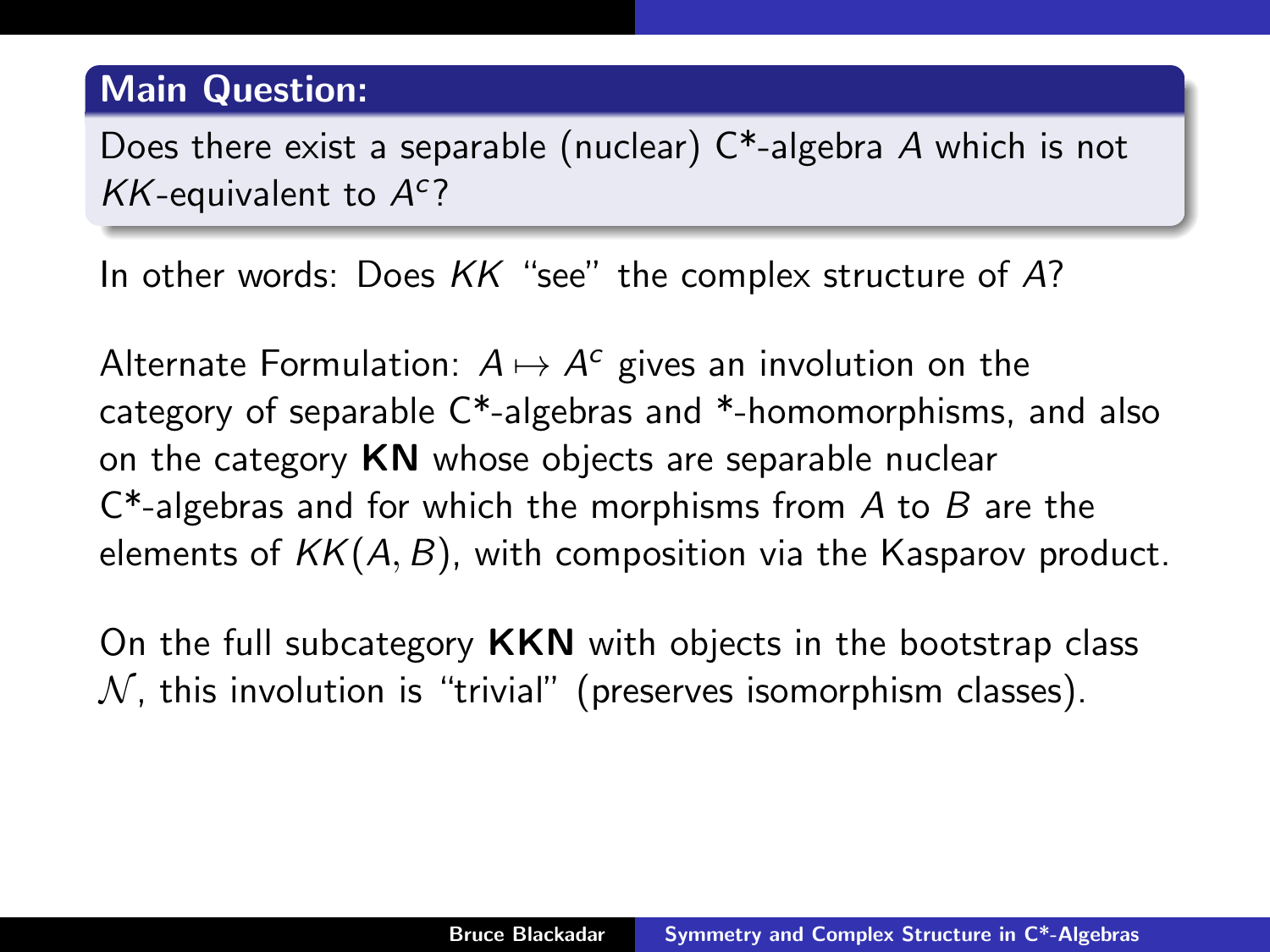**Main Question:**

Does there exist a separable (nuclear) C*-algebra $A$ which is not $KK$-equivalent to $A^c$?

In other words: Does $KK$ "see" the complex structure of $A$?

Alternate Formulation: $A \mapsto A^c$ gives an involution on the category of separable C*-algebras and *-homomorphisms, and also on the category **KN** whose objects are separable nuclear C*-algebras and for which the morphisms from $A$ to $B$ are the elements of $KK(A, B)$, with composition via the Kasparov product.

On the full subcategory **KKN** with objects in the bootstrap class $\mathcal{N}$, this involution is "trivial" (preserves isomorphism classes).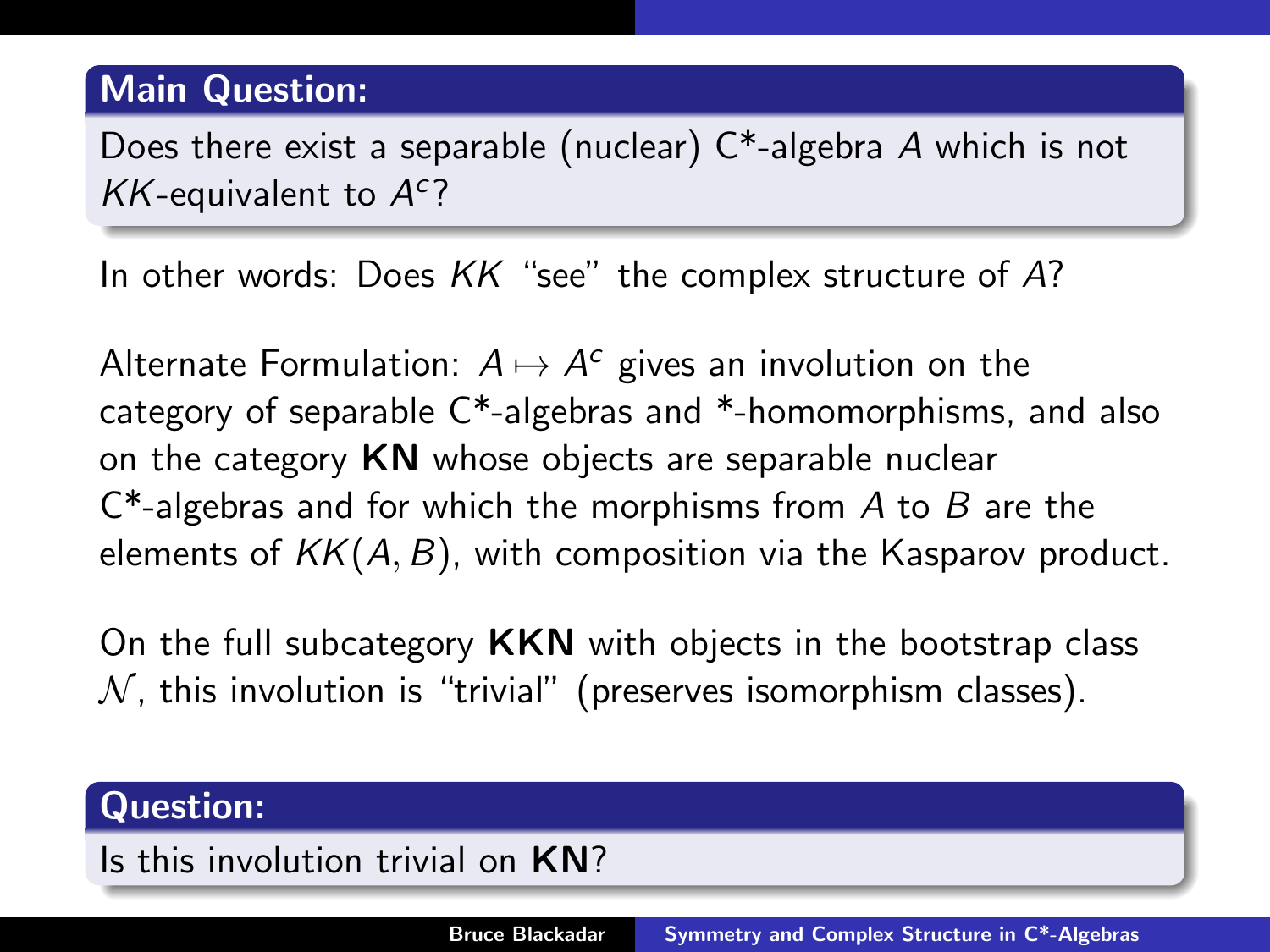**Main Question:**

Does there exist a separable (nuclear) C*-algebra $A$ which is not $KK$-equivalent to $A^c$?

In other words: Does $KK$ "see" the complex structure of $A$?

Alternate Formulation: $A \mapsto A^c$ gives an involution on the category of separable C*-algebras and *-homomorphisms, and also on the category **KN** whose objects are separable nuclear C*-algebras and for which the morphisms from $A$ to $B$ are the elements of $KK(A, B)$, with composition via the Kasparov product.

On the full subcategory **KKN** with objects in the bootstrap class $\mathcal{N}$, this involution is "trivial" (preserves isomorphism classes).

**Question:**

Is this involution trivial on **KN**?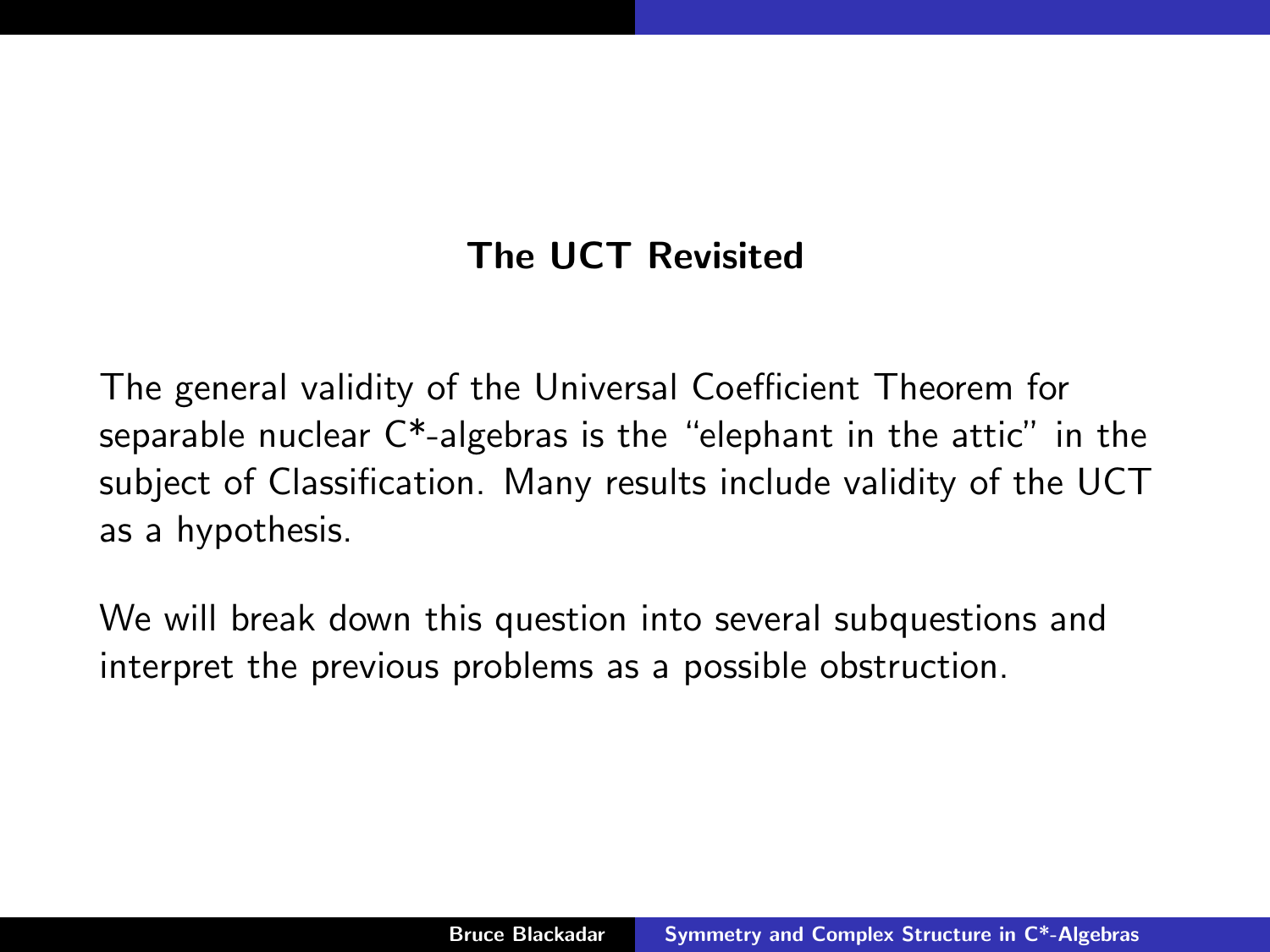## The UCT Revisited

The general validity of the Universal Coefficient Theorem for separable nuclear C*-algebras is the "elephant in the attic" in the subject of Classification. Many results include validity of the UCT as a hypothesis.

We will break down this question into several subquestions and interpret the previous problems as a possible obstruction.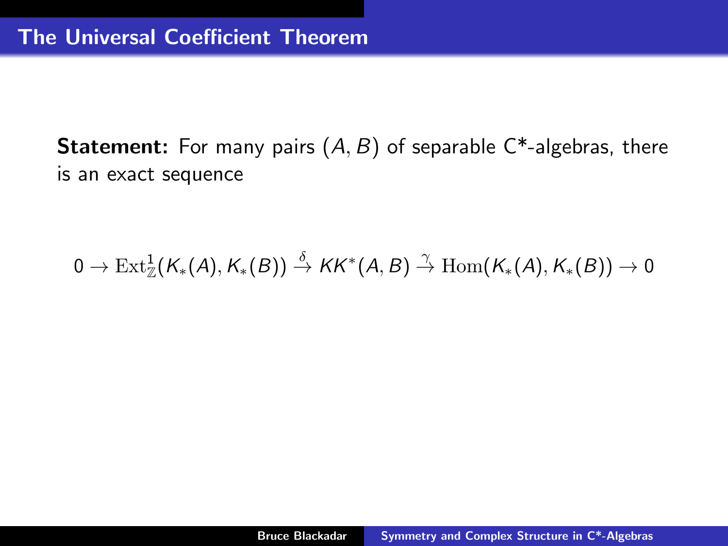# The Universal Coefficient Theorem

**Statement:** For many pairs $(A, B)$ of separable C*-algebras, there is an exact sequence

$$0 \to \mathrm{Ext}^1_{\mathbb{Z}}(K_*(A), K_*(B)) \stackrel{\delta}{\to} KK^*(A, B) \stackrel{\gamma}{\to} \mathrm{Hom}(K_*(A), K_*(B)) \to 0$$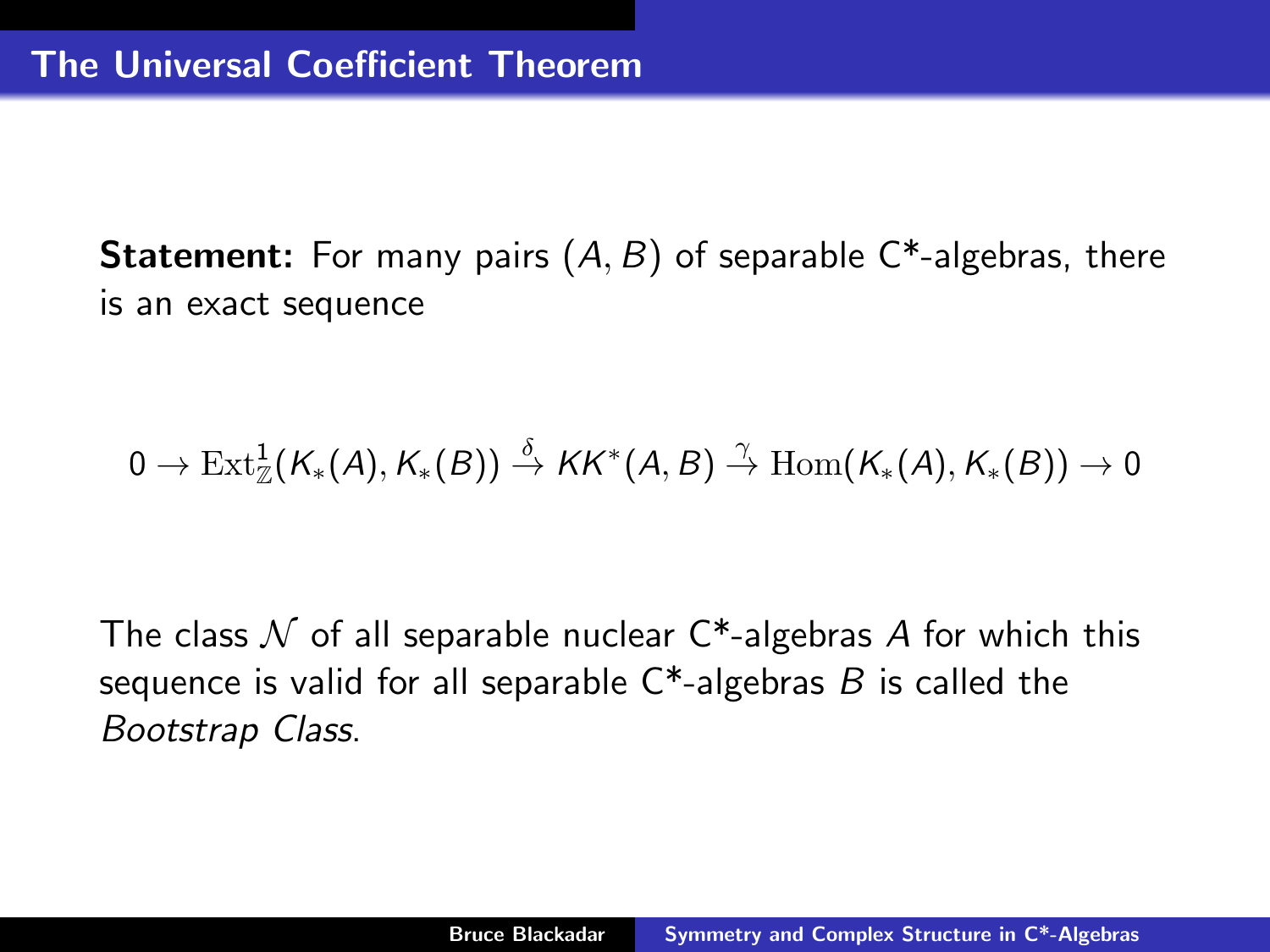# The Universal Coefficient Theorem

**Statement:** For many pairs $(A, B)$ of separable C*-algebras, there is an exact sequence

$$0 \to \mathrm{Ext}^1_{\mathbb{Z}}(K_*(A), K_*(B)) \xrightarrow{\delta} KK^*(A, B) \xrightarrow{\gamma} \mathrm{Hom}(K_*(A), K_*(B)) \to 0$$

The class $\mathcal{N}$ of all separable nuclear C*-algebras $A$ for which this sequence is valid for all separable C*-algebras $B$ is called the *Bootstrap Class*.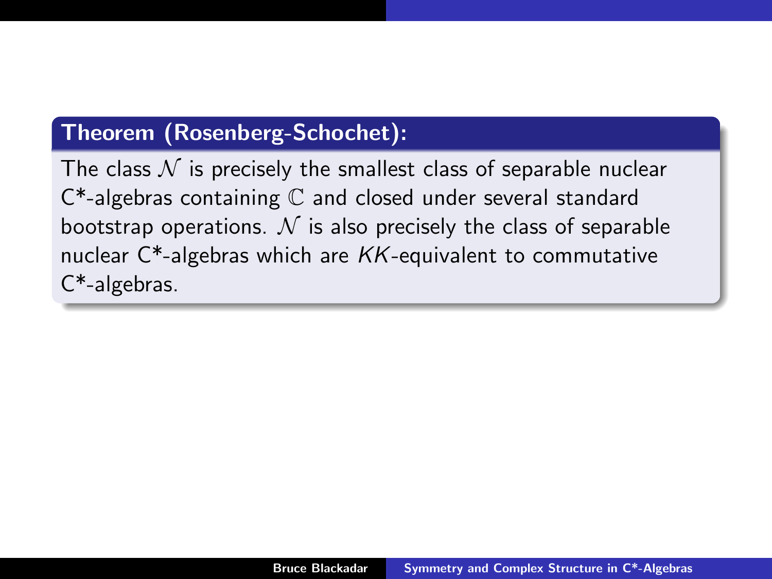**Theorem (Rosenberg-Schochet):**

The class $\mathcal{N}$ is precisely the smallest class of separable nuclear C*-algebras containing $\mathbb{C}$ and closed under several standard bootstrap operations. $\mathcal{N}$ is also precisely the class of separable nuclear C*-algebras which are $KK$-equivalent to commutative C*-algebras.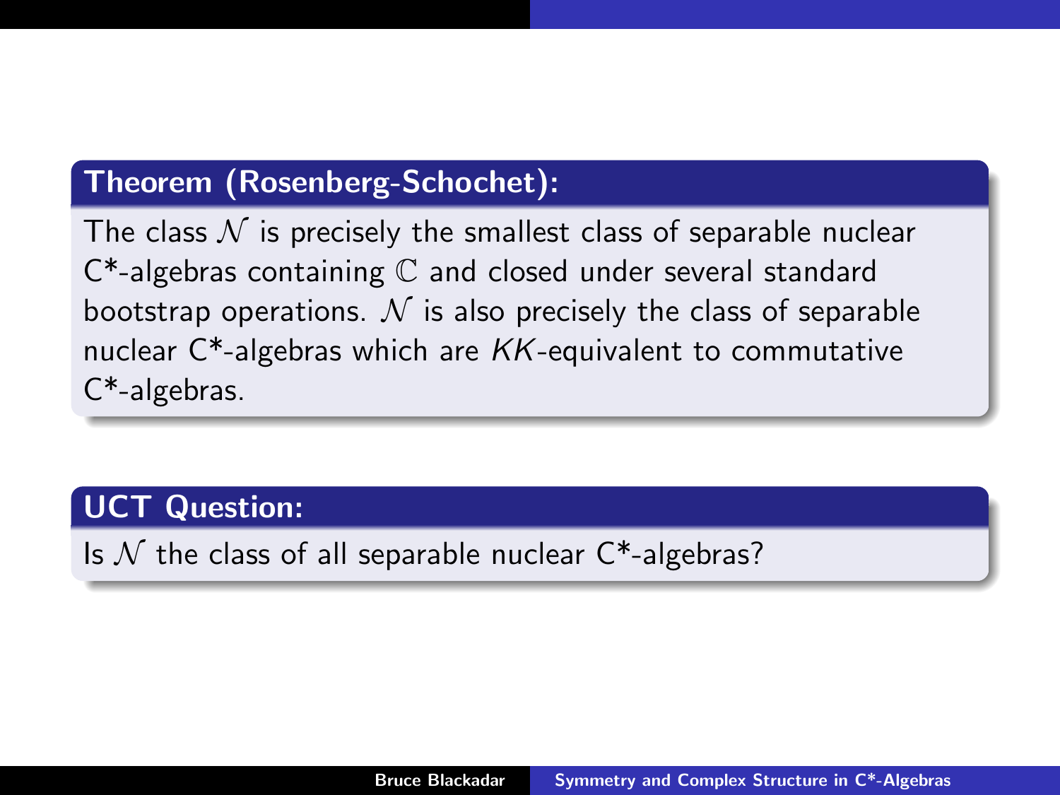**Theorem (Rosenberg-Schochet):**

The class $\mathcal{N}$ is precisely the smallest class of separable nuclear C*-algebras containing $\mathbb{C}$ and closed under several standard bootstrap operations. $\mathcal{N}$ is also precisely the class of separable nuclear C*-algebras which are $KK$-equivalent to commutative C*-algebras.

**UCT Question:**

Is $\mathcal{N}$ the class of all separable nuclear C*-algebras?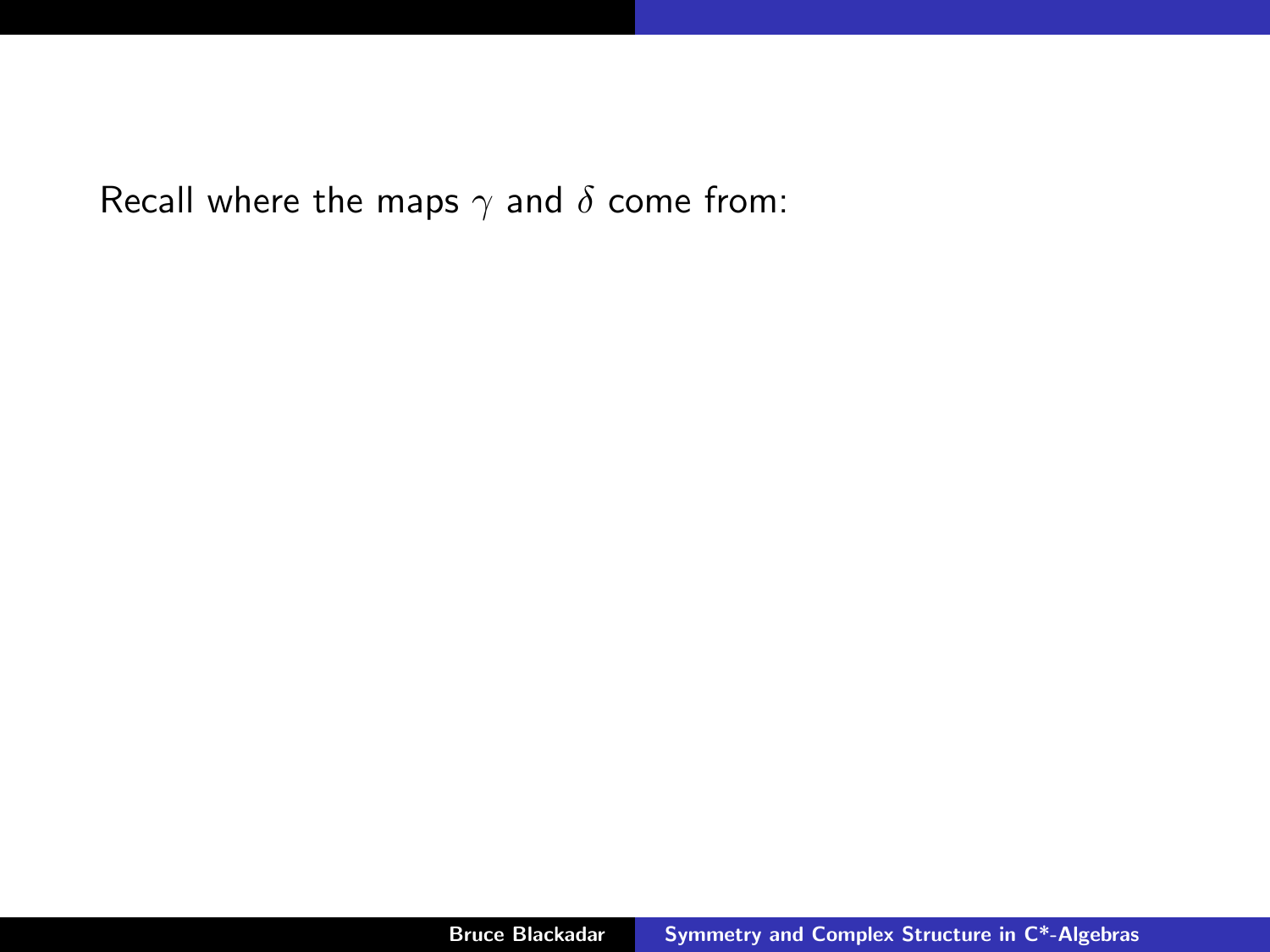Recall where the maps $\gamma$ and $\delta$ come from: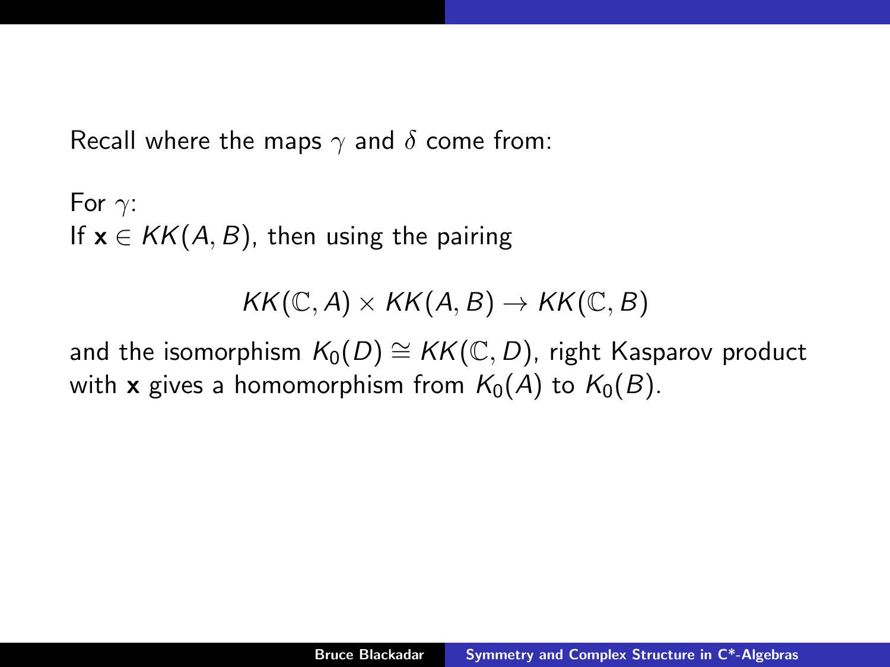Recall where the maps $\gamma$ and $\delta$ come from:

For $\gamma$:
If $\mathbf{x} \in KK(A, B)$, then using the pairing

$$KK(\mathbb{C}, A) \times KK(A, B) \to KK(\mathbb{C}, B)$$

and the isomorphism $K_0(D) \cong KK(\mathbb{C}, D)$, right Kasparov product with $\mathbf{x}$ gives a homomorphism from $K_0(A)$ to $K_0(B)$.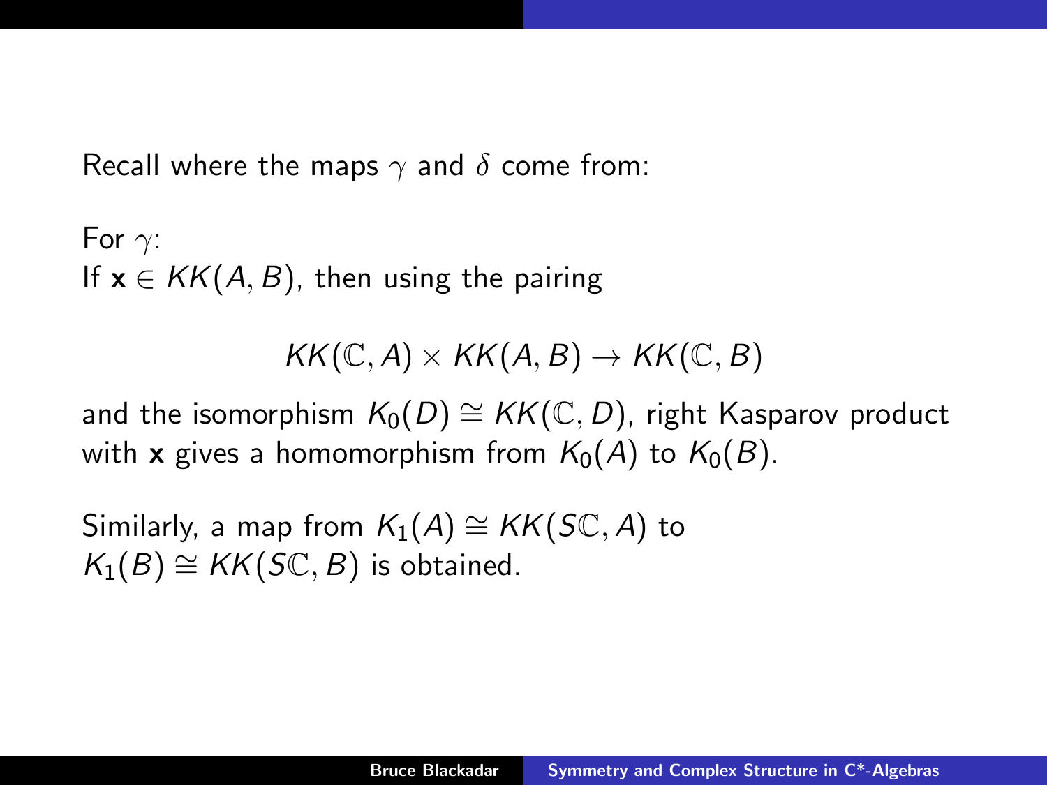Recall where the maps $\gamma$ and $\delta$ come from:

For $\gamma$:
If $\mathbf{x} \in KK(A, B)$, then using the pairing

$$KK(\mathbb{C}, A) \times KK(A, B) \to KK(\mathbb{C}, B)$$

and the isomorphism $K_0(D) \cong KK(\mathbb{C}, D)$, right Kasparov product with $\mathbf{x}$ gives a homomorphism from $K_0(A)$ to $K_0(B)$.

Similarly, a map from $K_1(A) \cong KK(S\mathbb{C}, A)$ to $K_1(B) \cong KK(S\mathbb{C}, B)$ is obtained.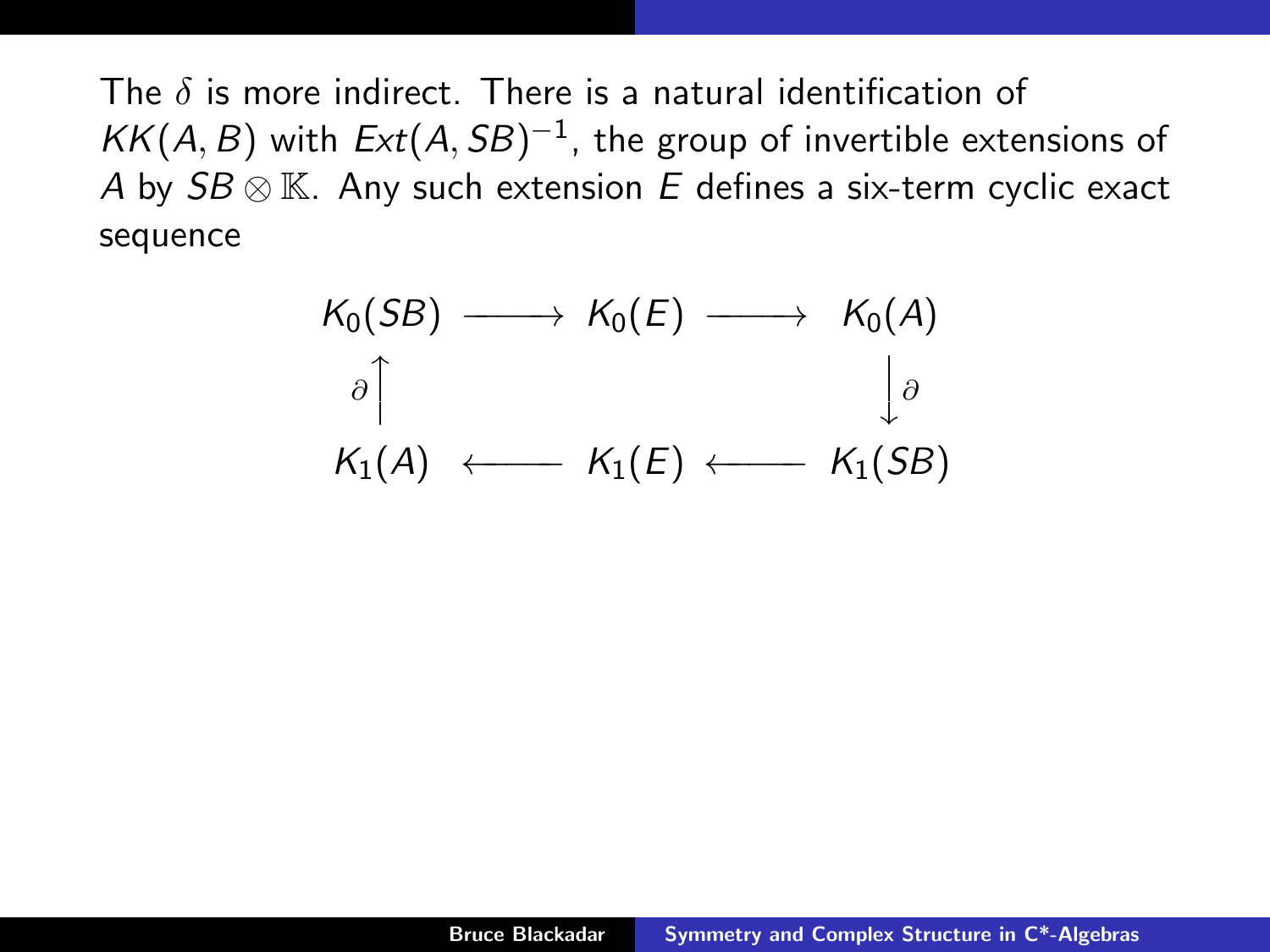The $\delta$ is more indirect. There is a natural identification of $KK(A, B)$ with $Ext(A, SB)^{-1}$, the group of invertible extensions of $A$ by $SB \otimes \mathbb{K}$. Any such extension $E$ defines a six-term cyclic exact sequence

$$
\begin{array}{ccccc}
K_0(SB) & \longrightarrow & K_0(E) & \longrightarrow & K_0(A) \\
\partial \uparrow & & & & \downarrow \partial \\
K_1(A) & \longleftarrow & K_1(E) & \longleftarrow & K_1(SB)
\end{array}
$$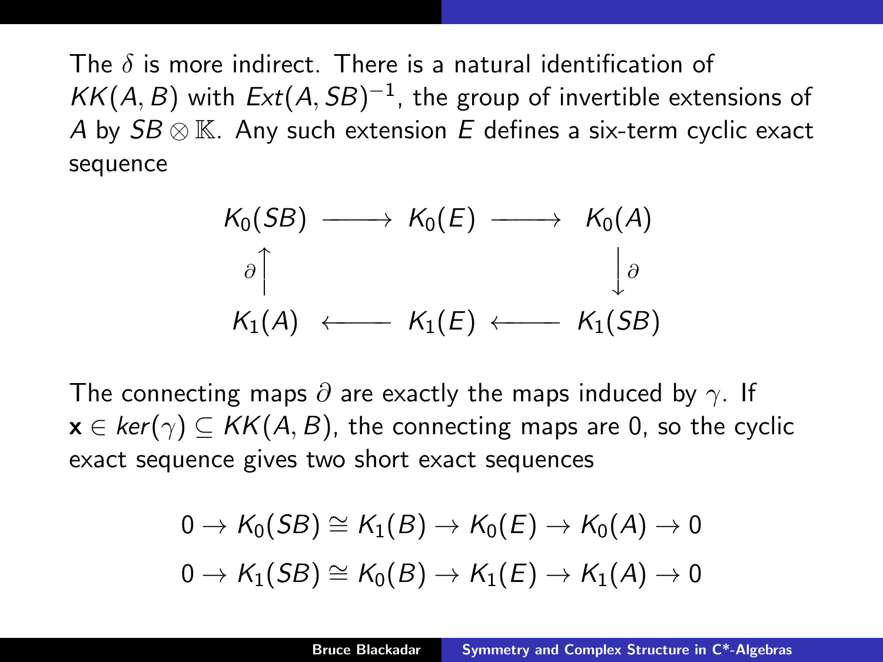The $\delta$ is more indirect. There is a natural identification of $KK(A,B)$ with $Ext(A,SB)^{-1}$, the group of invertible extensions of $A$ by $SB \otimes \mathbb{K}$. Any such extension $E$ defines a six-term cyclic exact sequence

$$
\begin{array}{ccccc}
K_0(SB) & \longrightarrow & K_0(E) & \longrightarrow & K_0(A) \\
\partial \big\uparrow & & & & \big\downarrow \partial \\
K_1(A) & \longleftarrow & K_1(E) & \longleftarrow & K_1(SB)
\end{array}
$$

The connecting maps $\partial$ are exactly the maps induced by $\gamma$. If $\mathbf{x} \in ker(\gamma) \subseteq KK(A,B)$, the connecting maps are 0, so the cyclic exact sequence gives two short exact sequences

$$0 \to K_0(SB) \cong K_1(B) \to K_0(E) \to K_0(A) \to 0$$

$$0 \to K_1(SB) \cong K_0(B) \to K_1(E) \to K_1(A) \to 0$$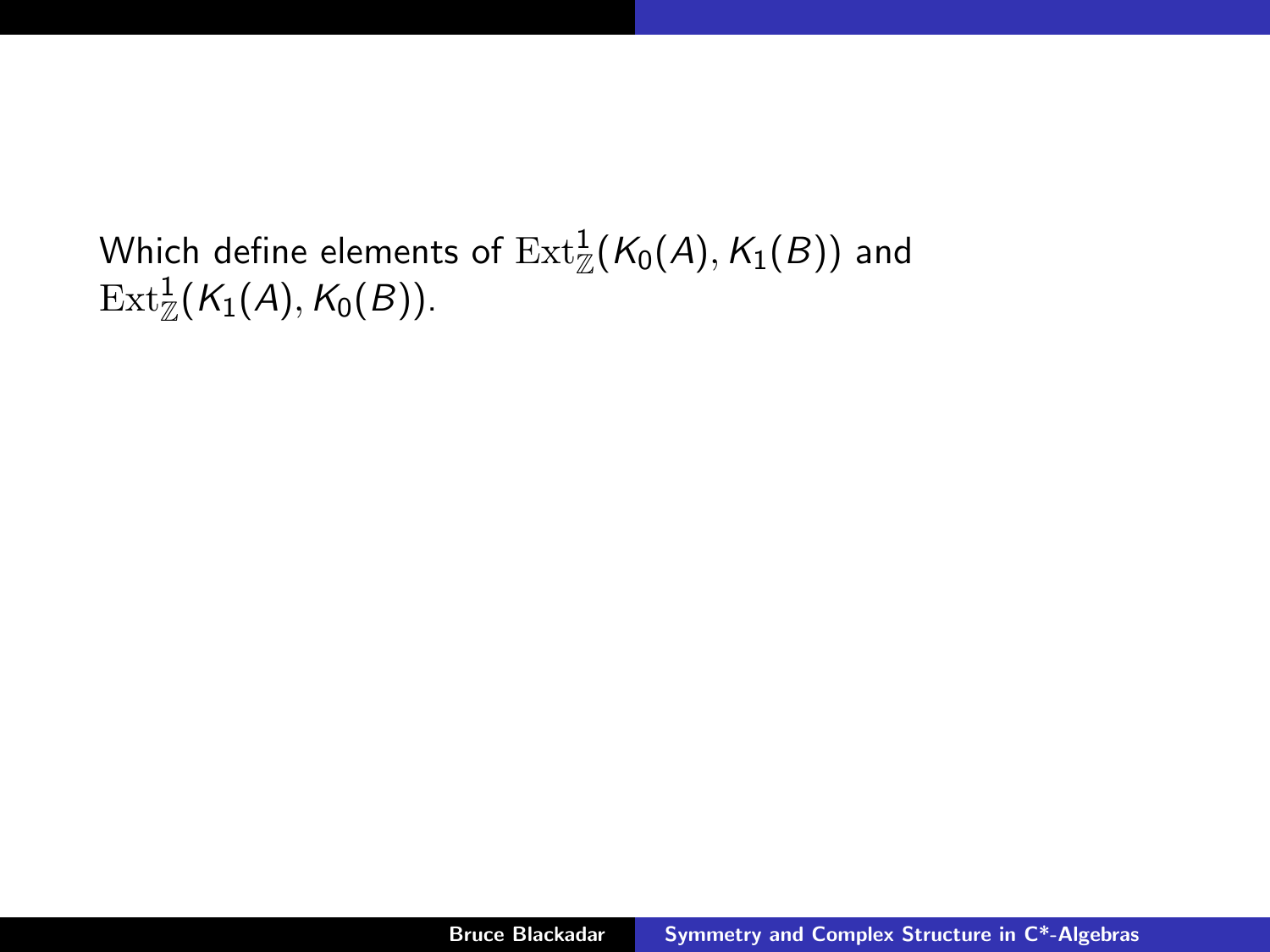Which define elements of $\mathrm{Ext}^1_{\mathbb{Z}}(K_0(A), K_1(B))$ and $\mathrm{Ext}^1_{\mathbb{Z}}(K_1(A), K_0(B))$.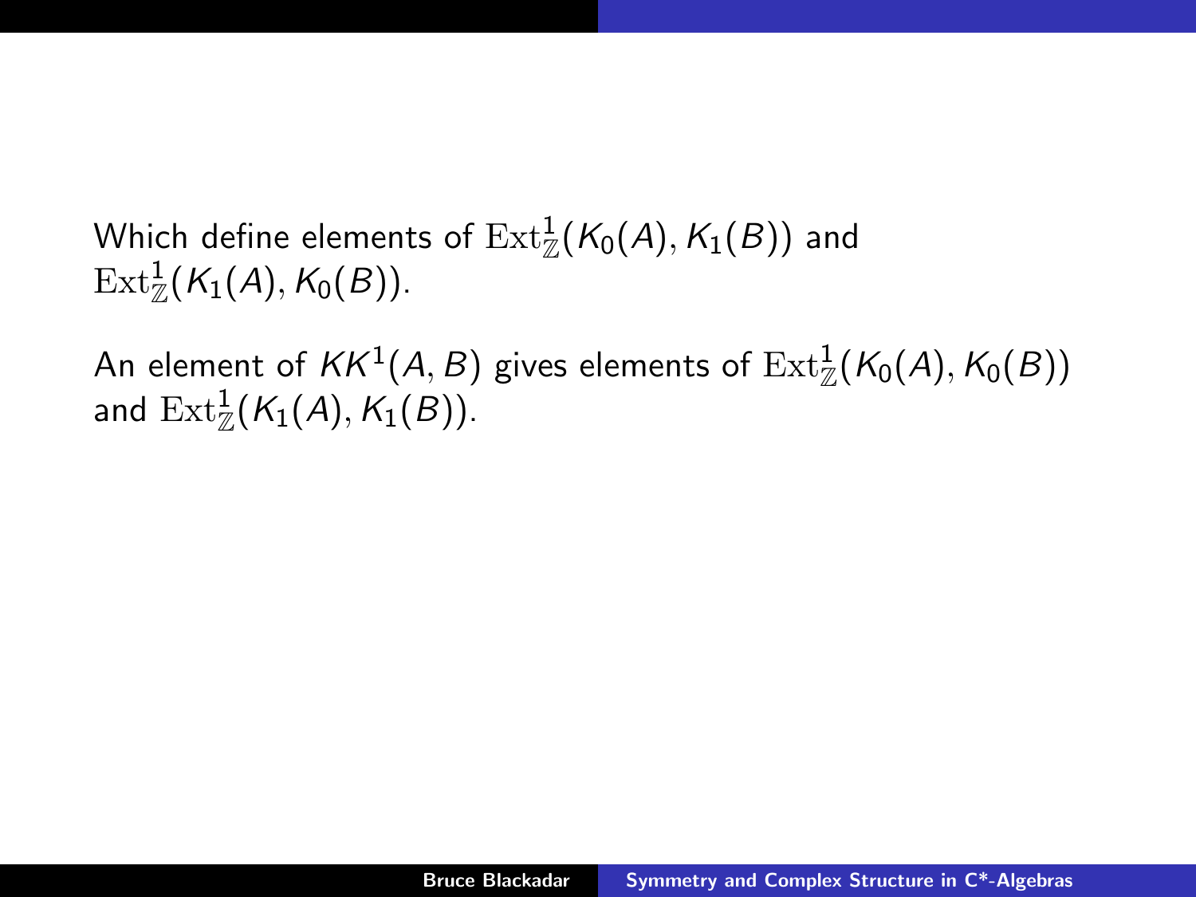Which define elements of $\mathrm{Ext}^1_{\mathbb{Z}}(K_0(A), K_1(B))$ and $\mathrm{Ext}^1_{\mathbb{Z}}(K_1(A), K_0(B))$.

An element of $KK^1(A, B)$ gives elements of $\mathrm{Ext}^1_{\mathbb{Z}}(K_0(A), K_0(B))$ and $\mathrm{Ext}^1_{\mathbb{Z}}(K_1(A), K_1(B))$.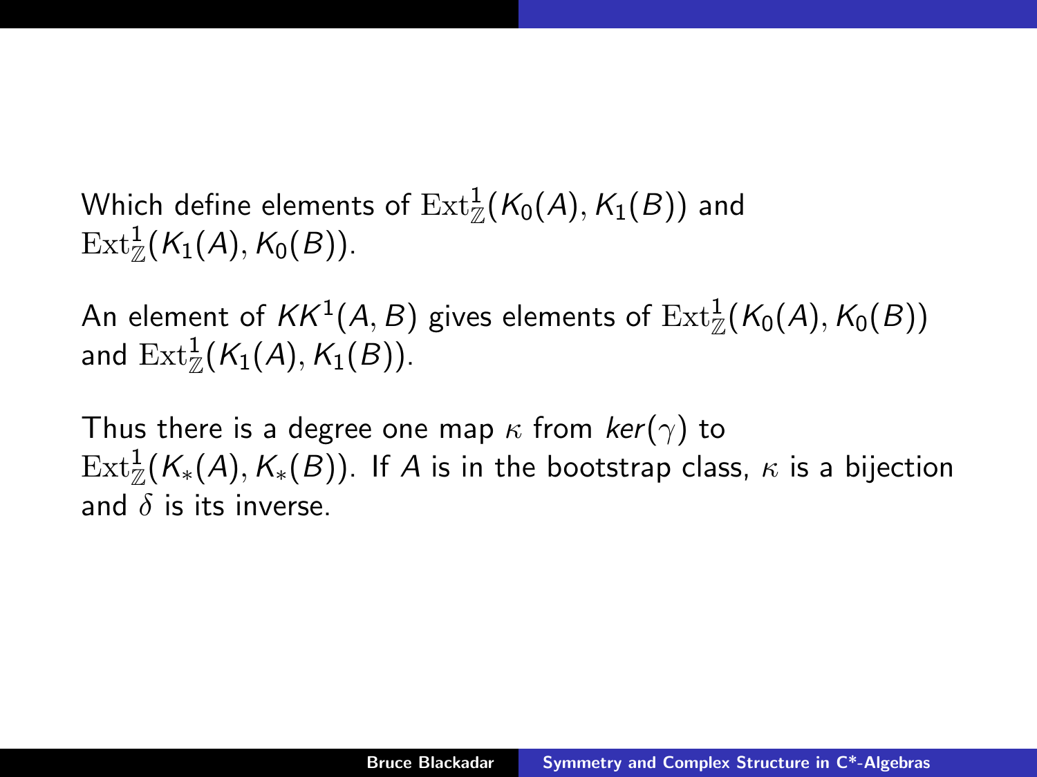Which define elements of $\mathrm{Ext}^1_{\mathbb{Z}}(K_0(A), K_1(B))$ and $\mathrm{Ext}^1_{\mathbb{Z}}(K_1(A), K_0(B))$.

An element of $KK^1(A, B)$ gives elements of $\mathrm{Ext}^1_{\mathbb{Z}}(K_0(A), K_0(B))$ and $\mathrm{Ext}^1_{\mathbb{Z}}(K_1(A), K_1(B))$.

Thus there is a degree one map $\kappa$ from $ker(\gamma)$ to $\mathrm{Ext}^1_{\mathbb{Z}}(K_*(A), K_*(B))$. If $A$ is in the bootstrap class, $\kappa$ is a bijection and $\delta$ is its inverse.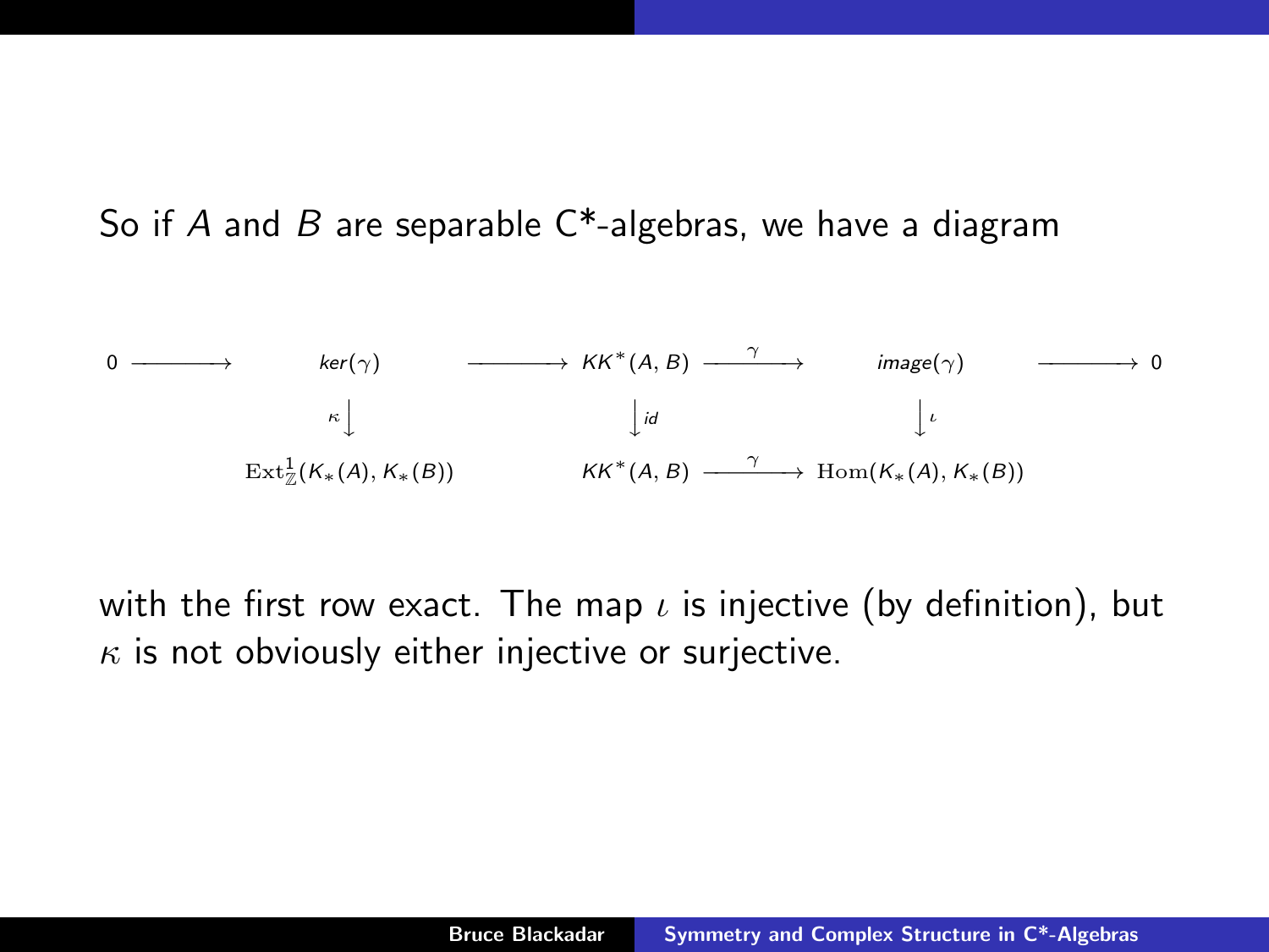So if $A$ and $B$ are separable C*-algebras, we have a diagram

$$
\begin{array}{ccccccccc}
0 & \longrightarrow & \ker(\gamma) & \longrightarrow & KK^*(A,B) & \xrightarrow{\gamma} & \operatorname{image}(\gamma) & \longrightarrow & 0 \\
 & & \kappa \big\downarrow & & \big\downarrow id & & \big\downarrow \iota & & \\
 & & \operatorname{Ext}^1_{\mathbb{Z}}(K_*(A), K_*(B)) & & KK^*(A,B) & \xrightarrow{\gamma} & \operatorname{Hom}(K_*(A), K_*(B)) & &
\end{array}
$$

with the first row exact. The map $\iota$ is injective (by definition), but $\kappa$ is not obviously either injective or surjective.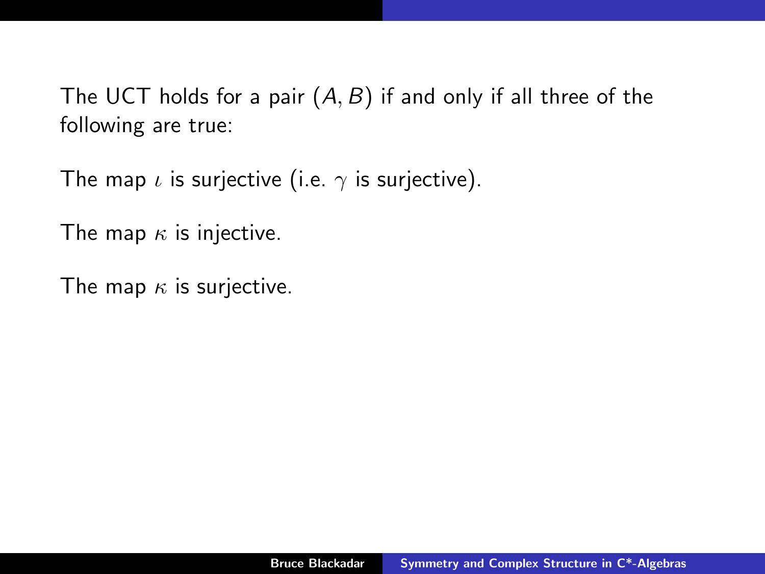The UCT holds for a pair $(A, B)$ if and only if all three of the following are true:

The map $\iota$ is surjective (i.e. $\gamma$ is surjective).

The map $\kappa$ is injective.

The map $\kappa$ is surjective.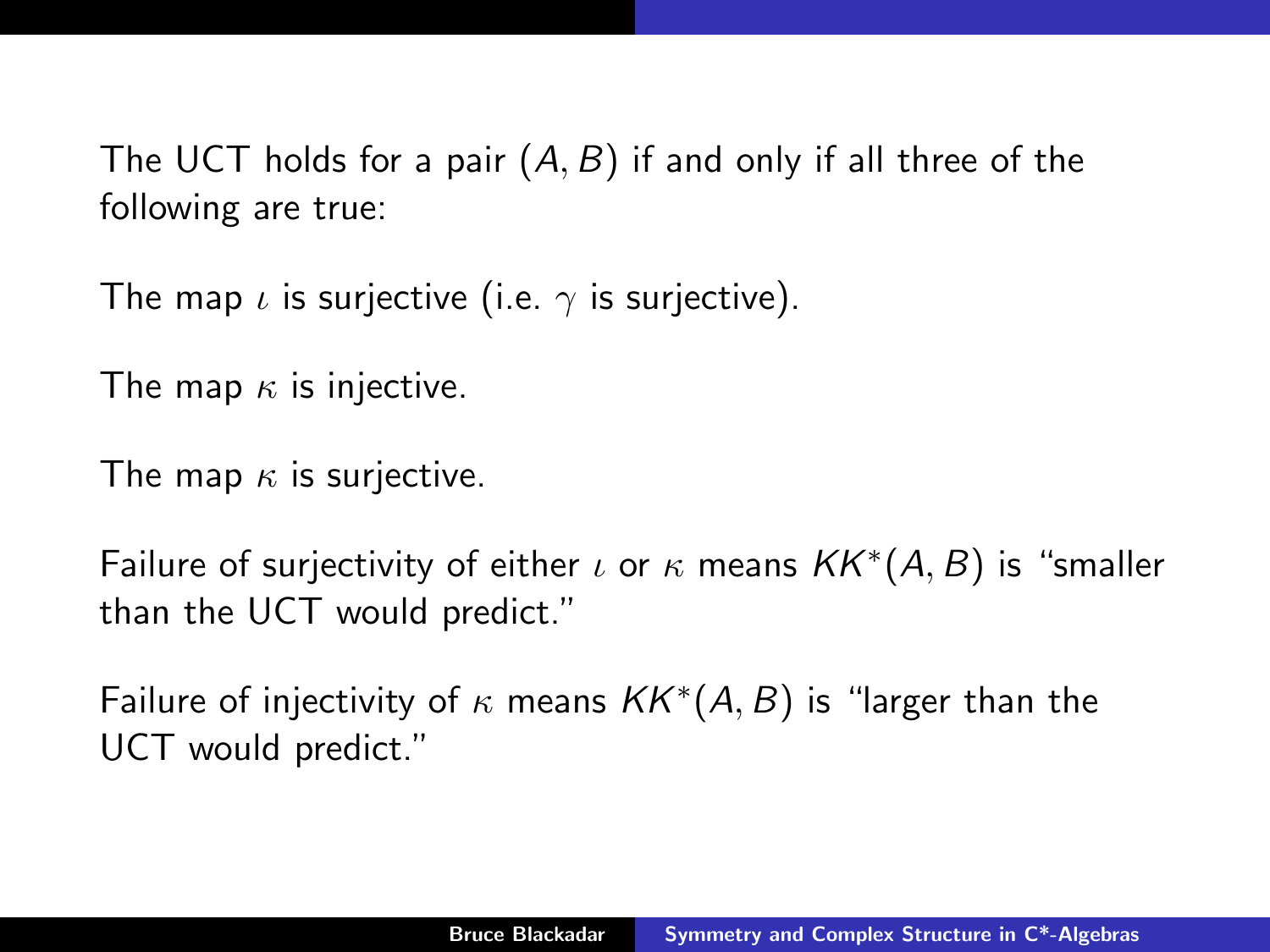The UCT holds for a pair $(A, B)$ if and only if all three of the following are true:

The map $\iota$ is surjective (i.e. $\gamma$ is surjective).

The map $\kappa$ is injective.

The map $\kappa$ is surjective.

Failure of surjectivity of either $\iota$ or $\kappa$ means $KK^*(A, B)$ is "smaller than the UCT would predict."

Failure of injectivity of $\kappa$ means $KK^*(A, B)$ is "larger than the UCT would predict."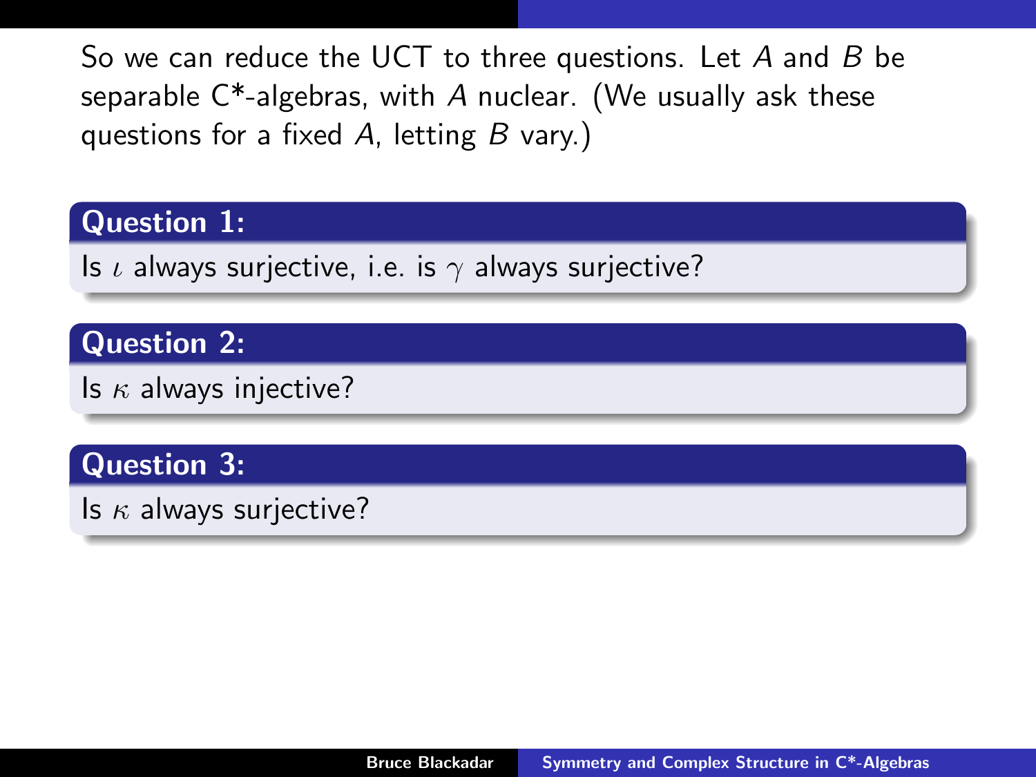So we can reduce the UCT to three questions. Let $A$ and $B$ be separable C*-algebras, with $A$ nuclear. (We usually ask these questions for a fixed $A$, letting $B$ vary.)

**Question 1:**

Is $\iota$ always surjective, i.e. is $\gamma$ always surjective?

**Question 2:**

Is $\kappa$ always injective?

**Question 3:**

Is $\kappa$ always surjective?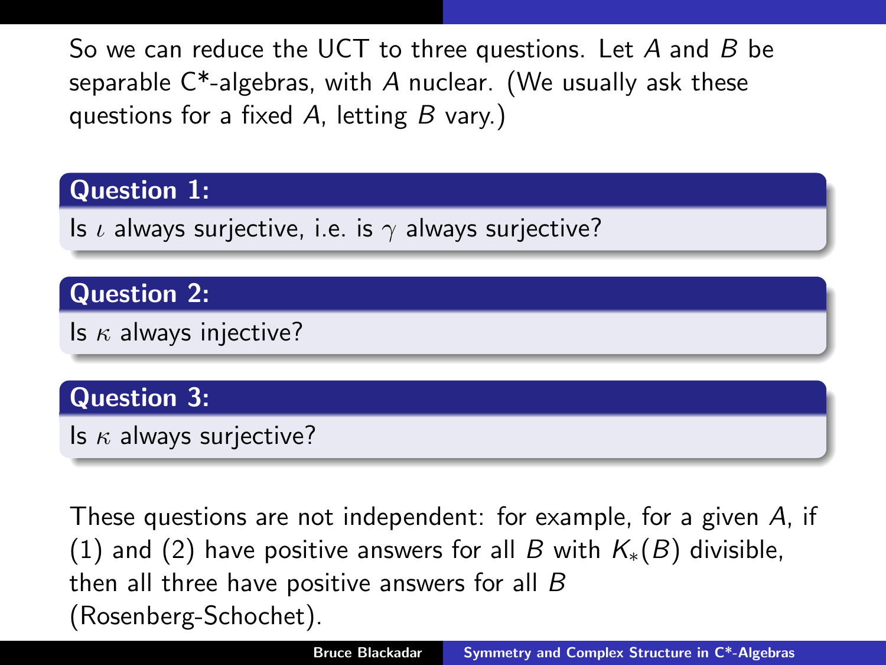So we can reduce the UCT to three questions. Let $A$ and $B$ be separable C*-algebras, with $A$ nuclear. (We usually ask these questions for a fixed $A$, letting $B$ vary.)

**Question 1:**

Is $\iota$ always surjective, i.e. is $\gamma$ always surjective?

**Question 2:**

Is $\kappa$ always injective?

**Question 3:**

Is $\kappa$ always surjective?

These questions are not independent: for example, for a given $A$, if (1) and (2) have positive answers for all $B$ with $K_*(B)$ divisible, then all three have positive answers for all $B$ (Rosenberg-Schochet).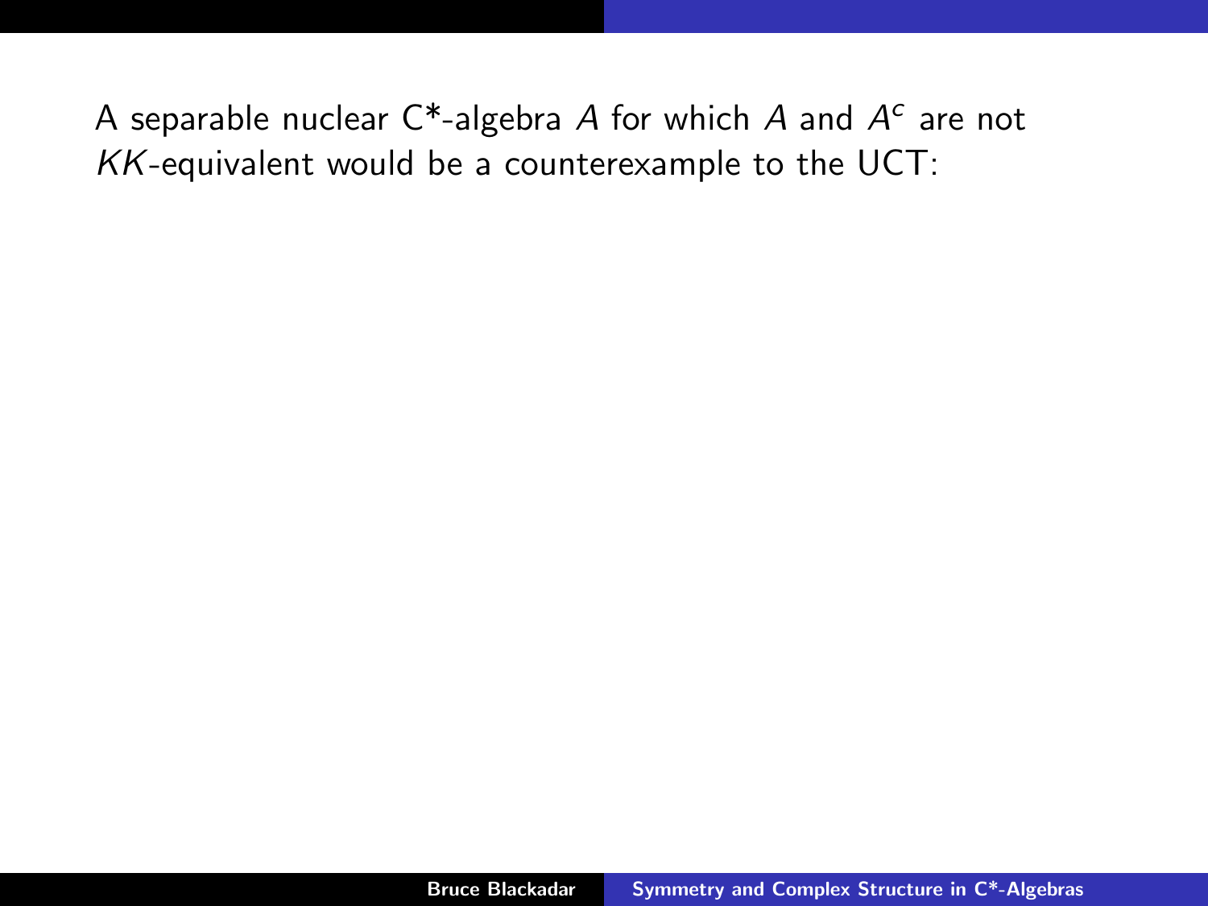A separable nuclear C*-algebra $A$ for which $A$ and $A^c$ are not $KK$-equivalent would be a counterexample to the UCT: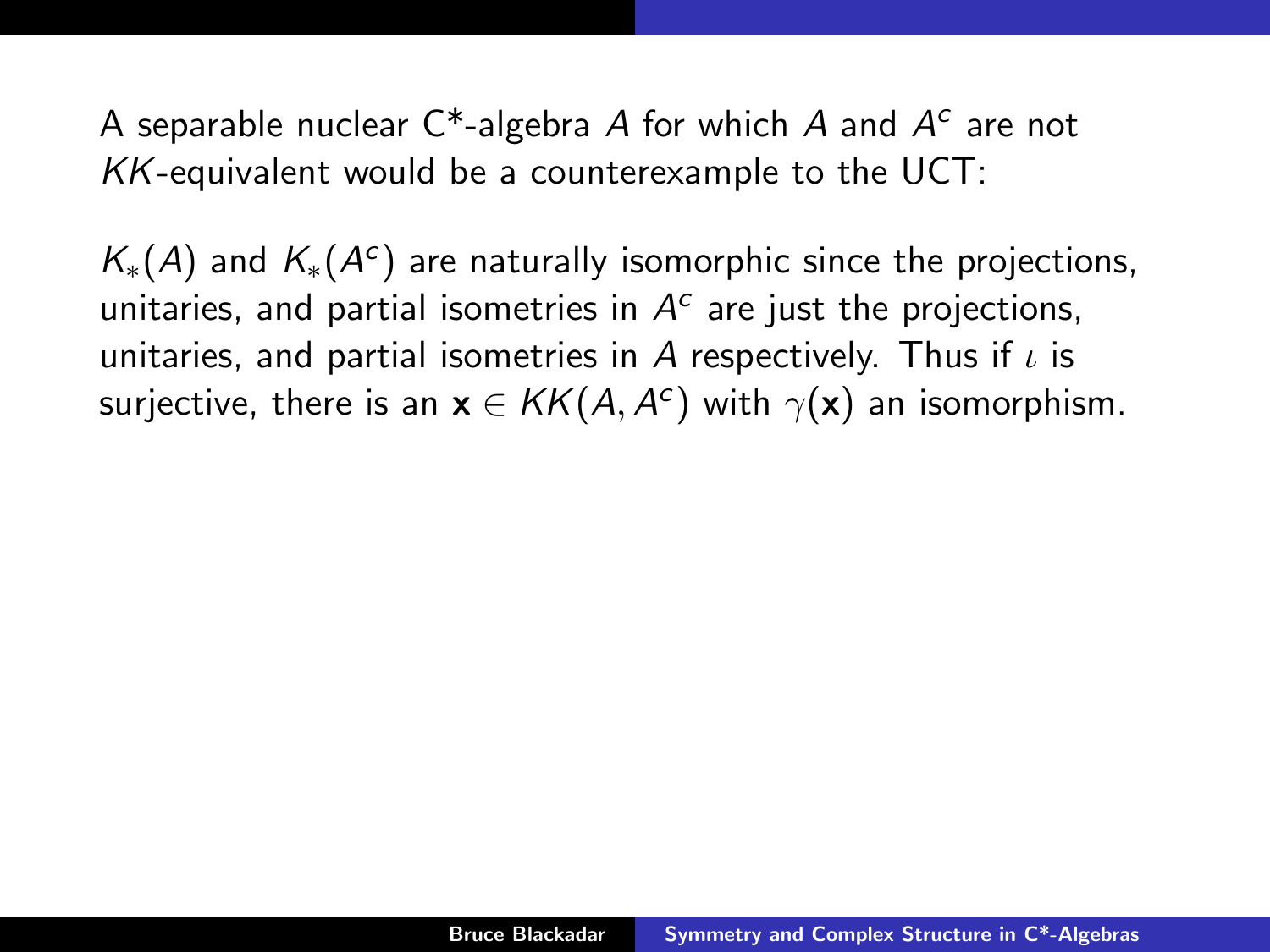A separable nuclear C*-algebra $A$ for which $A$ and $A^c$ are not $KK$-equivalent would be a counterexample to the UCT:

$K_*(A)$ and $K_*(A^c)$ are naturally isomorphic since the projections, unitaries, and partial isometries in $A^c$ are just the projections, unitaries, and partial isometries in $A$ respectively. Thus if $\iota$ is surjective, there is an $\mathbf{x} \in KK(A, A^c)$ with $\gamma(\mathbf{x})$ an isomorphism.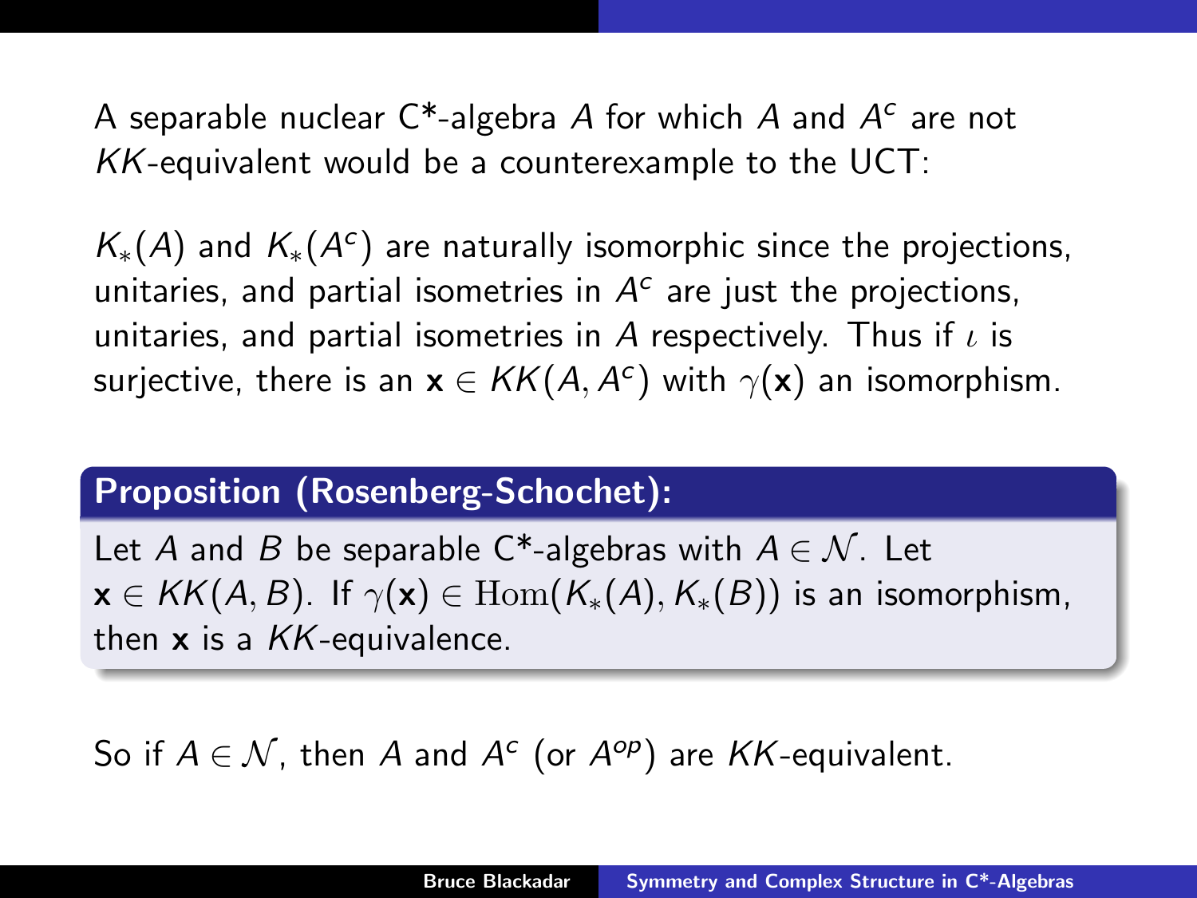A separable nuclear C*-algebra $A$ for which $A$ and $A^c$ are not $KK$-equivalent would be a counterexample to the UCT:

$K_*(A)$ and $K_*(A^c)$ are naturally isomorphic since the projections, unitaries, and partial isometries in $A^c$ are just the projections, unitaries, and partial isometries in $A$ respectively. Thus if $\iota$ is surjective, there is an $\mathbf{x} \in KK(A, A^c)$ with $\gamma(\mathbf{x})$ an isomorphism.

**Proposition (Rosenberg-Schochet):**

Let $A$ and $B$ be separable C*-algebras with $A \in \mathcal{N}$. Let $\mathbf{x} \in KK(A, B)$. If $\gamma(\mathbf{x}) \in \mathrm{Hom}(K_*(A), K_*(B))$ is an isomorphism, then $\mathbf{x}$ is a $KK$-equivalence.

So if $A \in \mathcal{N}$, then $A$ and $A^c$ (or $A^{op}$) are $KK$-equivalent.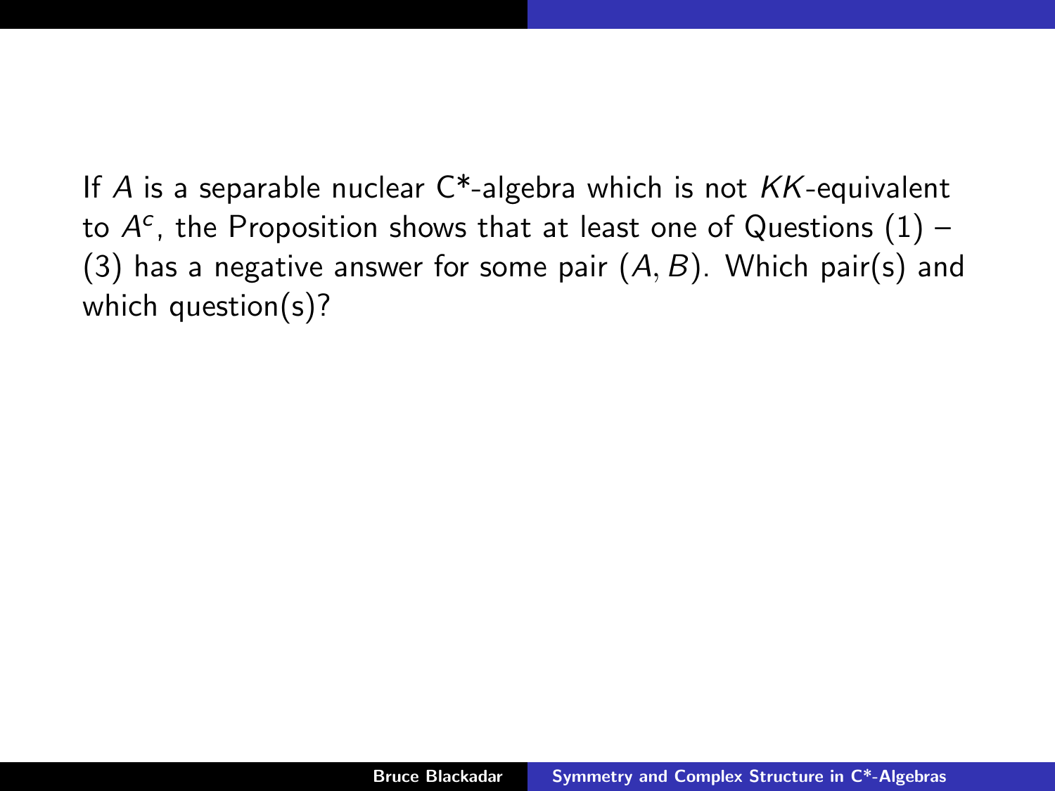If $A$ is a separable nuclear C*-algebra which is not $KK$-equivalent to $A^c$, the Proposition shows that at least one of Questions (1) – (3) has a negative answer for some pair $(A, B)$. Which pair(s) and which question(s)?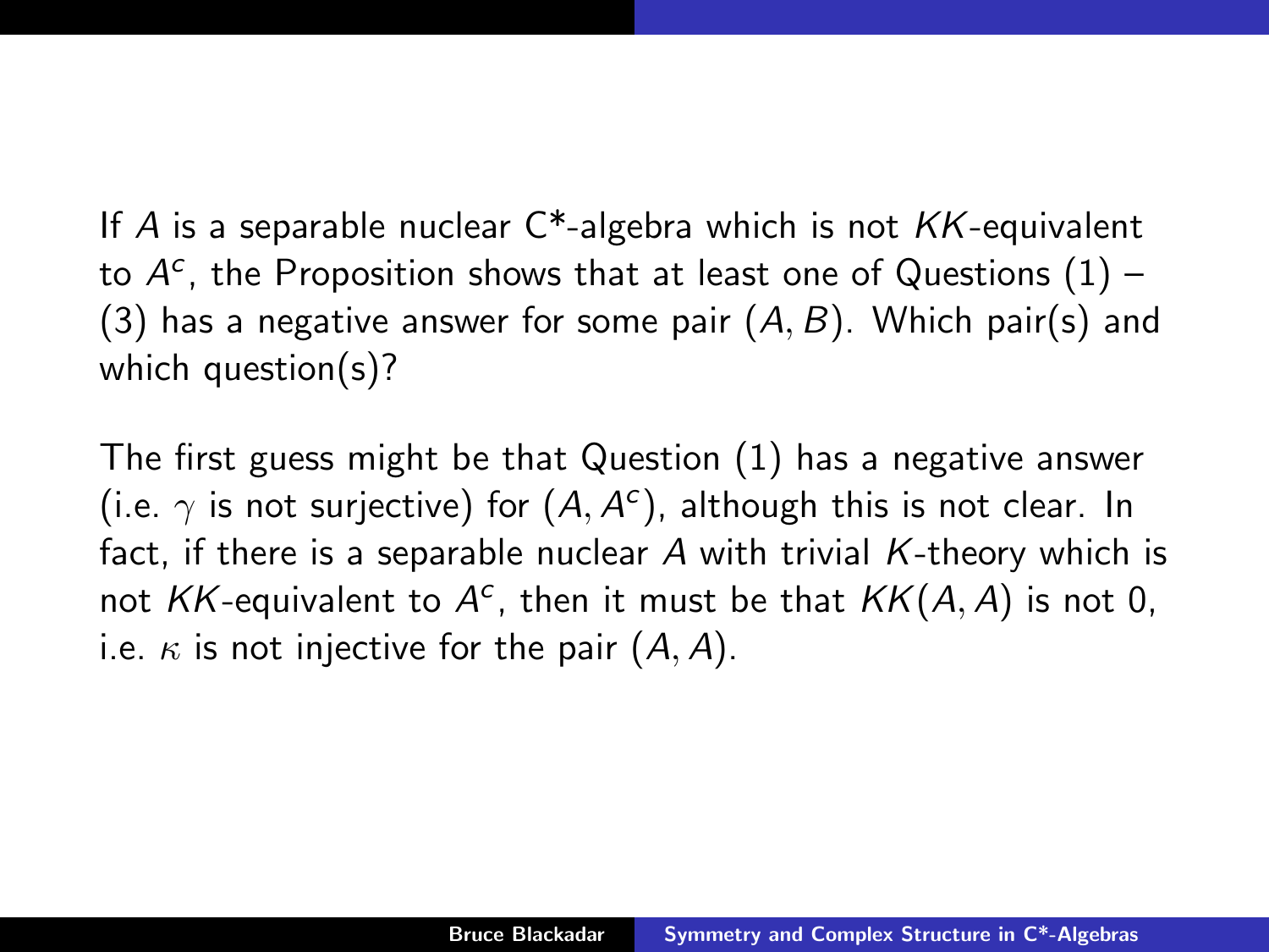If $A$ is a separable nuclear C*-algebra which is not $KK$-equivalent to $A^c$, the Proposition shows that at least one of Questions (1) – (3) has a negative answer for some pair $(A, B)$. Which pair(s) and which question(s)?

The first guess might be that Question (1) has a negative answer (i.e. $\gamma$ is not surjective) for $(A, A^c)$, although this is not clear. In fact, if there is a separable nuclear $A$ with trivial $K$-theory which is not $KK$-equivalent to $A^c$, then it must be that $KK(A, A)$ is not 0, i.e. $\kappa$ is not injective for the pair $(A, A)$.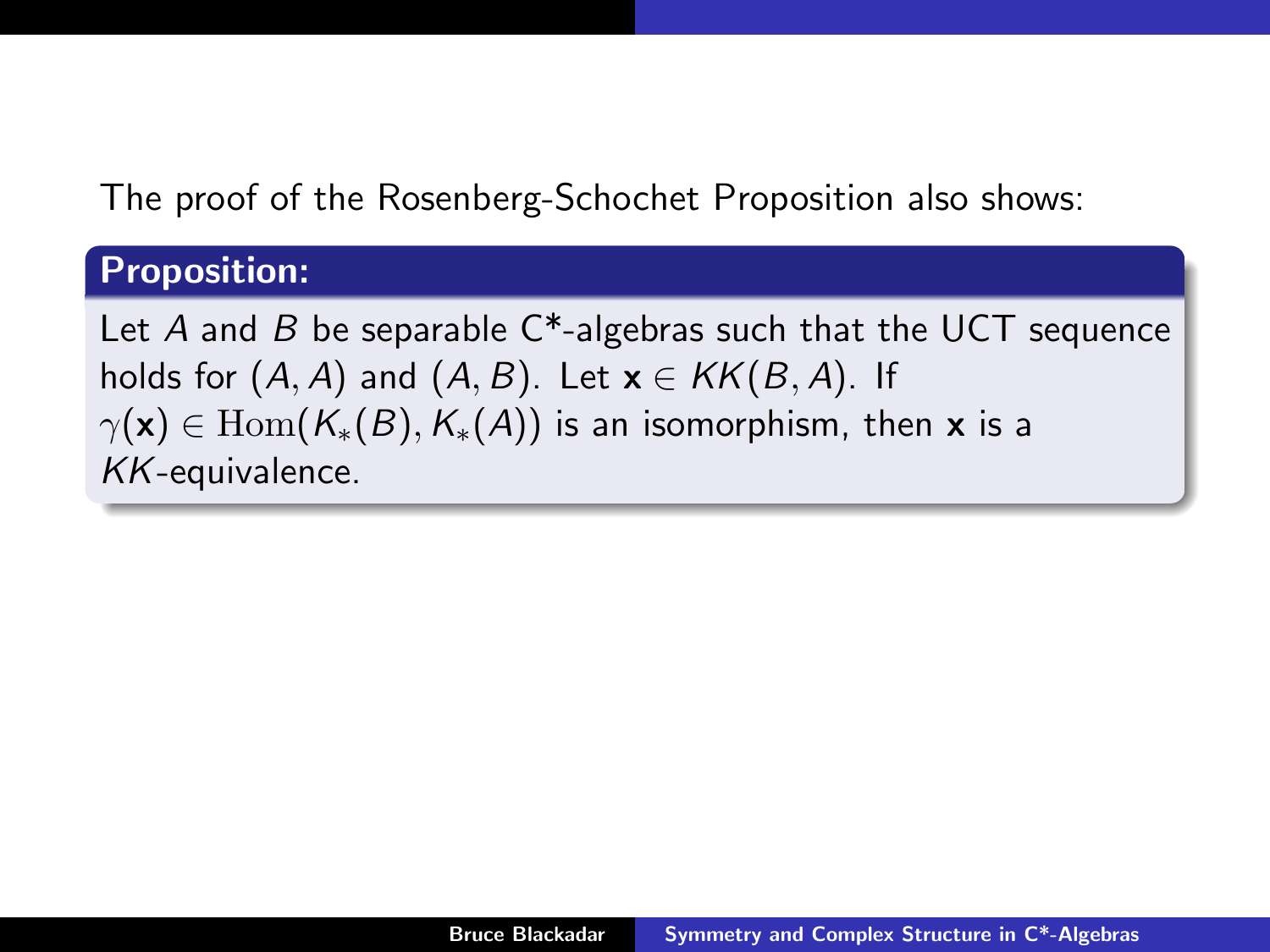The proof of the Rosenberg-Schochet Proposition also shows:

**Proposition:**

Let $A$ and $B$ be separable C*-algebras such that the UCT sequence holds for $(A, A)$ and $(A, B)$. Let $\mathbf{x} \in KK(B, A)$. If $\gamma(\mathbf{x}) \in \mathrm{Hom}(K_*(B), K_*(A))$ is an isomorphism, then $\mathbf{x}$ is a $KK$-equivalence.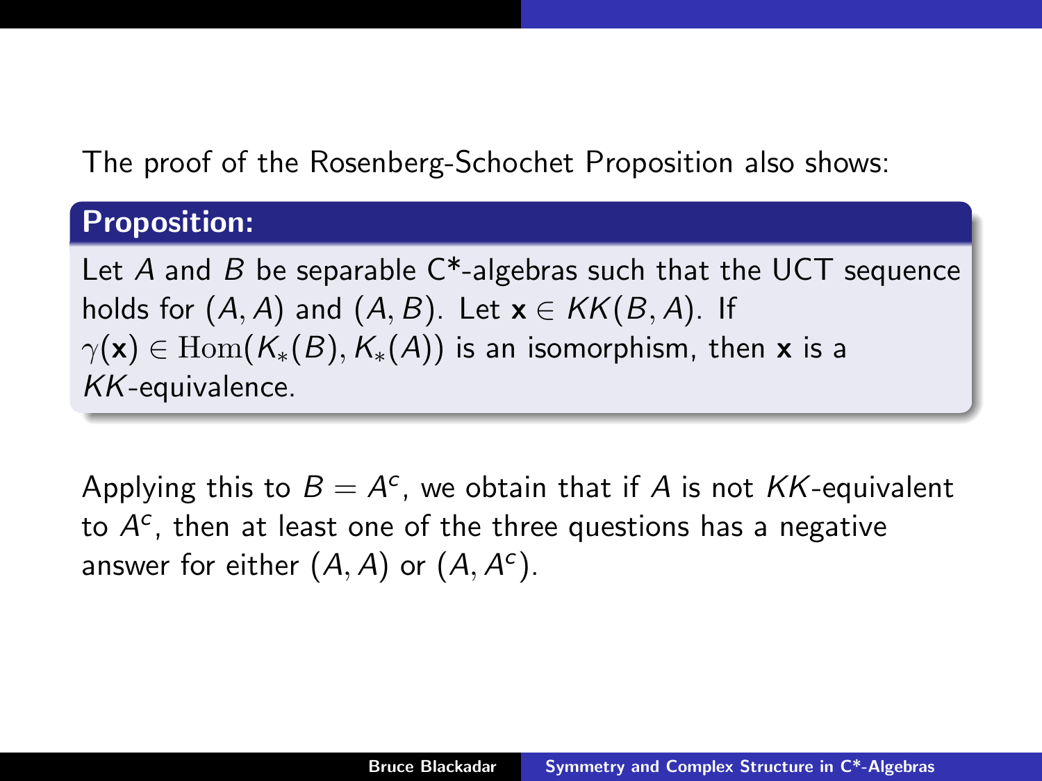The proof of the Rosenberg-Schochet Proposition also shows:

**Proposition:**

Let $A$ and $B$ be separable C*-algebras such that the UCT sequence holds for $(A, A)$ and $(A, B)$. Let $\mathbf{x} \in KK(B, A)$. If $\gamma(\mathbf{x}) \in \mathrm{Hom}(K_*(B), K_*(A))$ is an isomorphism, then $\mathbf{x}$ is a $KK$-equivalence.

Applying this to $B = A^c$, we obtain that if $A$ is not $KK$-equivalent to $A^c$, then at least one of the three questions has a negative answer for either $(A, A)$ or $(A, A^c)$.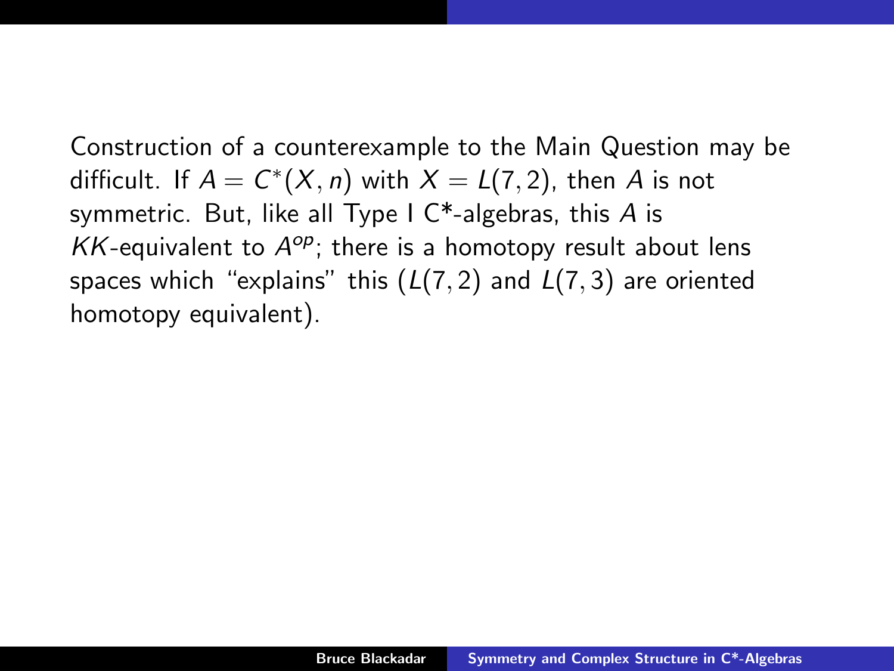Construction of a counterexample to the Main Question may be difficult. If $A = C^*(X, n)$ with $X = L(7, 2)$, then $A$ is not symmetric. But, like all Type I C*-algebras, this $A$ is $KK$-equivalent to $A^{op}$; there is a homotopy result about lens spaces which "explains" this ($L(7, 2)$ and $L(7, 3)$ are oriented homotopy equivalent).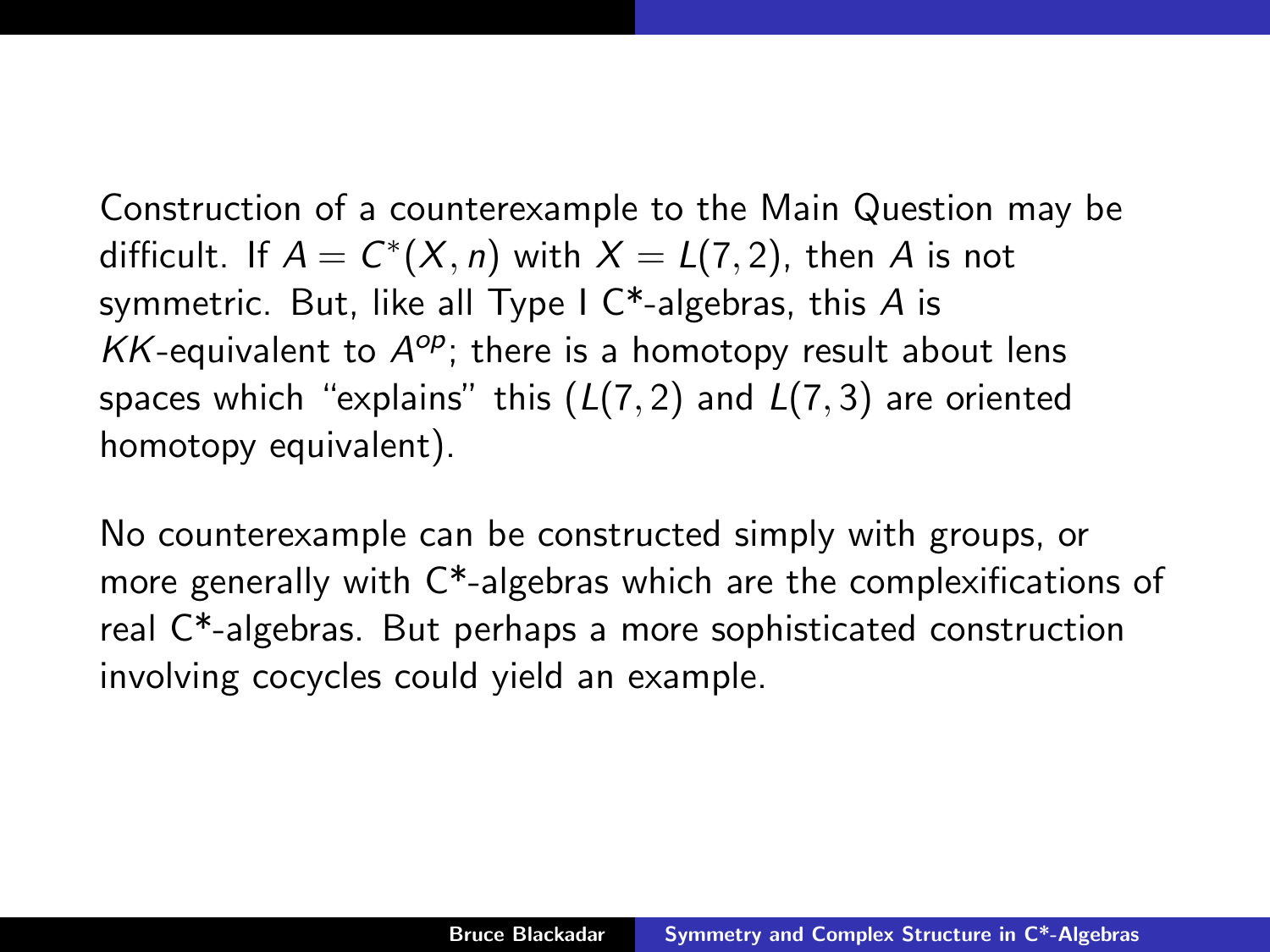Construction of a counterexample to the Main Question may be difficult. If $A = C^*(X, n)$ with $X = L(7, 2)$, then $A$ is not symmetric. But, like all Type I C*-algebras, this $A$ is $KK$-equivalent to $A^{op}$; there is a homotopy result about lens spaces which "explains" this ($L(7, 2)$ and $L(7, 3)$ are oriented homotopy equivalent).

No counterexample can be constructed simply with groups, or more generally with C*-algebras which are the complexifications of real C*-algebras. But perhaps a more sophisticated construction involving cocycles could yield an example.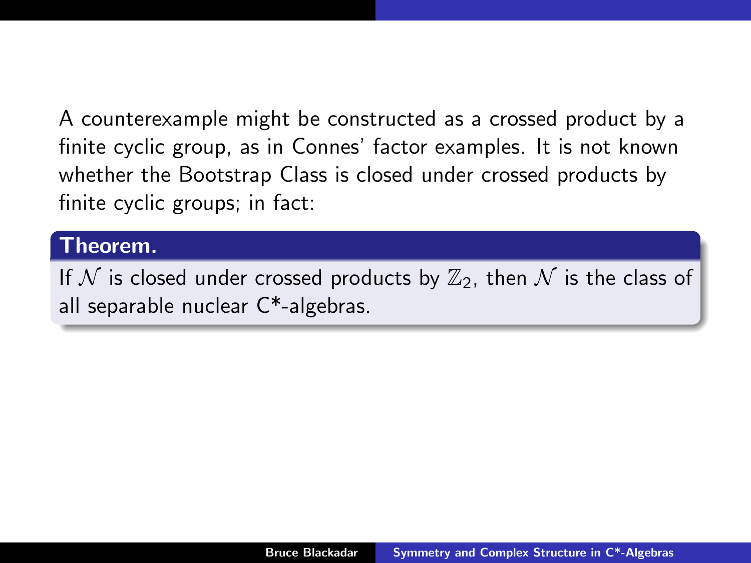A counterexample might be constructed as a crossed product by a finite cyclic group, as in Connes' factor examples. It is not known whether the Bootstrap Class is closed under crossed products by finite cyclic groups; in fact:

**Theorem.**

If $\mathcal{N}$ is closed under crossed products by $\mathbb{Z}_2$, then $\mathcal{N}$ is the class of all separable nuclear C*-algebras.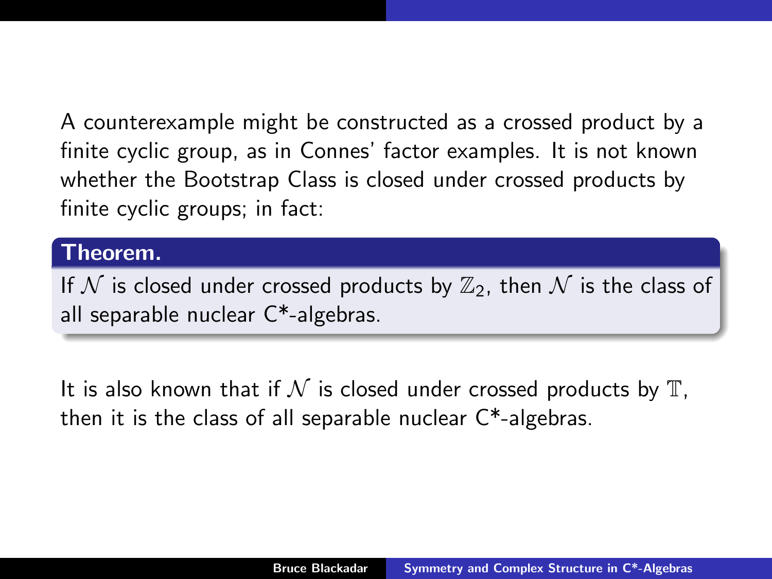A counterexample might be constructed as a crossed product by a finite cyclic group, as in Connes' factor examples. It is not known whether the Bootstrap Class is closed under crossed products by finite cyclic groups; in fact:

**Theorem.**

If $\mathcal{N}$ is closed under crossed products by $\mathbb{Z}_2$, then $\mathcal{N}$ is the class of all separable nuclear C*-algebras.

It is also known that if $\mathcal{N}$ is closed under crossed products by $\mathbb{T}$, then it is the class of all separable nuclear C*-algebras.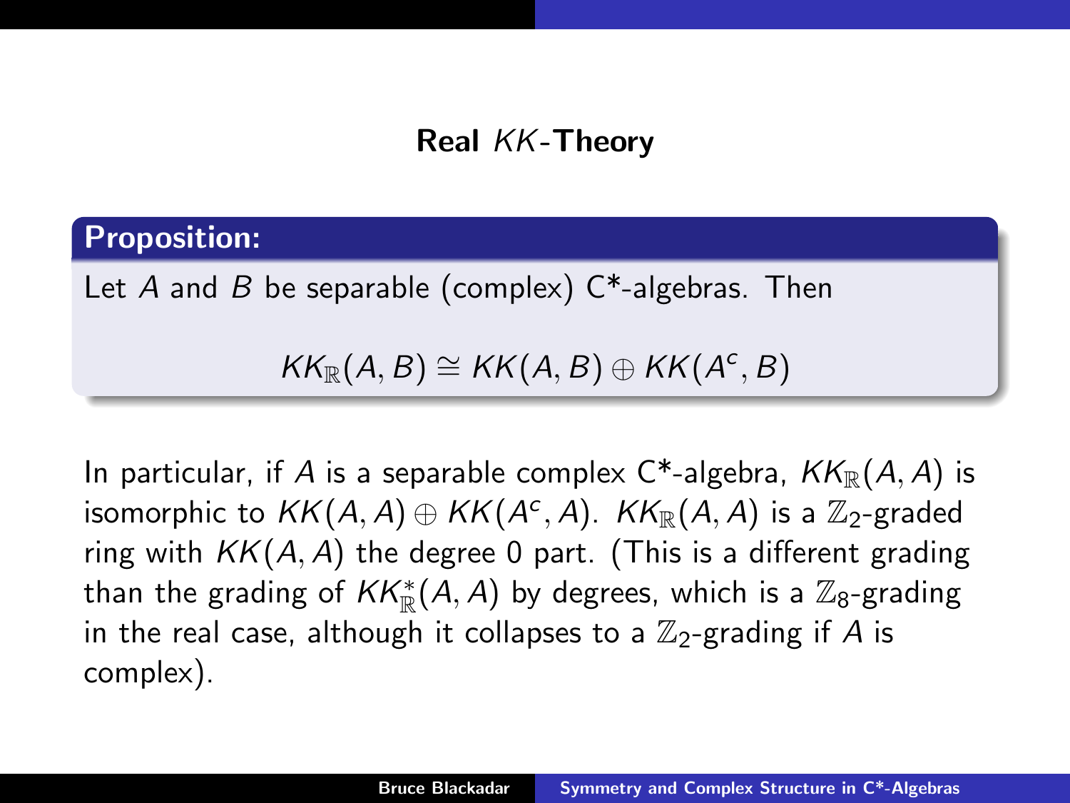## Real $KK$-Theory

**Proposition:**

Let $A$ and $B$ be separable (complex) C*-algebras. Then

$$KK_{\mathbb{R}}(A, B) \cong KK(A, B) \oplus KK(A^c, B)$$

In particular, if $A$ is a separable complex C*-algebra, $KK_{\mathbb{R}}(A, A)$ is isomorphic to $KK(A, A) \oplus KK(A^c, A)$. $KK_{\mathbb{R}}(A, A)$ is a $\mathbb{Z}_2$-graded ring with $KK(A, A)$ the degree 0 part. (This is a different grading than the grading of $KK^*_{\mathbb{R}}(A, A)$ by degrees, which is a $\mathbb{Z}_8$-grading in the real case, although it collapses to a $\mathbb{Z}_2$-grading if $A$ is complex).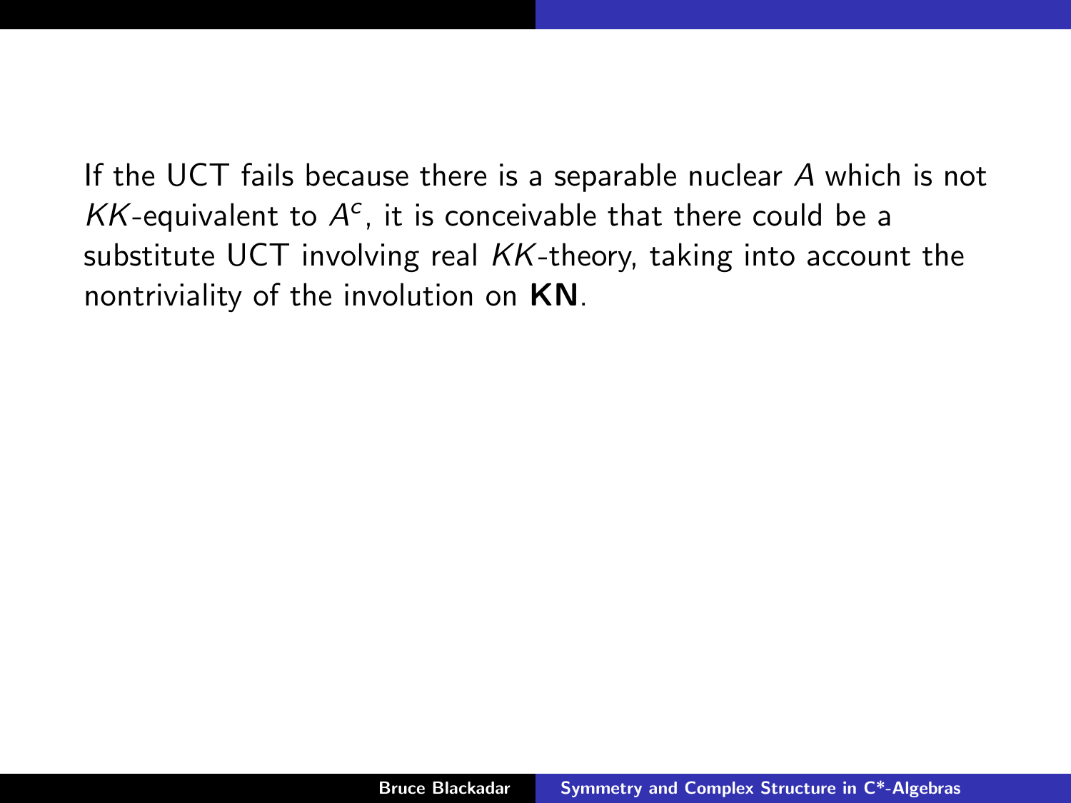If the UCT fails because there is a separable nuclear $A$ which is not $KK$-equivalent to $A^c$, it is conceivable that there could be a substitute UCT involving real $KK$-theory, taking into account the nontriviality of the involution on **KN**.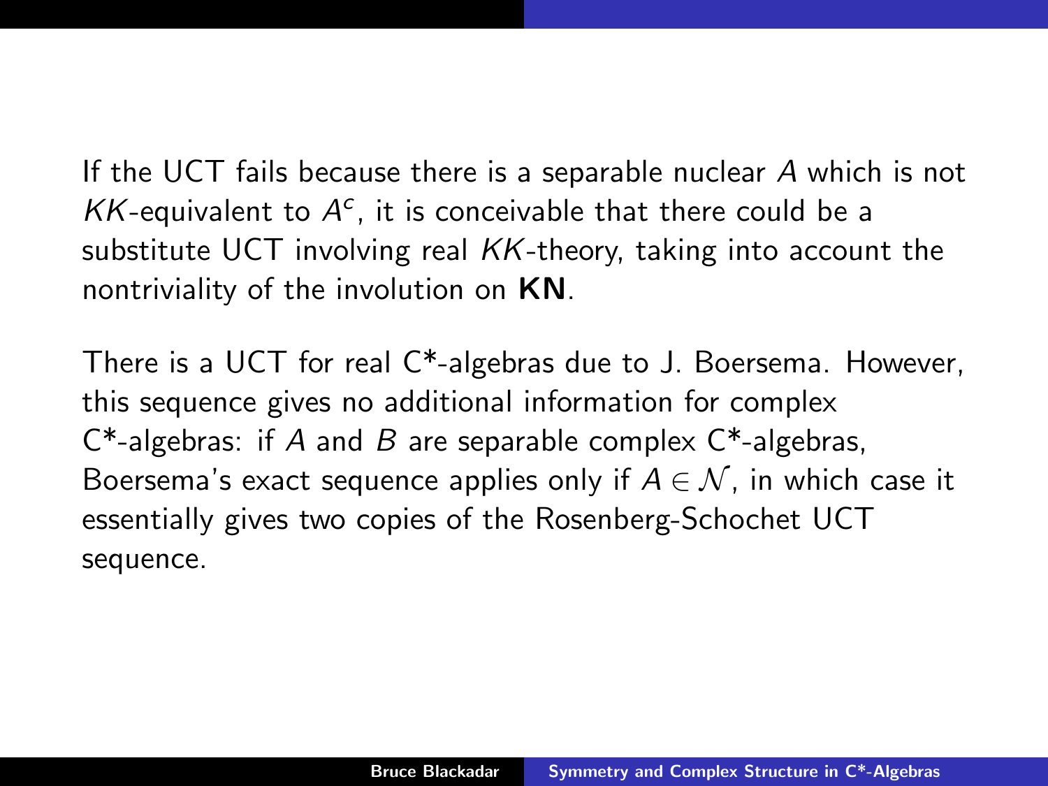If the UCT fails because there is a separable nuclear $A$ which is not $KK$-equivalent to $A^c$, it is conceivable that there could be a substitute UCT involving real $KK$-theory, taking into account the nontriviality of the involution on **KN**.

There is a UCT for real C*-algebras due to J. Boersema. However, this sequence gives no additional information for complex C*-algebras: if $A$ and $B$ are separable complex C*-algebras, Boersema's exact sequence applies only if $A \in \mathcal{N}$, in which case it essentially gives two copies of the Rosenberg-Schochet UCT sequence.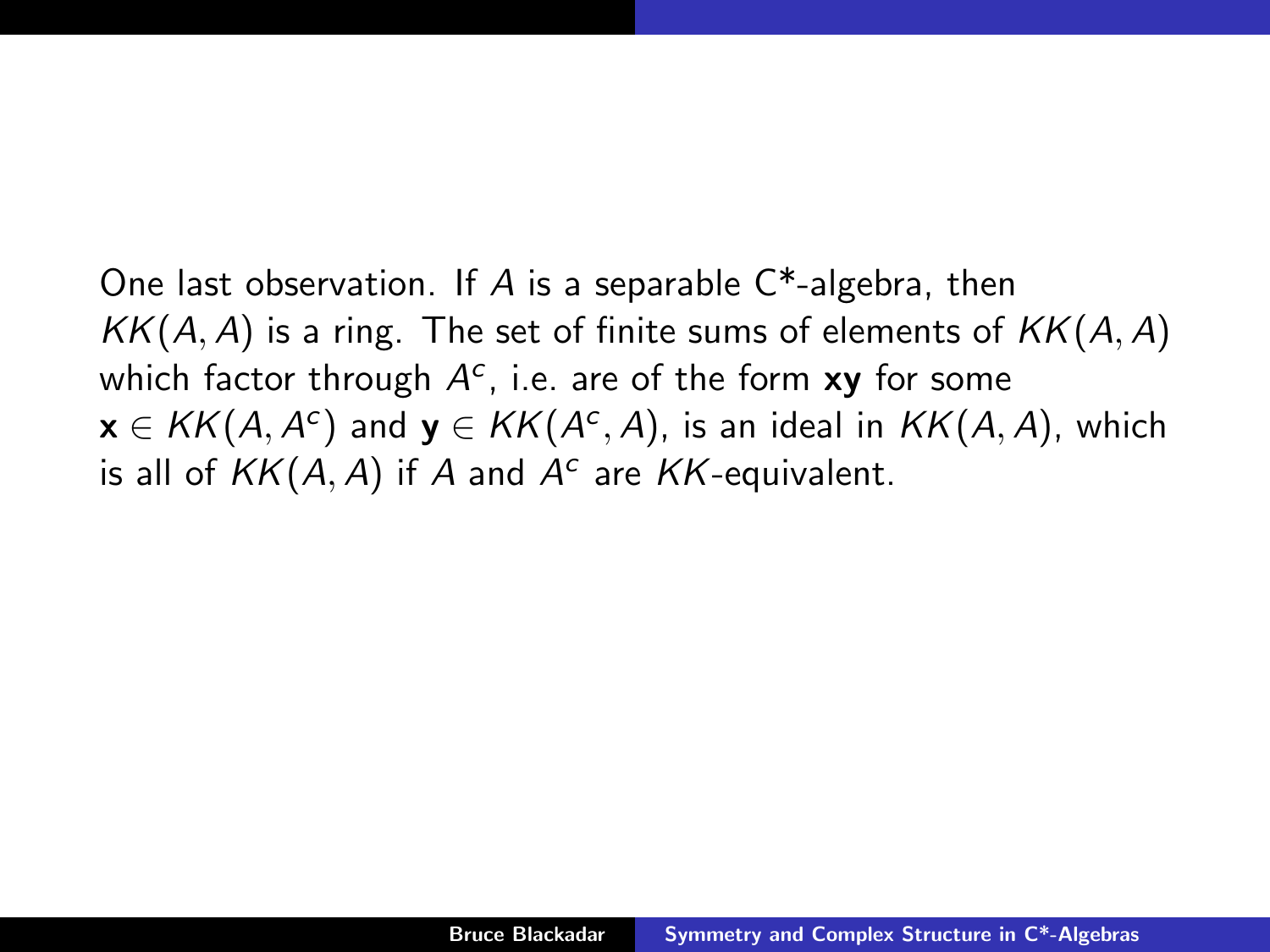One last observation. If $A$ is a separable C*-algebra, then $KK(A,A)$ is a ring. The set of finite sums of elements of $KK(A,A)$ which factor through $A^c$, i.e. are of the form $\mathbf{xy}$ for some $\mathbf{x} \in KK(A,A^c)$ and $\mathbf{y} \in KK(A^c,A)$, is an ideal in $KK(A,A)$, which is all of $KK(A,A)$ if $A$ and $A^c$ are $KK$-equivalent.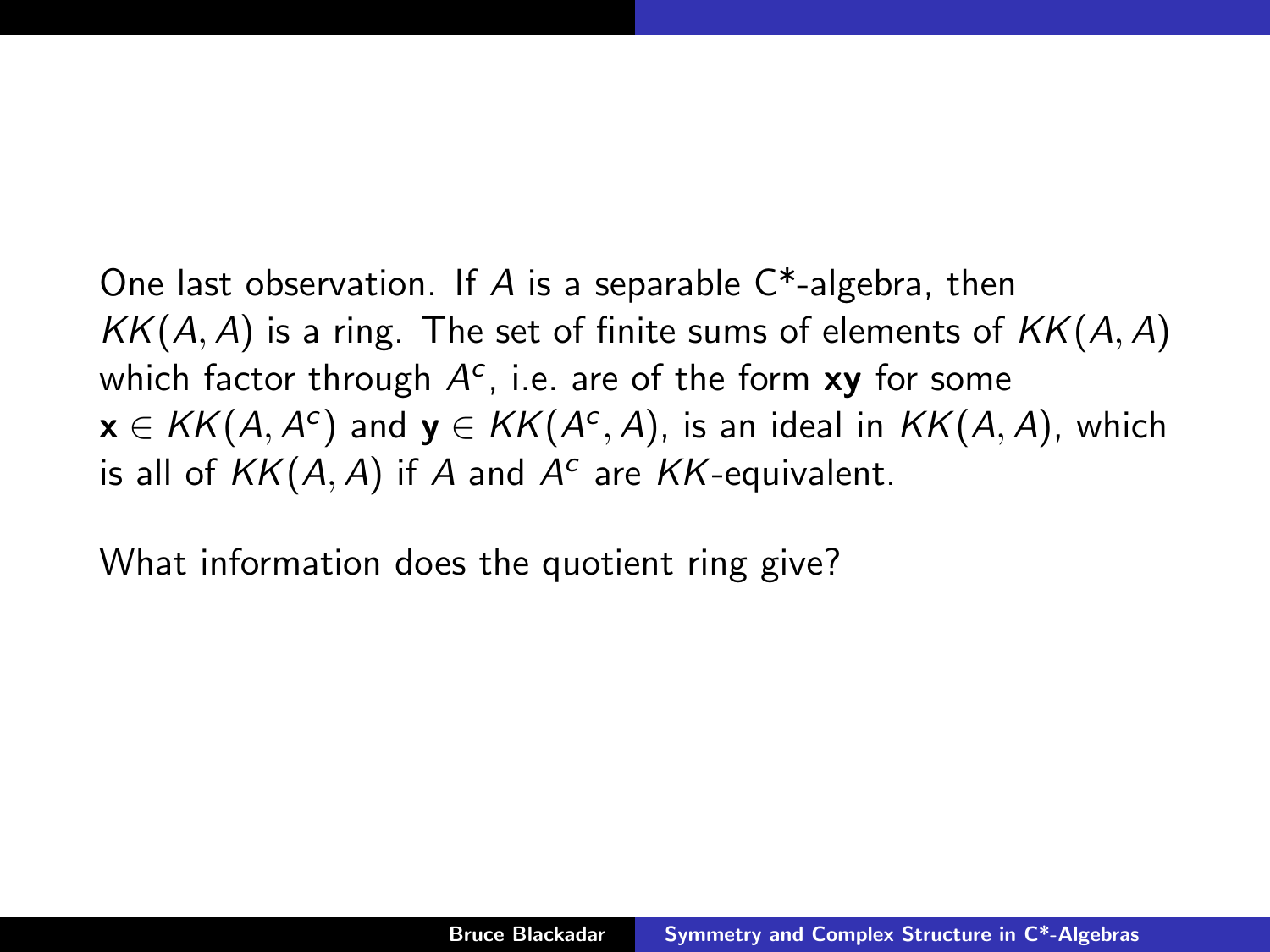One last observation. If $A$ is a separable C*-algebra, then $KK(A, A)$ is a ring. The set of finite sums of elements of $KK(A, A)$ which factor through $A^c$, i.e. are of the form $\mathbf{xy}$ for some $\mathbf{x} \in KK(A, A^c)$ and $\mathbf{y} \in KK(A^c, A)$, is an ideal in $KK(A, A)$, which is all of $KK(A, A)$ if $A$ and $A^c$ are $KK$-equivalent.

What information does the quotient ring give?